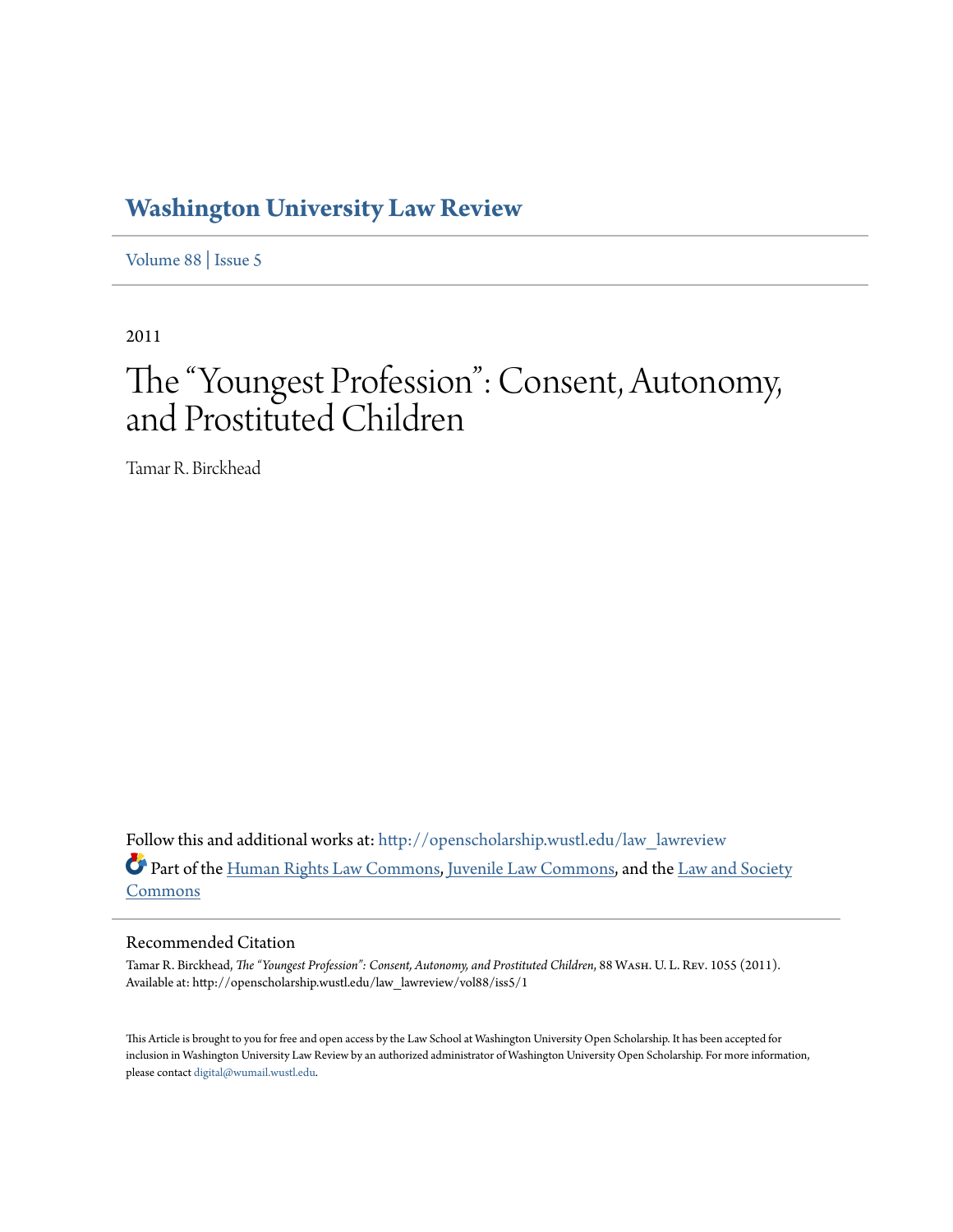# Washington University Law Review

Volume 88 | Issue 5

2011

# The "Youngest Profession": Consent, Autonomy, and Prostituted Children

Tamar R. Birckhead

Follow this and additional works at: http://openscholarship.wustl.edu/law_lawreview

Part of the Human Rights Law Commons, Juvenile Law Commons, and the Law and Society Commons

## Recommended Citation

Tamar R. Birckhead, *The "Youngest Profession": Consent, Autonomy, and Prostituted Children*, 88 Wash. U. L. Rev. 1055 (2011).
Available at: http://openscholarship.wustl.edu/law_lawreview/vol88/iss5/1

This Article is brought to you for free and open access by the Law School at Washington University Open Scholarship. It has been accepted for inclusion in Washington University Law Review by an authorized administrator of Washington University Open Scholarship. For more information, please contact digital@wumail.wustl.edu.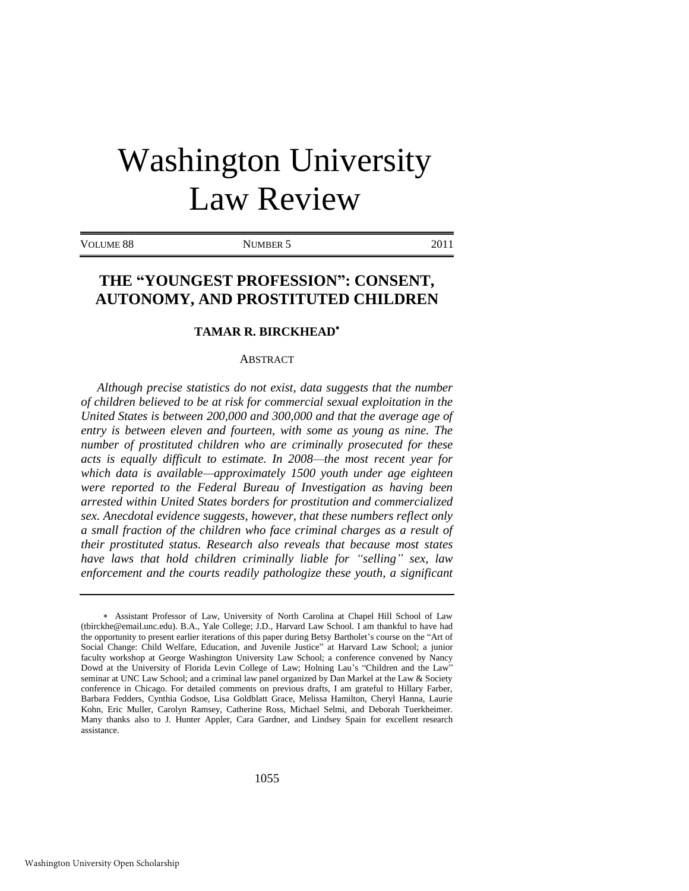# Washington University Law Review

VOLUME 88 | NUMBER 5 | 2011

## THE "YOUNGEST PROFESSION": CONSENT, AUTONOMY, AND PROSTITUTED CHILDREN

### TAMAR R. BIRCKHEAD[*]

ABSTRACT

*Although precise statistics do not exist, data suggests that the number of children believed to be at risk for commercial sexual exploitation in the United States is between 200,000 and 300,000 and that the average age of entry is between eleven and fourteen, with some as young as nine. The number of prostituted children who are criminally prosecuted for these acts is equally difficult to estimate. In 2008—the most recent year for which data is available—approximately 1500 youth under age eighteen were reported to the Federal Bureau of Investigation as having been arrested within United States borders for prostitution and commercialized sex. Anecdotal evidence suggests, however, that these numbers reflect only a small fraction of the children who face criminal charges as a result of their prostituted status. Research also reveals that because most states have laws that hold children criminally liable for "selling" sex, law enforcement and the courts readily pathologize these youth, a significant*

---

[*] Assistant Professor of Law, University of North Carolina at Chapel Hill School of Law (tbirckhe@email.unc.edu). B.A., Yale College; J.D., Harvard Law School. I am thankful to have had the opportunity to present earlier iterations of this paper during Betsy Bartholet's course on the "Art of Social Change: Child Welfare, Education, and Juvenile Justice" at Harvard Law School; a junior faculty workshop at George Washington University Law School; a conference convened by Nancy Dowd at the University of Florida Levin College of Law; Holning Lau's "Children and the Law" seminar at UNC Law School; and a criminal law panel organized by Dan Markel at the Law & Society conference in Chicago. For detailed comments on previous drafts, I am grateful to Hillary Farber, Barbara Fedders, Cynthia Godsoe, Lisa Goldblatt Grace, Melissa Hamilton, Cheryl Hanna, Laurie Kohn, Eric Muller, Carolyn Ramsey, Catherine Ross, Michael Selmi, and Deborah Tuerkheimer. Many thanks also to J. Hunter Appler, Cara Gardner, and Lindsey Spain for excellent research assistance.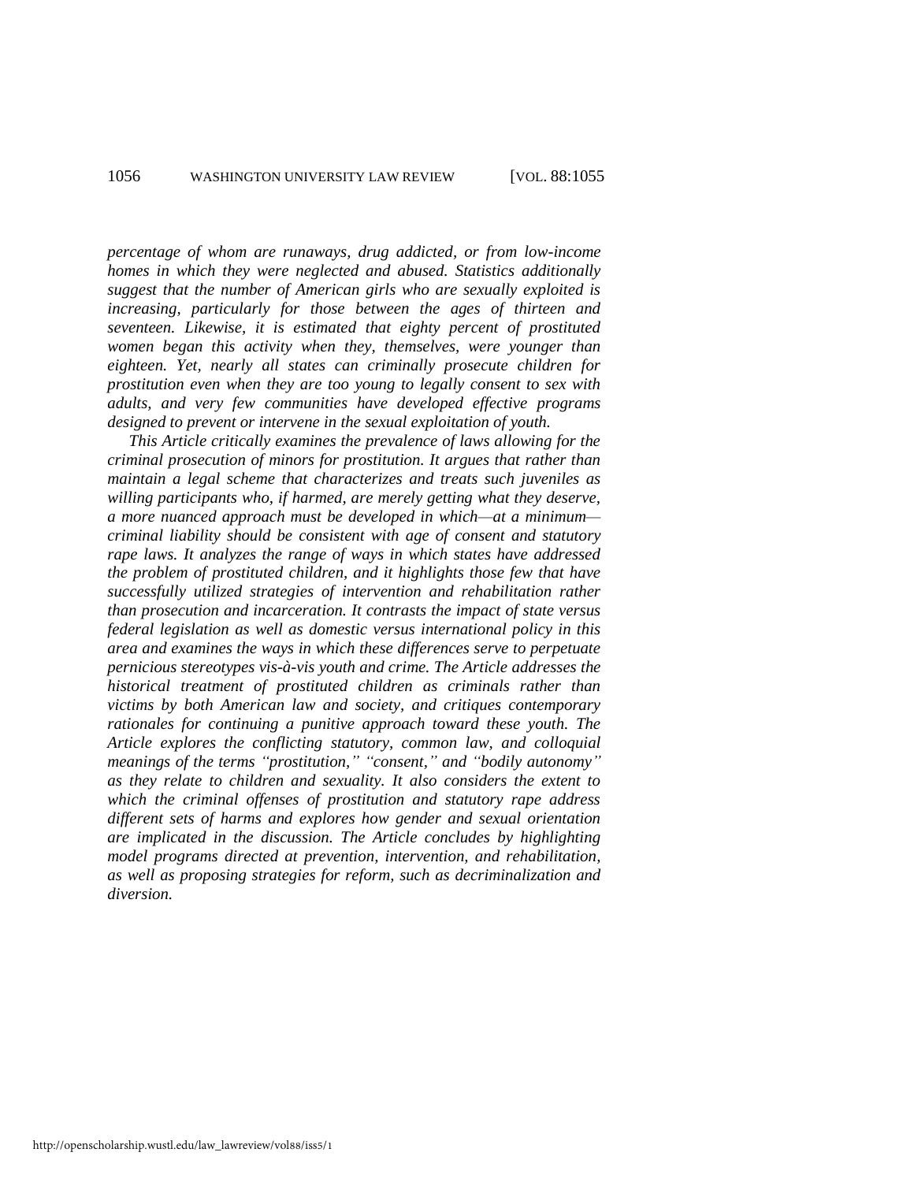*percentage of whom are runaways, drug addicted, or from low-income homes in which they were neglected and abused. Statistics additionally suggest that the number of American girls who are sexually exploited is increasing, particularly for those between the ages of thirteen and seventeen. Likewise, it is estimated that eighty percent of prostituted women began this activity when they, themselves, were younger than eighteen. Yet, nearly all states can criminally prosecute children for prostitution even when they are too young to legally consent to sex with adults, and very few communities have developed effective programs designed to prevent or intervene in the sexual exploitation of youth.*

*This Article critically examines the prevalence of laws allowing for the criminal prosecution of minors for prostitution. It argues that rather than maintain a legal scheme that characterizes and treats such juveniles as willing participants who, if harmed, are merely getting what they deserve, a more nuanced approach must be developed in which—at a minimum—criminal liability should be consistent with age of consent and statutory rape laws. It analyzes the range of ways in which states have addressed the problem of prostituted children, and it highlights those few that have successfully utilized strategies of intervention and rehabilitation rather than prosecution and incarceration. It contrasts the impact of state versus federal legislation as well as domestic versus international policy in this area and examines the ways in which these differences serve to perpetuate pernicious stereotypes vis-à-vis youth and crime. The Article addresses the historical treatment of prostituted children as criminals rather than victims by both American law and society, and critiques contemporary rationales for continuing a punitive approach toward these youth. The Article explores the conflicting statutory, common law, and colloquial meanings of the terms "prostitution," "consent," and "bodily autonomy" as they relate to children and sexuality. It also considers the extent to which the criminal offenses of prostitution and statutory rape address different sets of harms and explores how gender and sexual orientation are implicated in the discussion. The Article concludes by highlighting model programs directed at prevention, intervention, and rehabilitation, as well as proposing strategies for reform, such as decriminalization and diversion.*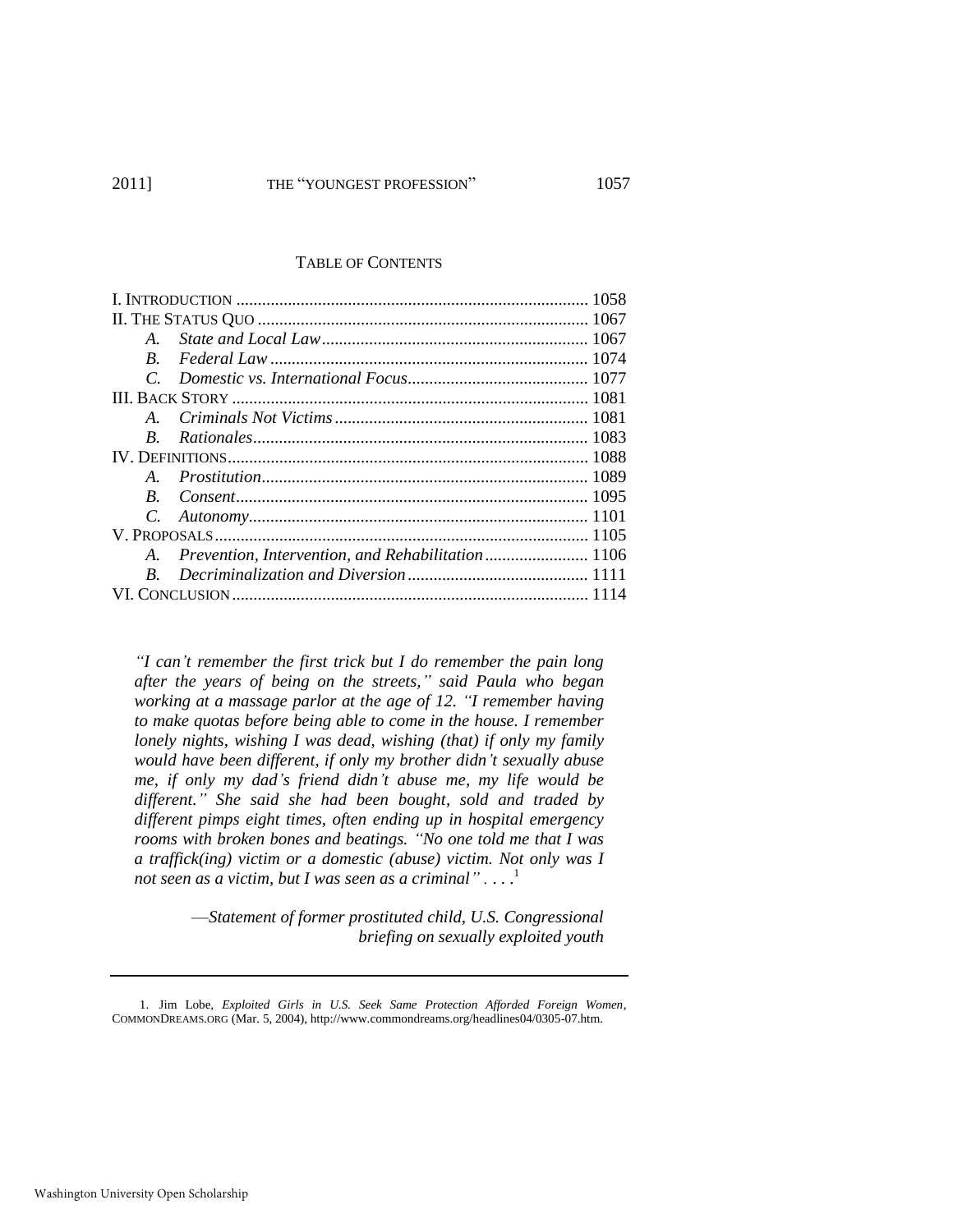## TABLE OF CONTENTS

I. INTRODUCTION .................................................................................. 1058
II. THE STATUS QUO ............................................................................ 1067
  A. *State and Local Law* ............................................................ 1067
  B. *Federal Law* ......................................................................... 1074
  C. *Domestic vs. International Focus* ......................................... 1077
III. BACK STORY .................................................................................. 1081
  A. *Criminals Not Victims* .......................................................... 1081
  B. *Rationales* ............................................................................. 1083
IV. DEFINITIONS .................................................................................. 1088
  A. *Prostitution* ........................................................................... 1089
  B. *Consent* ................................................................................. 1095
  C. *Autonomy* .............................................................................. 1101
V. PROPOSALS ...................................................................................... 1105
  A. *Prevention, Intervention, and Rehabilitation* ....................... 1106
  B. *Decriminalization and Diversion* .......................................... 1111
VI. CONCLUSION .................................................................................. 1114

> *"I can't remember the first trick but I do remember the pain long after the years of being on the streets," said Paula who began working at a massage parlor at the age of 12. "I remember having to make quotas before being able to come in the house. I remember lonely nights, wishing I was dead, wishing (that) if only my family would have been different, if only my brother didn't sexually abuse me, if only my dad's friend didn't abuse me, my life would be different." She said she had been bought, sold and traded by different pimps eight times, often ending up in hospital emergency rooms with broken bones and beatings. "No one told me that I was a traffick(ing) victim or a domestic (abuse) victim. Not only was I not seen as a victim, but I was seen as a criminal" . . . .*[1]
>
> —*Statement of former prostituted child, U.S. Congressional briefing on sexually exploited youth*

1. Jim Lobe, *Exploited Girls in U.S. Seek Same Protection Afforded Foreign Women*, COMMONDREAMS.ORG (Mar. 5, 2004), http://www.commondreams.org/headlines04/0305-07.htm.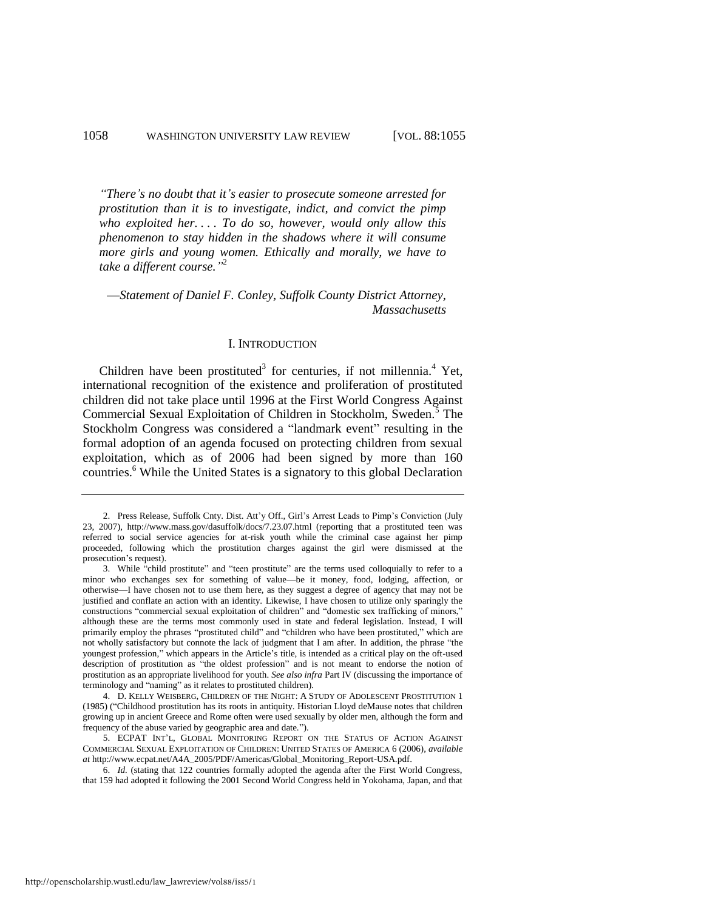*"There's no doubt that it's easier to prosecute someone arrested for prostitution than it is to investigate, indict, and convict the pimp who exploited her. . . . To do so, however, would only allow this phenomenon to stay hidden in the shadows where it will consume more girls and young women. Ethically and morally, we have to take a different course."*[2]

—*Statement of Daniel F. Conley, Suffolk County District Attorney, Massachusetts*

## I. INTRODUCTION

Children have been prostituted[3] for centuries, if not millennia.[4] Yet, international recognition of the existence and proliferation of prostituted children did not take place until 1996 at the First World Congress Against Commercial Sexual Exploitation of Children in Stockholm, Sweden.[5] The Stockholm Congress was considered a "landmark event" resulting in the formal adoption of an agenda focused on protecting children from sexual exploitation, which as of 2006 had been signed by more than 160 countries.[6] While the United States is a signatory to this global Declaration

---

2. Press Release, Suffolk Cnty. Dist. Att'y Off., Girl's Arrest Leads to Pimp's Conviction (July 23, 2007), http://www.mass.gov/dasuffolk/docs/7.23.07.html (reporting that a prostituted teen was referred to social service agencies for at-risk youth while the criminal case against her pimp proceeded, following which the prostitution charges against the girl were dismissed at the prosecution's request).

3. While "child prostitute" and "teen prostitute" are the terms used colloquially to refer to a minor who exchanges sex for something of value—be it money, food, lodging, affection, or otherwise—I have chosen not to use them here, as they suggest a degree of agency that may not be justified and conflate an action with an identity. Likewise, I have chosen to utilize only sparingly the constructions "commercial sexual exploitation of children" and "domestic sex trafficking of minors," although these are the terms most commonly used in state and federal legislation. Instead, I will primarily employ the phrases "prostituted child" and "children who have been prostituted," which are not wholly satisfactory but connote the lack of judgment that I am after. In addition, the phrase "the youngest profession," which appears in the Article's title, is intended as a critical play on the oft-used description of prostitution as "the oldest profession" and is not meant to endorse the notion of prostitution as an appropriate livelihood for youth. *See also infra* Part IV (discussing the importance of terminology and "naming" as it relates to prostituted children).

4. D. KELLY WEISBERG, CHILDREN OF THE NIGHT: A STUDY OF ADOLESCENT PROSTITUTION 1 (1985) ("Childhood prostitution has its roots in antiquity. Historian Lloyd deMause notes that children growing up in ancient Greece and Rome often were used sexually by older men, although the form and frequency of the abuse varied by geographic area and date.").

5. ECPAT INT'L, GLOBAL MONITORING REPORT ON THE STATUS OF ACTION AGAINST COMMERCIAL SEXUAL EXPLOITATION OF CHILDREN: UNITED STATES OF AMERICA 6 (2006), *available at* http://www.ecpat.net/A4A_2005/PDF/Americas/Global_Monitoring_Report-USA.pdf.

6. *Id.* (stating that 122 countries formally adopted the agenda after the First World Congress, that 159 had adopted it following the 2001 Second World Congress held in Yokohama, Japan, and that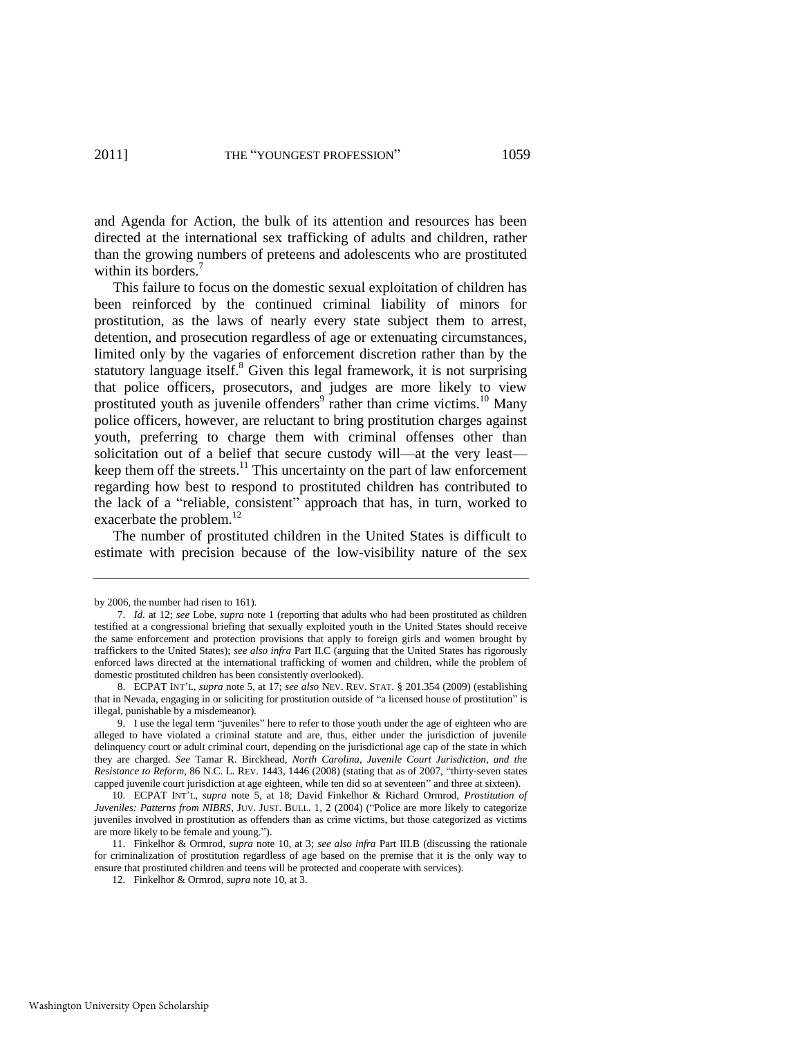and Agenda for Action, the bulk of its attention and resources has been directed at the international sex trafficking of adults and children, rather than the growing numbers of preteens and adolescents who are prostituted within its borders.[7]

This failure to focus on the domestic sexual exploitation of children has been reinforced by the continued criminal liability of minors for prostitution, as the laws of nearly every state subject them to arrest, detention, and prosecution regardless of age or extenuating circumstances, limited only by the vagaries of enforcement discretion rather than by the statutory language itself.[8] Given this legal framework, it is not surprising that police officers, prosecutors, and judges are more likely to view prostituted youth as juvenile offenders[9] rather than crime victims.[10] Many police officers, however, are reluctant to bring prostitution charges against youth, preferring to charge them with criminal offenses other than solicitation out of a belief that secure custody will—at the very least—keep them off the streets.[11] This uncertainty on the part of law enforcement regarding how best to respond to prostituted children has contributed to the lack of a "reliable, consistent" approach that has, in turn, worked to exacerbate the problem.[12]

The number of prostituted children in the United States is difficult to estimate with precision because of the low-visibility nature of the sex

---

by 2006, the number had risen to 161).

7. *Id.* at 12; *see* Lobe, *supra* note 1 (reporting that adults who had been prostituted as children testified at a congressional briefing that sexually exploited youth in the United States should receive the same enforcement and protection provisions that apply to foreign girls and women brought by traffickers to the United States); *see also infra* Part II.C (arguing that the United States has rigorously enforced laws directed at the international trafficking of women and children, while the problem of domestic prostituted children has been consistently overlooked).

8. ECPAT INT'L, *supra* note 5, at 17; *see also* NEV. REV. STAT. § 201.354 (2009) (establishing that in Nevada, engaging in or soliciting for prostitution outside of "a licensed house of prostitution" is illegal, punishable by a misdemeanor).

9. I use the legal term "juveniles" here to refer to those youth under the age of eighteen who are alleged to have violated a criminal statute and are, thus, either under the jurisdiction of juvenile delinquency court or adult criminal court, depending on the jurisdictional age cap of the state in which they are charged. *See* Tamar R. Birckhead, *North Carolina, Juvenile Court Jurisdiction, and the Resistance to Reform*, 86 N.C. L. REV. 1443, 1446 (2008) (stating that as of 2007, "thirty-seven states capped juvenile court jurisdiction at age eighteen, while ten did so at seventeen" and three at sixteen).

10. ECPAT INT'L, *supra* note 5, at 18; David Finkelhor & Richard Ormrod, *Prostitution of Juveniles: Patterns from NIBRS*, JUV. JUST. BULL. 1, 2 (2004) ("Police are more likely to categorize juveniles involved in prostitution as offenders than as crime victims, but those categorized as victims are more likely to be female and young.").

11. Finkelhor & Ormrod, *supra* note 10, at 3; *see also infra* Part III.B (discussing the rationale for criminalization of prostitution regardless of age based on the premise that it is the only way to ensure that prostituted children and teens will be protected and cooperate with services).

12. Finkelhor & Ormrod, *supra* note 10, at 3.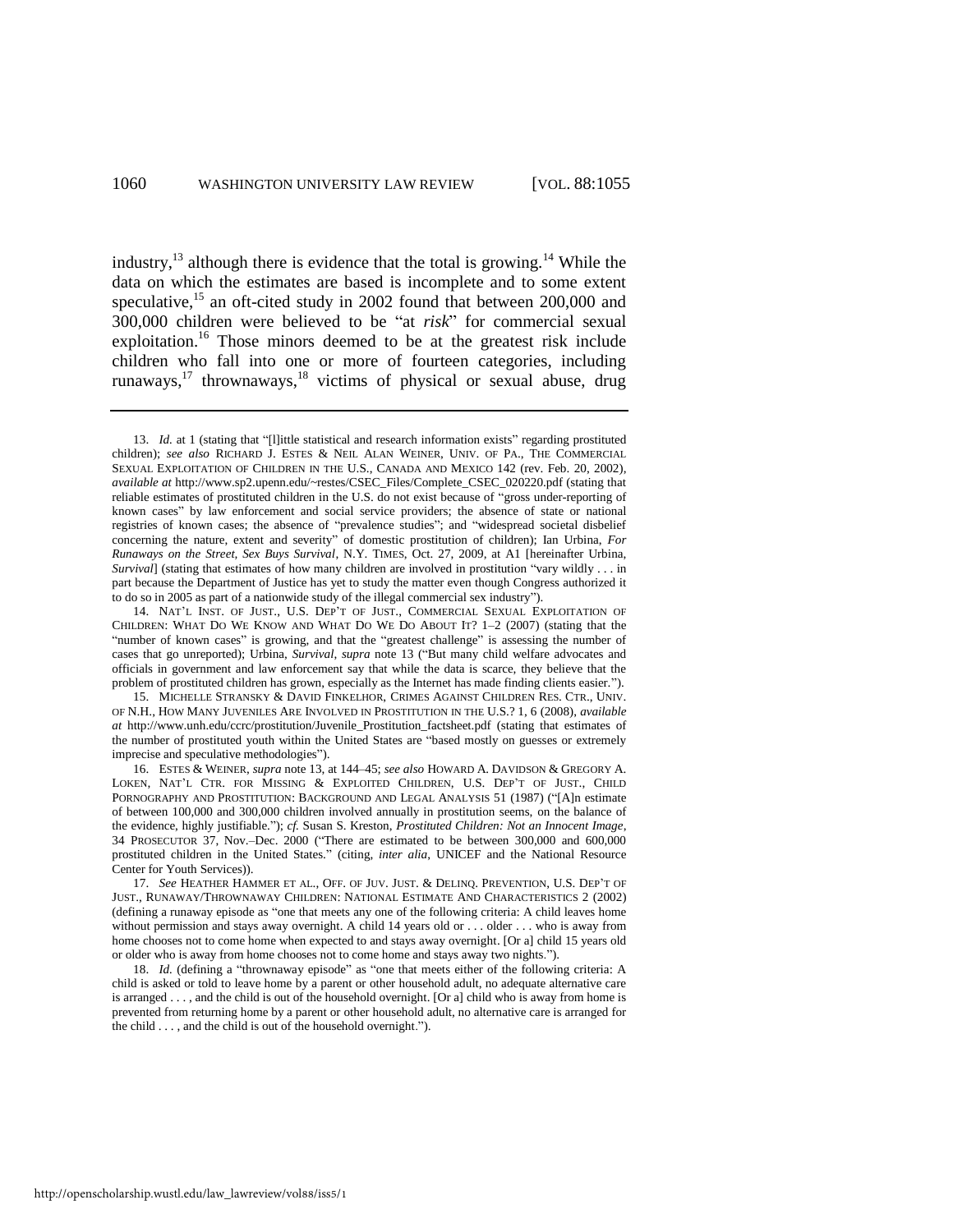industry,[13] although there is evidence that the total is growing.[14] While the data on which the estimates are based is incomplete and to some extent speculative,[15] an oft-cited study in 2002 found that between 200,000 and 300,000 children were believed to be "at *risk*" for commercial sexual exploitation.[16] Those minors deemed to be at the greatest risk include children who fall into one or more of fourteen categories, including runaways,[17] thrownaways,[18] victims of physical or sexual abuse, drug

---

13. *Id.* at 1 (stating that "[l]ittle statistical and research information exists" regarding prostituted children); *see also* RICHARD J. ESTES & NEIL ALAN WEINER, UNIV. OF PA., THE COMMERCIAL SEXUAL EXPLOITATION OF CHILDREN IN THE U.S., CANADA AND MEXICO 142 (rev. Feb. 20, 2002), *available at* http://www.sp2.upenn.edu/~restes/CSEC_Files/Complete_CSEC_020220.pdf (stating that reliable estimates of prostituted children in the U.S. do not exist because of "gross under-reporting of known cases" by law enforcement and social service providers; the absence of state or national registries of known cases; the absence of "prevalence studies"; and "widespread societal disbelief concerning the nature, extent and severity" of domestic prostitution of children); Ian Urbina, *For Runaways on the Street, Sex Buys Survival*, N.Y. TIMES, Oct. 27, 2009, at A1 [hereinafter Urbina, *Survival*] (stating that estimates of how many children are involved in prostitution "vary wildly . . . in part because the Department of Justice has yet to study the matter even though Congress authorized it to do so in 2005 as part of a nationwide study of the illegal commercial sex industry").

14. NAT'L INST. OF JUST., U.S. DEP'T OF JUST., COMMERCIAL SEXUAL EXPLOITATION OF CHILDREN: WHAT DO WE KNOW AND WHAT DO WE DO ABOUT IT? 1–2 (2007) (stating that the "number of known cases" is growing, and that the "greatest challenge" is assessing the number of cases that go unreported); Urbina, *Survival*, *supra* note 13 ("But many child welfare advocates and officials in government and law enforcement say that while the data is scarce, they believe that the problem of prostituted children has grown, especially as the Internet has made finding clients easier.").

15. MICHELLE STRANSKY & DAVID FINKELHOR, CRIMES AGAINST CHILDREN RES. CTR., UNIV. OF N.H., HOW MANY JUVENILES ARE INVOLVED IN PROSTITUTION IN THE U.S.? 1, 6 (2008), *available at* http://www.unh.edu/ccrc/prostitution/Juvenile_Prostitution_factsheet.pdf (stating that estimates of the number of prostituted youth within the United States are "based mostly on guesses or extremely imprecise and speculative methodologies").

16. ESTES & WEINER, *supra* note 13, at 144–45; *see also* HOWARD A. DAVIDSON & GREGORY A. LOKEN, NAT'L CTR. FOR MISSING & EXPLOITED CHILDREN, U.S. DEP'T OF JUST., CHILD PORNOGRAPHY AND PROSTITUTION: BACKGROUND AND LEGAL ANALYSIS 51 (1987) ("[A]n estimate of between 100,000 and 300,000 children involved annually in prostitution seems, on the balance of the evidence, highly justifiable."); *cf.* Susan S. Kreston, *Prostituted Children: Not an Innocent Image*, 34 PROSECUTOR 37, Nov.–Dec. 2000 ("There are estimated to be between 300,000 and 600,000 prostituted children in the United States." (citing, *inter alia*, UNICEF and the National Resource Center for Youth Services)).

17. *See* HEATHER HAMMER ET AL., OFF. OF JUV. JUST. & DELINQ. PREVENTION, U.S. DEP'T OF JUST., RUNAWAY/THROWNAWAY CHILDREN: NATIONAL ESTIMATE AND CHARACTERISTICS 2 (2002) (defining a runaway episode as "one that meets any one of the following criteria: A child leaves home without permission and stays away overnight. A child 14 years old or . . . older . . . who is away from home chooses not to come home when expected to and stays away overnight. [Or a] child 15 years old or older who is away from home chooses not to come home and stays away two nights.").

18. *Id.* (defining a "thrownaway episode" as "one that meets either of the following criteria: A child is asked or told to leave home by a parent or other household adult, no adequate alternative care is arranged . . . , and the child is out of the household overnight. [Or a] child who is away from home is prevented from returning home by a parent or other household adult, no alternative care is arranged for the child . . . , and the child is out of the household overnight.").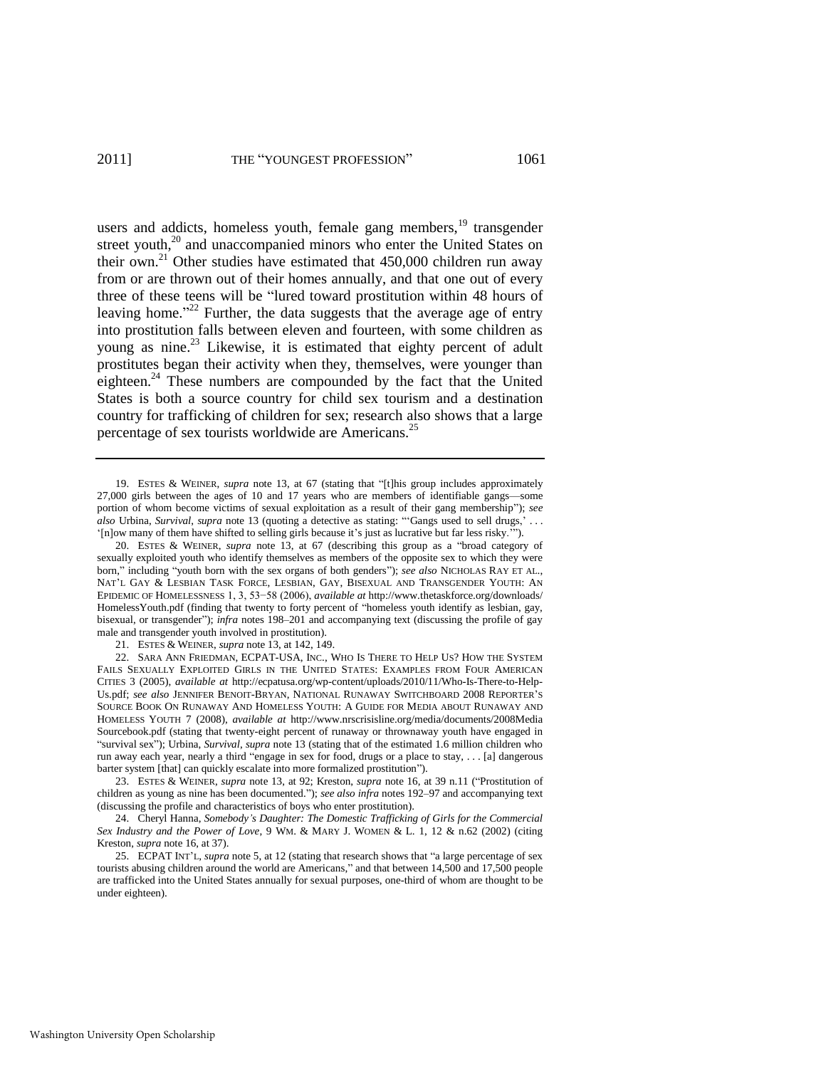users and addicts, homeless youth, female gang members,[19] transgender street youth,[20] and unaccompanied minors who enter the United States on their own.[21] Other studies have estimated that 450,000 children run away from or are thrown out of their homes annually, and that one out of every three of these teens will be "lured toward prostitution within 48 hours of leaving home."[22] Further, the data suggests that the average age of entry into prostitution falls between eleven and fourteen, with some children as young as nine.[23] Likewise, it is estimated that eighty percent of adult prostitutes began their activity when they, themselves, were younger than eighteen.[24] These numbers are compounded by the fact that the United States is both a source country for child sex tourism and a destination country for trafficking of children for sex; research also shows that a large percentage of sex tourists worldwide are Americans.[25]

---

19. ESTES & WEINER, *supra* note 13, at 67 (stating that "[t]his group includes approximately 27,000 girls between the ages of 10 and 17 years who are members of identifiable gangs—some portion of whom become victims of sexual exploitation as a result of their gang membership"); *see also* Urbina, *Survival*, *supra* note 13 (quoting a detective as stating: "'Gangs used to sell drugs,' . . . '[n]ow many of them have shifted to selling girls because it's just as lucrative but far less risky.'").

20. ESTES & WEINER, *supra* note 13, at 67 (describing this group as a "broad category of sexually exploited youth who identify themselves as members of the opposite sex to which they were born," including "youth born with the sex organs of both genders"); *see also* NICHOLAS RAY ET AL., NAT'L GAY & LESBIAN TASK FORCE, LESBIAN, GAY, BISEXUAL AND TRANSGENDER YOUTH: AN EPIDEMIC OF HOMELESSNESS 1, 3, 53−58 (2006), *available at* http://www.thetaskforce.org/downloads/HomelessYouth.pdf (finding that twenty to forty percent of "homeless youth identify as lesbian, gay, bisexual, or transgender"); *infra* notes 198–201 and accompanying text (discussing the profile of gay male and transgender youth involved in prostitution).

21. ESTES & WEINER, *supra* note 13, at 142, 149.

22. SARA ANN FRIEDMAN, ECPAT-USA, INC., WHO IS THERE TO HELP US? HOW THE SYSTEM FAILS SEXUALLY EXPLOITED GIRLS IN THE UNITED STATES: EXAMPLES FROM FOUR AMERICAN CITIES 3 (2005), *available at* http://ecpatusa.org/wp-content/uploads/2010/11/Who-Is-There-to-Help-Us.pdf; *see also* JENNIFER BENOIT-BRYAN, NATIONAL RUNAWAY SWITCHBOARD 2008 REPORTER'S SOURCE BOOK ON RUNAWAY AND HOMELESS YOUTH: A GUIDE FOR MEDIA ABOUT RUNAWAY AND HOMELESS YOUTH 7 (2008), *available at* http://www.nrscrisisline.org/media/documents/2008Media Sourcebook.pdf (stating that twenty-eight percent of runaway or thrownaway youth have engaged in "survival sex"); Urbina, *Survival*, *supra* note 13 (stating that of the estimated 1.6 million children who run away each year, nearly a third "engage in sex for food, drugs or a place to stay, . . . [a] dangerous barter system [that] can quickly escalate into more formalized prostitution").

23. ESTES & WEINER, *supra* note 13, at 92; Kreston, *supra* note 16, at 39 n.11 ("Prostitution of children as young as nine has been documented."); *see also infra* notes 192–97 and accompanying text (discussing the profile and characteristics of boys who enter prostitution).

24. Cheryl Hanna, *Somebody's Daughter: The Domestic Trafficking of Girls for the Commercial Sex Industry and the Power of Love*, 9 WM. & MARY J. WOMEN & L. 1, 12 & n.62 (2002) (citing Kreston, *supra* note 16, at 37).

25. ECPAT INT'L, *supra* note 5, at 12 (stating that research shows that "a large percentage of sex tourists abusing children around the world are Americans," and that between 14,500 and 17,500 people are trafficked into the United States annually for sexual purposes, one-third of whom are thought to be under eighteen).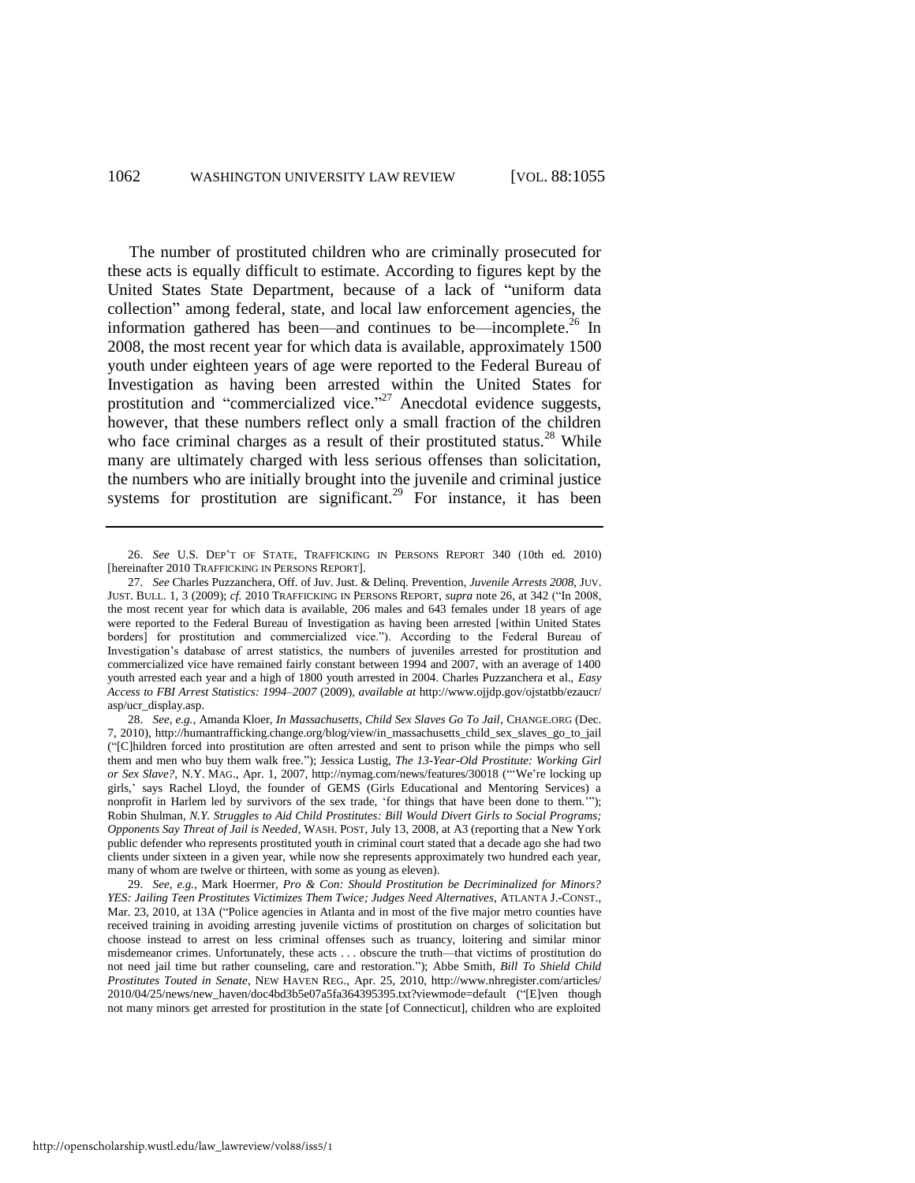The number of prostituted children who are criminally prosecuted for these acts is equally difficult to estimate. According to figures kept by the United States State Department, because of a lack of "uniform data collection" among federal, state, and local law enforcement agencies, the information gathered has been—and continues to be—incomplete.[26] In 2008, the most recent year for which data is available, approximately 1500 youth under eighteen years of age were reported to the Federal Bureau of Investigation as having been arrested within the United States for prostitution and "commercialized vice."[27] Anecdotal evidence suggests, however, that these numbers reflect only a small fraction of the children who face criminal charges as a result of their prostituted status.[28] While many are ultimately charged with less serious offenses than solicitation, the numbers who are initially brought into the juvenile and criminal justice systems for prostitution are significant.[29] For instance, it has been

---

26. *See* U.S. DEP'T OF STATE, TRAFFICKING IN PERSONS REPORT 340 (10th ed. 2010) [hereinafter 2010 TRAFFICKING IN PERSONS REPORT].

27. *See* Charles Puzzanchera, Off. of Juv. Just. & Delinq. Prevention, *Juvenile Arrests 2008*, JUV. JUST. BULL. 1, 3 (2009); *cf.* 2010 TRAFFICKING IN PERSONS REPORT, *supra* note 26, at 342 ("In 2008, the most recent year for which data is available, 206 males and 643 females under 18 years of age were reported to the Federal Bureau of Investigation as having been arrested [within United States borders] for prostitution and commercialized vice."). According to the Federal Bureau of Investigation's database of arrest statistics, the numbers of juveniles arrested for prostitution and commercialized vice have remained fairly constant between 1994 and 2007, with an average of 1400 youth arrested each year and a high of 1800 youth arrested in 2004. Charles Puzzanchera et al., *Easy Access to FBI Arrest Statistics: 1994–2007* (2009), *available at* http://www.ojjdp.gov/ojstatbb/ezaucr/asp/ucr_display.asp.

28. *See, e.g.*, Amanda Kloer, *In Massachusetts, Child Sex Slaves Go To Jail*, CHANGE.ORG (Dec. 7, 2010), http://humantrafficking.change.org/blog/view/in_massachusetts_child_sex_slaves_go_to_jail ("[C]hildren forced into prostitution are often arrested and sent to prison while the pimps who sell them and men who buy them walk free."); Jessica Lustig, *The 13-Year-Old Prostitute: Working Girl or Sex Slave?*, N.Y. MAG., Apr. 1, 2007, http://nymag.com/news/features/30018 ("'We're locking up girls,' says Rachel Lloyd, the founder of GEMS (Girls Educational and Mentoring Services) a nonprofit in Harlem led by survivors of the sex trade, 'for things that have been done to them.'"); Robin Shulman, *N.Y. Struggles to Aid Child Prostitutes: Bill Would Divert Girls to Social Programs; Opponents Say Threat of Jail is Needed*, WASH. POST, July 13, 2008, at A3 (reporting that a New York public defender who represents prostituted youth in criminal court stated that a decade ago she had two clients under sixteen in a given year, while now she represents approximately two hundred each year, many of whom are twelve or thirteen, with some as young as eleven).

29. *See, e.g.*, Mark Hoerrner, *Pro & Con: Should Prostitution be Decriminalized for Minors? YES: Jailing Teen Prostitutes Victimizes Them Twice; Judges Need Alternatives*, ATLANTA J.-CONST., Mar. 23, 2010, at 13A ("Police agencies in Atlanta and in most of the five major metro counties have received training in avoiding arresting juvenile victims of prostitution on charges of solicitation but choose instead to arrest on less criminal offenses such as truancy, loitering and similar minor misdemeanor crimes. Unfortunately, these acts . . . obscure the truth—that victims of prostitution do not need jail time but rather counseling, care and restoration."); Abbe Smith, *Bill To Shield Child Prostitutes Touted in Senate*, NEW HAVEN REG., Apr. 25, 2010, http://www.nhregister.com/articles/2010/04/25/news/new_haven/doc4bd3b5e07a5fa364395395.txt?viewmode=default ("[E]ven though not many minors get arrested for prostitution in the state [of Connecticut], children who are exploited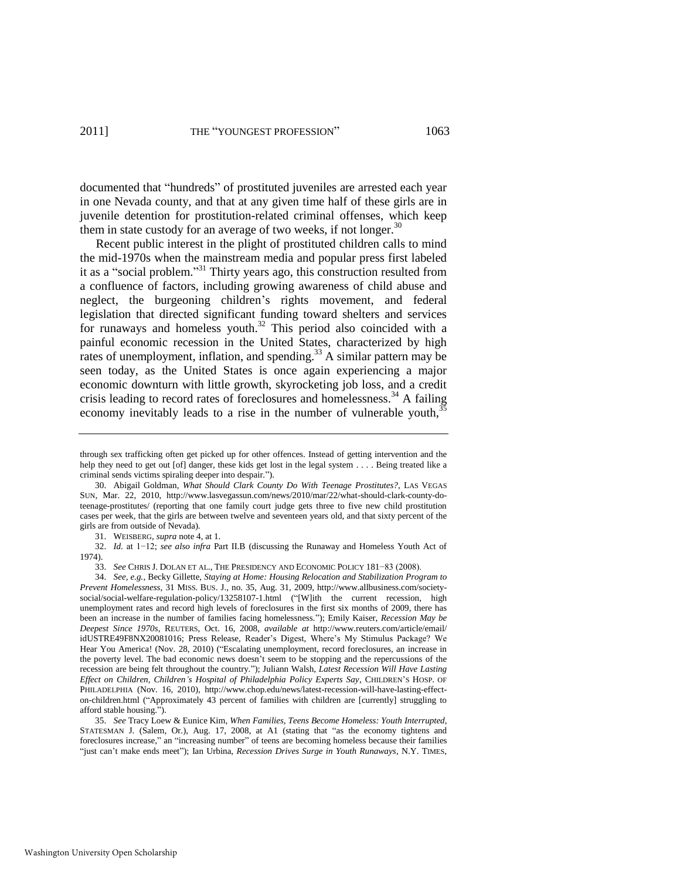documented that "hundreds" of prostituted juveniles are arrested each year in one Nevada county, and that at any given time half of these girls are in juvenile detention for prostitution-related criminal offenses, which keep them in state custody for an average of two weeks, if not longer.[30]

Recent public interest in the plight of prostituted children calls to mind the mid-1970s when the mainstream media and popular press first labeled it as a "social problem."[31] Thirty years ago, this construction resulted from a confluence of factors, including growing awareness of child abuse and neglect, the burgeoning children's rights movement, and federal legislation that directed significant funding toward shelters and services for runaways and homeless youth.[32] This period also coincided with a painful economic recession in the United States, characterized by high rates of unemployment, inflation, and spending.[33] A similar pattern may be seen today, as the United States is once again experiencing a major economic downturn with little growth, skyrocketing job loss, and a credit crisis leading to record rates of foreclosures and homelessness.[34] A failing economy inevitably leads to a rise in the number of vulnerable youth,[35]

---

through sex trafficking often get picked up for other offences. Instead of getting intervention and the help they need to get out [of] danger, these kids get lost in the legal system . . . . Being treated like a criminal sends victims spiraling deeper into despair.").

30. Abigail Goldman, *What Should Clark County Do With Teenage Prostitutes?*, LAS VEGAS SUN, Mar. 22, 2010, http://www.lasvegassun.com/news/2010/mar/22/what-should-clark-county-do-teenage-prostitutes/ (reporting that one family court judge gets three to five new child prostitution cases per week, that the girls are between twelve and seventeen years old, and that sixty percent of the girls are from outside of Nevada).

31. WEISBERG, *supra* note 4, at 1.

32. *Id.* at 1−12; *see also infra* Part II.B (discussing the Runaway and Homeless Youth Act of 1974).

33. *See* CHRIS J. DOLAN ET AL., THE PRESIDENCY AND ECONOMIC POLICY 181−83 (2008).

34. *See, e.g.*, Becky Gillette, *Staying at Home: Housing Relocation and Stabilization Program to Prevent Homelessness*, 31 MISS. BUS. J., no. 35, Aug. 31, 2009, http://www.allbusiness.com/society-social/social-welfare-regulation-policy/13258107-1.html ("[W]ith the current recession, high unemployment rates and record high levels of foreclosures in the first six months of 2009, there has been an increase in the number of families facing homelessness."); Emily Kaiser, *Recession May be Deepest Since 1970s*, REUTERS, Oct. 16, 2008, *available at* http://www.reuters.com/article/email/idUSTRE49F8NX20081016; Press Release, Reader's Digest, Where's My Stimulus Package? We Hear You America! (Nov. 28, 2010) ("Escalating unemployment, record foreclosures, an increase in the poverty level. The bad economic news doesn't seem to be stopping and the repercussions of the recession are being felt throughout the country."); Juliann Walsh, *Latest Recession Will Have Lasting Effect on Children, Children's Hospital of Philadelphia Policy Experts Say*, CHILDREN'S HOSP. OF PHILADELPHIA (Nov. 16, 2010), http://www.chop.edu/news/latest-recession-will-have-lasting-effect-on-children.html ("Approximately 43 percent of families with children are [currently] struggling to afford stable housing.").

35. *See* Tracy Loew & Eunice Kim, *When Families, Teens Become Homeless: Youth Interrupted*, STATESMAN J. (Salem, Or.), Aug. 17, 2008, at A1 (stating that "as the economy tightens and foreclosures increase," an "increasing number" of teens are becoming homeless because their families "just can't make ends meet"); Ian Urbina, *Recession Drives Surge in Youth Runaways*, N.Y. TIMES,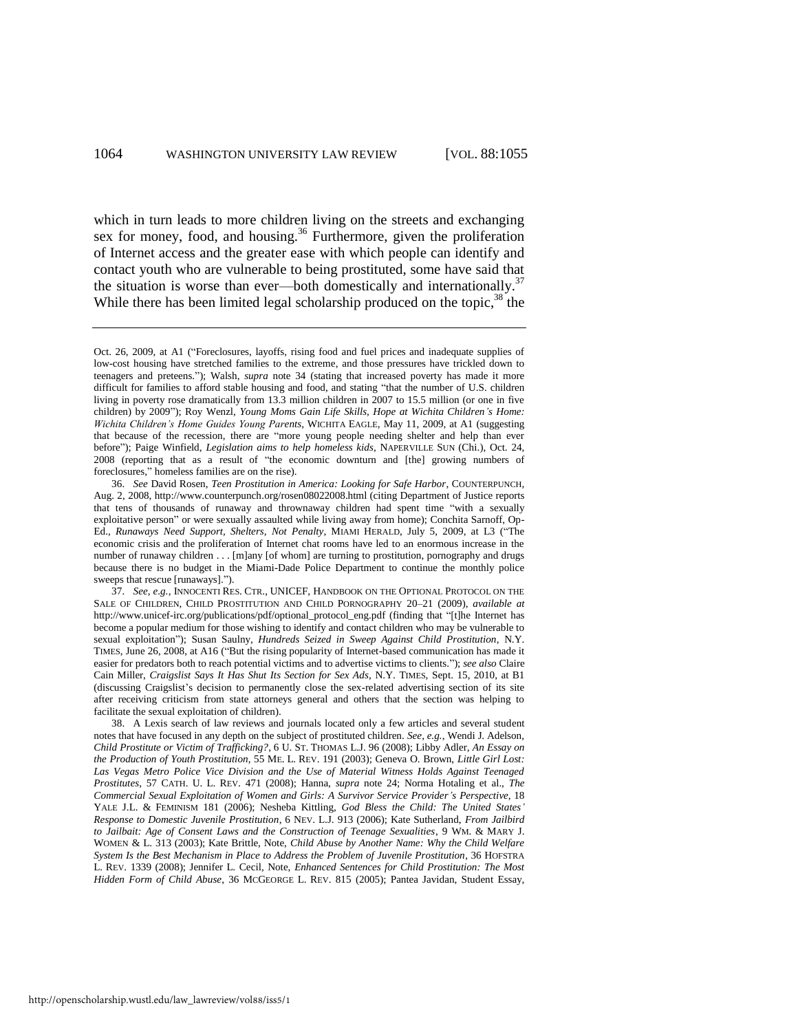which in turn leads to more children living on the streets and exchanging sex for money, food, and housing.[36] Furthermore, given the proliferation of Internet access and the greater ease with which people can identify and contact youth who are vulnerable to being prostituted, some have said that the situation is worse than ever—both domestically and internationally.[37] While there has been limited legal scholarship produced on the topic,[38] the

---

Oct. 26, 2009, at A1 ("Foreclosures, layoffs, rising food and fuel prices and inadequate supplies of low-cost housing have stretched families to the extreme, and those pressures have trickled down to teenagers and preteens."); Walsh, *supra* note 34 (stating that increased poverty has made it more difficult for families to afford stable housing and food, and stating "that the number of U.S. children living in poverty rose dramatically from 13.3 million children in 2007 to 15.5 million (or one in five children) by 2009"); Roy Wenzl, *Young Moms Gain Life Skills, Hope at Wichita Children's Home: Wichita Children's Home Guides Young Parents*, WICHITA EAGLE, May 11, 2009, at A1 (suggesting that because of the recession, there are "more young people needing shelter and help than ever before"); Paige Winfield, *Legislation aims to help homeless kids*, NAPERVILLE SUN (Chi.), Oct. 24, 2008 (reporting that as a result of "the economic downturn and [the] growing numbers of foreclosures," homeless families are on the rise).

36. *See* David Rosen, *Teen Prostitution in America: Looking for Safe Harbor*, COUNTERPUNCH, Aug. 2, 2008, http://www.counterpunch.org/rosen08022008.html (citing Department of Justice reports that tens of thousands of runaway and thrownaway children had spent time "with a sexually exploitative person" or were sexually assaulted while living away from home); Conchita Sarnoff, Op-Ed., *Runaways Need Support, Shelters, Not Penalty*, MIAMI HERALD, July 5, 2009, at L3 ("The economic crisis and the proliferation of Internet chat rooms have led to an enormous increase in the number of runaway children . . . [m]any [of whom] are turning to prostitution, pornography and drugs because there is no budget in the Miami-Dade Police Department to continue the monthly police sweeps that rescue [runaways].").

37. *See, e.g.*, INNOCENTI RES. CTR., UNICEF, HANDBOOK ON THE OPTIONAL PROTOCOL ON THE SALE OF CHILDREN, CHILD PROSTITUTION AND CHILD PORNOGRAPHY 20–21 (2009), *available at* http://www.unicef-irc.org/publications/pdf/optional_protocol_eng.pdf (finding that "[t]he Internet has become a popular medium for those wishing to identify and contact children who may be vulnerable to sexual exploitation"); Susan Saulny, *Hundreds Seized in Sweep Against Child Prostitution*, N.Y. TIMES, June 26, 2008, at A16 ("But the rising popularity of Internet-based communication has made it easier for predators both to reach potential victims and to advertise victims to clients."); *see also* Claire Cain Miller, *Craigslist Says It Has Shut Its Section for Sex Ads*, N.Y. TIMES, Sept. 15, 2010, at B1 (discussing Craigslist's decision to permanently close the sex-related advertising section of its site after receiving criticism from state attorneys general and others that the section was helping to facilitate the sexual exploitation of children).

38. A Lexis search of law reviews and journals located only a few articles and several student notes that have focused in any depth on the subject of prostituted children. *See, e.g.*, Wendi J. Adelson, *Child Prostitute or Victim of Trafficking?*, 6 U. ST. THOMAS L.J. 96 (2008); Libby Adler, *An Essay on the Production of Youth Prostitution*, 55 ME. L. REV. 191 (2003); Geneva O. Brown, *Little Girl Lost: Las Vegas Metro Police Vice Division and the Use of Material Witness Holds Against Teenaged Prostitutes*, 57 CATH. U. L. REV. 471 (2008); Hanna, *supra* note 24; Norma Hotaling et al., *The Commercial Sexual Exploitation of Women and Girls: A Survivor Service Provider's Perspective*, 18 YALE J.L. & FEMINISM 181 (2006); Nesheba Kittling, *God Bless the Child: The United States' Response to Domestic Juvenile Prostitution*, 6 NEV. L.J. 913 (2006); Kate Sutherland, *From Jailbird to Jailbait: Age of Consent Laws and the Construction of Teenage Sexualities*, 9 WM. & MARY J. WOMEN & L. 313 (2003); Kate Brittle, Note, *Child Abuse by Another Name: Why the Child Welfare System Is the Best Mechanism in Place to Address the Problem of Juvenile Prostitution*, 36 HOFSTRA L. REV. 1339 (2008); Jennifer L. Cecil, Note, *Enhanced Sentences for Child Prostitution: The Most Hidden Form of Child Abuse*, 36 MCGEORGE L. REV. 815 (2005); Pantea Javidan, Student Essay,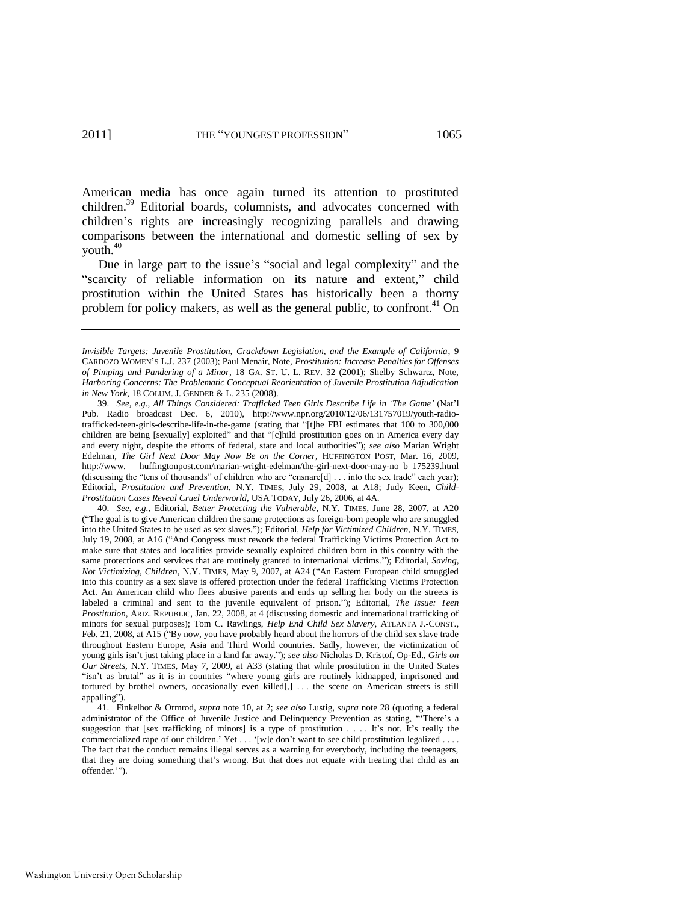American media has once again turned its attention to prostituted children.[39] Editorial boards, columnists, and advocates concerned with children's rights are increasingly recognizing parallels and drawing comparisons between the international and domestic selling of sex by youth.[40]

Due in large part to the issue's "social and legal complexity" and the "scarcity of reliable information on its nature and extent," child prostitution within the United States has historically been a thorny problem for policy makers, as well as the general public, to confront.[41] On

---

*Invisible Targets: Juvenile Prostitution, Crackdown Legislation, and the Example of California*, 9 CARDOZO WOMEN'S L.J. 237 (2003); Paul Menair, Note, *Prostitution: Increase Penalties for Offenses of Pimping and Pandering of a Minor*, 18 GA. ST. U. L. REV. 32 (2001); Shelby Schwartz, Note, *Harboring Concerns: The Problematic Conceptual Reorientation of Juvenile Prostitution Adjudication in New York*, 18 COLUM. J. GENDER & L. 235 (2008).

39. *See, e.g.*, *All Things Considered: Trafficked Teen Girls Describe Life in 'The Game'* (Nat'l Pub. Radio broadcast Dec. 6, 2010), http://www.npr.org/2010/12/06/131757019/youth-radio-trafficked-teen-girls-describe-life-in-the-game (stating that "[t]he FBI estimates that 100 to 300,000 children are being [sexually] exploited" and that "[c]hild prostitution goes on in America every day and every night, despite the efforts of federal, state and local authorities"); *see also* Marian Wright Edelman, *The Girl Next Door May Now Be on the Corner*, HUFFINGTON POST, Mar. 16, 2009, http://www. huffingtonpost.com/marian-wright-edelman/the-girl-next-door-may-no_b_175239.html (discussing the "tens of thousands" of children who are "ensnare[d] . . . into the sex trade" each year); Editorial, *Prostitution and Prevention*, N.Y. TIMES, July 29, 2008, at A18; Judy Keen, *Child-Prostitution Cases Reveal Cruel Underworld*, USA TODAY, July 26, 2006, at 4A.

40. *See, e.g.*, Editorial, *Better Protecting the Vulnerable*, N.Y. TIMES, June 28, 2007, at A20 ("The goal is to give American children the same protections as foreign-born people who are smuggled into the United States to be used as sex slaves."); Editorial, *Help for Victimized Children*, N.Y. TIMES, July 19, 2008, at A16 ("And Congress must rework the federal Trafficking Victims Protection Act to make sure that states and localities provide sexually exploited children born in this country with the same protections and services that are routinely granted to international victims."); Editorial, *Saving, Not Victimizing, Children*, N.Y. TIMES, May 9, 2007, at A24 ("An Eastern European child smuggled into this country as a sex slave is offered protection under the federal Trafficking Victims Protection Act. An American child who flees abusive parents and ends up selling her body on the streets is labeled a criminal and sent to the juvenile equivalent of prison."); Editorial, *The Issue: Teen Prostitution*, ARIZ. REPUBLIC, Jan. 22, 2008, at 4 (discussing domestic and international trafficking of minors for sexual purposes); Tom C. Rawlings, *Help End Child Sex Slavery*, ATLANTA J.-CONST., Feb. 21, 2008, at A15 ("By now, you have probably heard about the horrors of the child sex slave trade throughout Eastern Europe, Asia and Third World countries. Sadly, however, the victimization of young girls isn't just taking place in a land far away."); *see also* Nicholas D. Kristof, Op-Ed., *Girls on Our Streets*, N.Y. TIMES, May 7, 2009, at A33 (stating that while prostitution in the United States "isn't as brutal" as it is in countries "where young girls are routinely kidnapped, imprisoned and tortured by brothel owners, occasionally even killed[,] . . . the scene on American streets is still appalling").

41. Finkelhor & Ormrod, *supra* note 10, at 2; *see also* Lustig, *supra* note 28 (quoting a federal administrator of the Office of Juvenile Justice and Delinquency Prevention as stating, "'There's a suggestion that [sex trafficking of minors] is a type of prostitution . . . . It's not. It's really the commercialized rape of our children.' Yet . . . '[w]e don't want to see child prostitution legalized . . . . The fact that the conduct remains illegal serves as a warning for everybody, including the teenagers, that they are doing something that's wrong. But that does not equate with treating that child as an offender.'").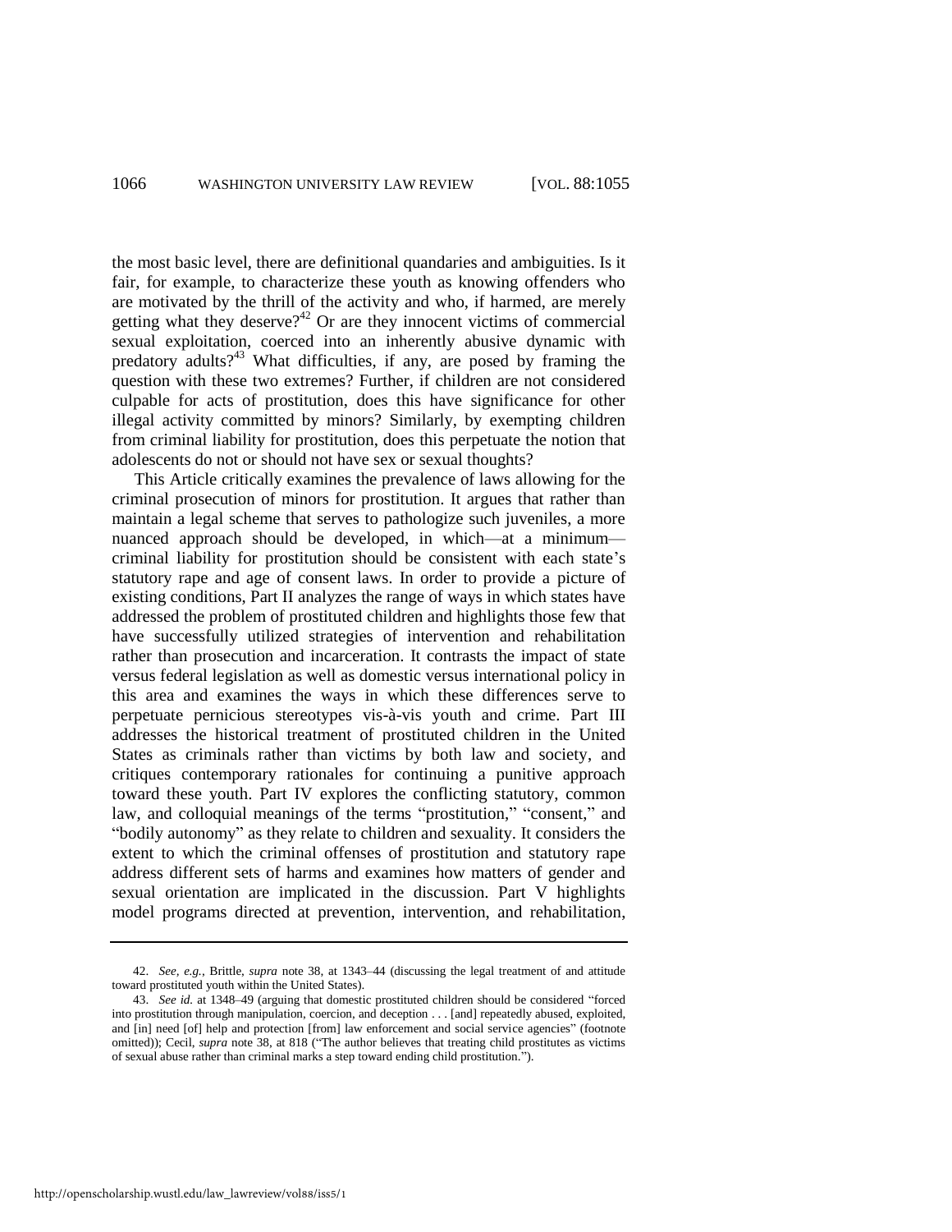the most basic level, there are definitional quandaries and ambiguities. Is it fair, for example, to characterize these youth as knowing offenders who are motivated by the thrill of the activity and who, if harmed, are merely getting what they deserve?[42] Or are they innocent victims of commercial sexual exploitation, coerced into an inherently abusive dynamic with predatory adults?[43] What difficulties, if any, are posed by framing the question with these two extremes? Further, if children are not considered culpable for acts of prostitution, does this have significance for other illegal activity committed by minors? Similarly, by exempting children from criminal liability for prostitution, does this perpetuate the notion that adolescents do not or should not have sex or sexual thoughts?

This Article critically examines the prevalence of laws allowing for the criminal prosecution of minors for prostitution. It argues that rather than maintain a legal scheme that serves to pathologize such juveniles, a more nuanced approach should be developed, in which—at a minimum—criminal liability for prostitution should be consistent with each state's statutory rape and age of consent laws. In order to provide a picture of existing conditions, Part II analyzes the range of ways in which states have addressed the problem of prostituted children and highlights those few that have successfully utilized strategies of intervention and rehabilitation rather than prosecution and incarceration. It contrasts the impact of state versus federal legislation as well as domestic versus international policy in this area and examines the ways in which these differences serve to perpetuate pernicious stereotypes vis-à-vis youth and crime. Part III addresses the historical treatment of prostituted children in the United States as criminals rather than victims by both law and society, and critiques contemporary rationales for continuing a punitive approach toward these youth. Part IV explores the conflicting statutory, common law, and colloquial meanings of the terms "prostitution," "consent," and "bodily autonomy" as they relate to children and sexuality. It considers the extent to which the criminal offenses of prostitution and statutory rape address different sets of harms and examines how matters of gender and sexual orientation are implicated in the discussion. Part V highlights model programs directed at prevention, intervention, and rehabilitation,

---

42. *See, e.g.*, Brittle, *supra* note 38, at 1343–44 (discussing the legal treatment of and attitude toward prostituted youth within the United States).

43. *See id.* at 1348–49 (arguing that domestic prostituted children should be considered "forced into prostitution through manipulation, coercion, and deception . . . [and] repeatedly abused, exploited, and [in] need [of] help and protection [from] law enforcement and social service agencies" (footnote omitted)); Cecil, *supra* note 38, at 818 ("The author believes that treating child prostitutes as victims of sexual abuse rather than criminal marks a step toward ending child prostitution.").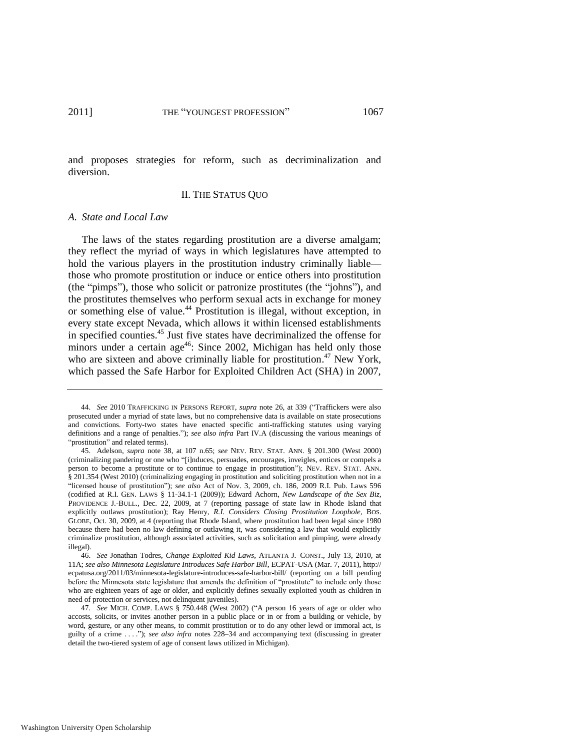and proposes strategies for reform, such as decriminalization and diversion.

## II. THE STATUS QUO

### *A. State and Local Law*

The laws of the states regarding prostitution are a diverse amalgam; they reflect the myriad of ways in which legislatures have attempted to hold the various players in the prostitution industry criminally liable—those who promote prostitution or induce or entice others into prostitution (the "pimps"), those who solicit or patronize prostitutes (the "johns"), and the prostitutes themselves who perform sexual acts in exchange for money or something else of value.[44] Prostitution is illegal, without exception, in every state except Nevada, which allows it within licensed establishments in specified counties.[45] Just five states have decriminalized the offense for minors under a certain age[46]: Since 2002, Michigan has held only those who are sixteen and above criminally liable for prostitution.[47] New York, which passed the Safe Harbor for Exploited Children Act (SHA) in 2007,

---

44. *See* 2010 TRAFFICKING IN PERSONS REPORT, *supra* note 26, at 339 ("Traffickers were also prosecuted under a myriad of state laws, but no comprehensive data is available on state prosecutions and convictions. Forty-two states have enacted specific anti-trafficking statutes using varying definitions and a range of penalties."); *see also infra* Part IV.A (discussing the various meanings of "prostitution" and related terms).

45. Adelson, *supra* note 38, at 107 n.65; *see* NEV. REV. STAT. ANN. § 201.300 (West 2000) (criminalizing pandering or one who "[i]nduces, persuades, encourages, inveigles, entices or compels a person to become a prostitute or to continue to engage in prostitution"); NEV. REV. STAT. ANN. § 201.354 (West 2010) (criminalizing engaging in prostitution and soliciting prostitution when not in a "licensed house of prostitution"); *see also* Act of Nov. 3, 2009, ch. 186, 2009 R.I. Pub. Laws 596 (codified at R.I. GEN. LAWS § 11-34.1-1 (2009)); Edward Achorn, *New Landscape of the Sex Biz*, PROVIDENCE J.-BULL., Dec. 22, 2009, at 7 (reporting passage of state law in Rhode Island that explicitly outlaws prostitution); Ray Henry, *R.I. Considers Closing Prostitution Loophole*, BOS. GLOBE, Oct. 30, 2009, at 4 (reporting that Rhode Island, where prostitution had been legal since 1980 because there had been no law defining or outlawing it, was considering a law that would explicitly criminalize prostitution, although associated activities, such as solicitation and pimping, were already illegal).

46. *See* Jonathan Todres, *Change Exploited Kid Laws*, ATLANTA J.–CONST., July 13, 2010, at 11A; *see also Minnesota Legislature Introduces Safe Harbor Bill*, ECPAT-USA (Mar. 7, 2011), http://ecpatusa.org/2011/03/minnesota-legislature-introduces-safe-harbor-bill/ (reporting on a bill pending before the Minnesota state legislature that amends the definition of "prostitute" to include only those who are eighteen years of age or older, and explicitly defines sexually exploited youth as children in need of protection or services, not delinquent juveniles).

47. *See* MICH. COMP. LAWS § 750.448 (West 2002) ("A person 16 years of age or older who accosts, solicits, or invites another person in a public place or in or from a building or vehicle, by word, gesture, or any other means, to commit prostitution or to do any other lewd or immoral act, is guilty of a crime . . . ."); *see also infra* notes 228–34 and accompanying text (discussing in greater detail the two-tiered system of age of consent laws utilized in Michigan).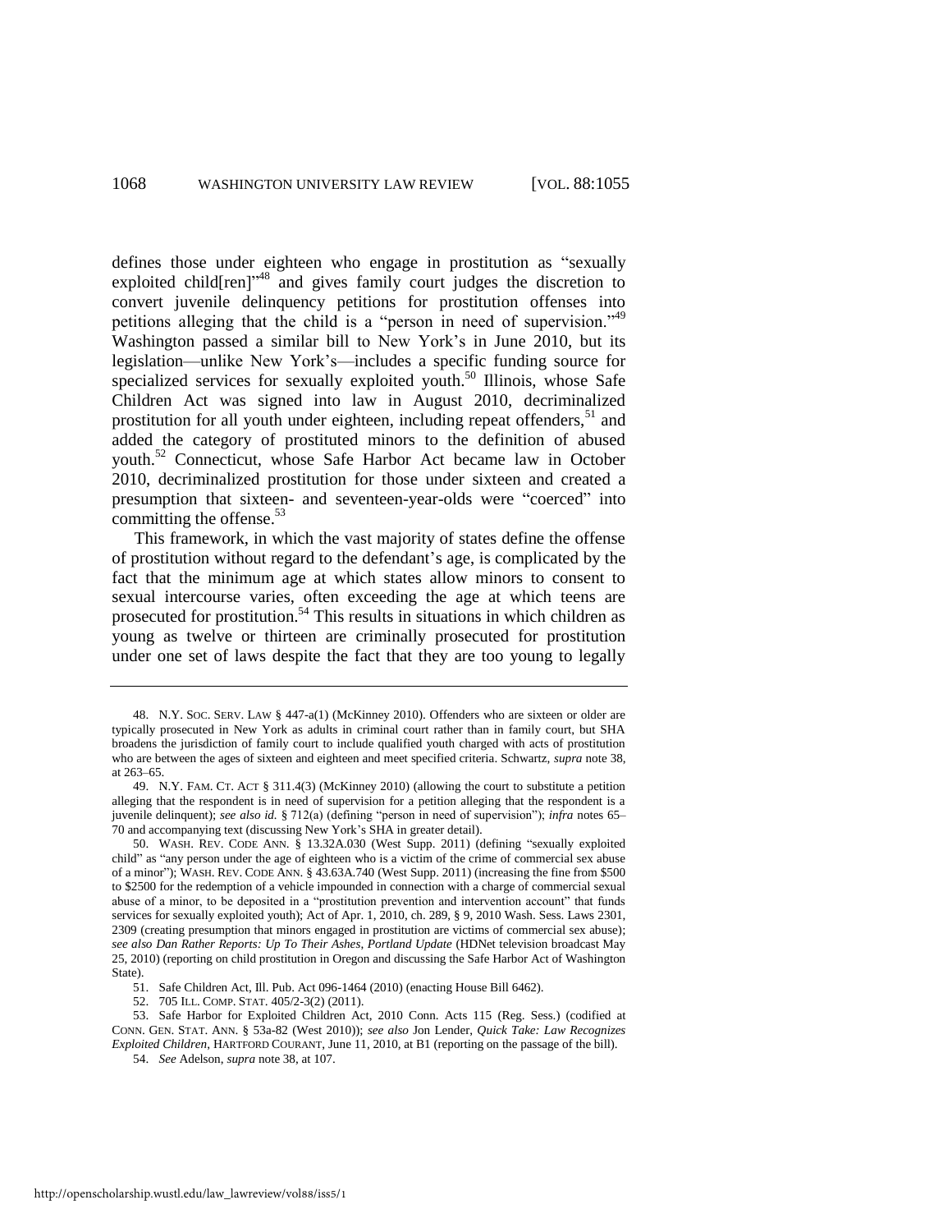defines those under eighteen who engage in prostitution as "sexually exploited child[ren]"[48] and gives family court judges the discretion to convert juvenile delinquency petitions for prostitution offenses into petitions alleging that the child is a "person in need of supervision."[49] Washington passed a similar bill to New York's in June 2010, but its legislation—unlike New York's—includes a specific funding source for specialized services for sexually exploited youth.[50] Illinois, whose Safe Children Act was signed into law in August 2010, decriminalized prostitution for all youth under eighteen, including repeat offenders,[51] and added the category of prostituted minors to the definition of abused youth.[52] Connecticut, whose Safe Harbor Act became law in October 2010, decriminalized prostitution for those under sixteen and created a presumption that sixteen- and seventeen-year-olds were "coerced" into committing the offense.[53]

This framework, in which the vast majority of states define the offense of prostitution without regard to the defendant's age, is complicated by the fact that the minimum age at which states allow minors to consent to sexual intercourse varies, often exceeding the age at which teens are prosecuted for prostitution.[54] This results in situations in which children as young as twelve or thirteen are criminally prosecuted for prostitution under one set of laws despite the fact that they are too young to legally

---

48. N.Y. SOC. SERV. LAW § 447-a(1) (McKinney 2010). Offenders who are sixteen or older are typically prosecuted in New York as adults in criminal court rather than in family court, but SHA broadens the jurisdiction of family court to include qualified youth charged with acts of prostitution who are between the ages of sixteen and eighteen and meet specified criteria. Schwartz, *supra* note 38, at 263–65.

49. N.Y. FAM. CT. ACT § 311.4(3) (McKinney 2010) (allowing the court to substitute a petition alleging that the respondent is in need of supervision for a petition alleging that the respondent is a juvenile delinquent); *see also id.* § 712(a) (defining "person in need of supervision"); *infra* notes 65–70 and accompanying text (discussing New York's SHA in greater detail).

50. WASH. REV. CODE ANN. § 13.32A.030 (West Supp. 2011) (defining "sexually exploited child" as "any person under the age of eighteen who is a victim of the crime of commercial sex abuse of a minor"); WASH. REV. CODE ANN. § 43.63A.740 (West Supp. 2011) (increasing the fine from $500 to $2500 for the redemption of a vehicle impounded in connection with a charge of commercial sexual abuse of a minor, to be deposited in a "prostitution prevention and intervention account" that funds services for sexually exploited youth); Act of Apr. 1, 2010, ch. 289, § 9, 2010 Wash. Sess. Laws 2301, 2309 (creating presumption that minors engaged in prostitution are victims of commercial sex abuse); *see also Dan Rather Reports: Up To Their Ashes, Portland Update* (HDNet television broadcast May 25, 2010) (reporting on child prostitution in Oregon and discussing the Safe Harbor Act of Washington State).

51. Safe Children Act, Ill. Pub. Act 096-1464 (2010) (enacting House Bill 6462).

52. 705 ILL. COMP. STAT. 405/2-3(2) (2011).

53. Safe Harbor for Exploited Children Act, 2010 Conn. Acts 115 (Reg. Sess.) (codified at CONN. GEN. STAT. ANN. § 53a-82 (West 2010)); *see also* Jon Lender, *Quick Take: Law Recognizes Exploited Children*, HARTFORD COURANT, June 11, 2010, at B1 (reporting on the passage of the bill).

54. *See* Adelson, *supra* note 38, at 107.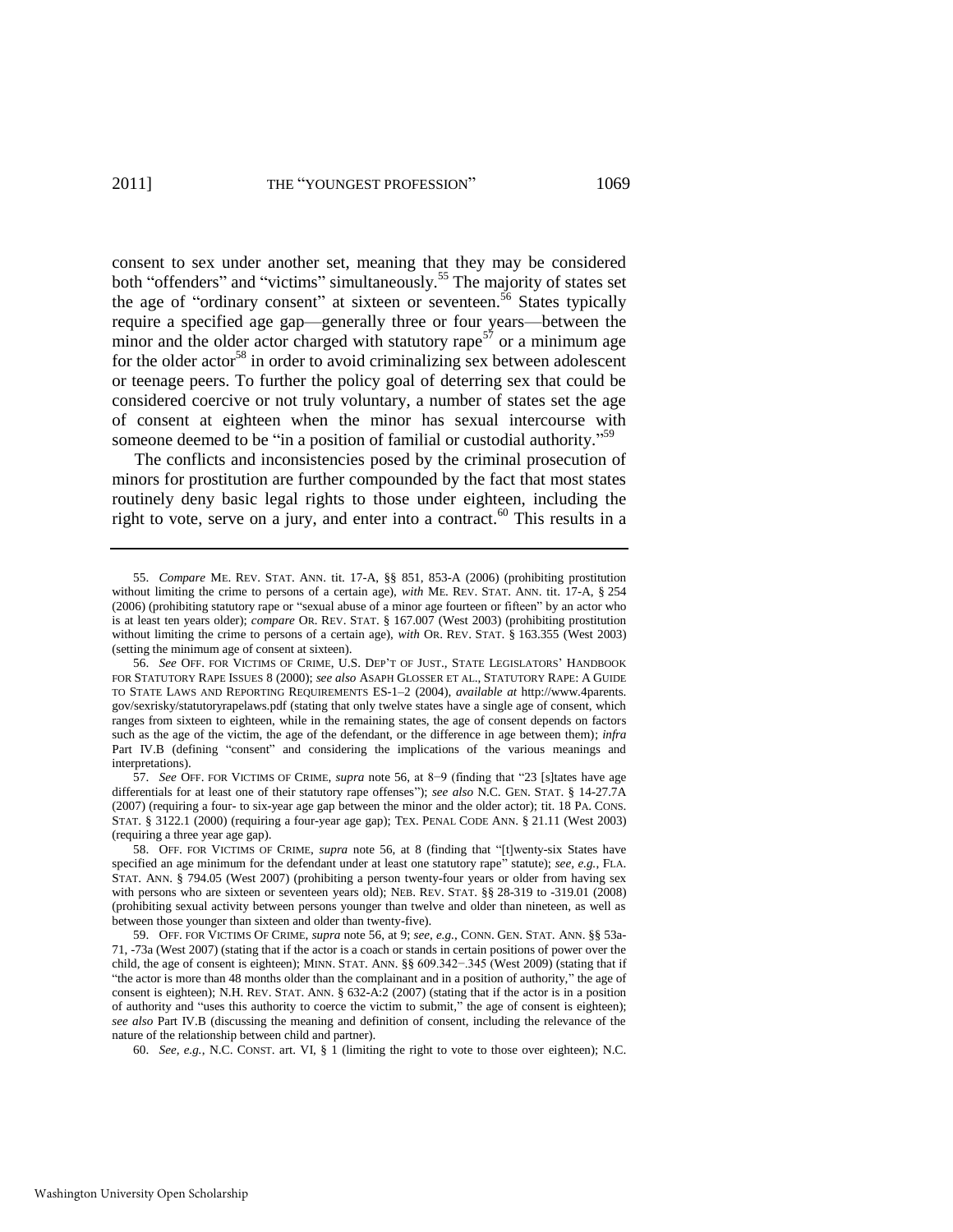consent to sex under another set, meaning that they may be considered both "offenders" and "victims" simultaneously.[55] The majority of states set the age of "ordinary consent" at sixteen or seventeen.[56] States typically require a specified age gap—generally three or four years—between the minor and the older actor charged with statutory rape[57] or a minimum age for the older actor[58] in order to avoid criminalizing sex between adolescent or teenage peers. To further the policy goal of deterring sex that could be considered coercive or not truly voluntary, a number of states set the age of consent at eighteen when the minor has sexual intercourse with someone deemed to be "in a position of familial or custodial authority."[59]

The conflicts and inconsistencies posed by the criminal prosecution of minors for prostitution are further compounded by the fact that most states routinely deny basic legal rights to those under eighteen, including the right to vote, serve on a jury, and enter into a contract.[60] This results in a

---

55. *Compare* ME. REV. STAT. ANN. tit. 17-A, §§ 851, 853-A (2006) (prohibiting prostitution without limiting the crime to persons of a certain age), *with* ME. REV. STAT. ANN. tit. 17-A, § 254 (2006) (prohibiting statutory rape or "sexual abuse of a minor age fourteen or fifteen" by an actor who is at least ten years older); *compare* OR. REV. STAT. § 167.007 (West 2003) (prohibiting prostitution without limiting the crime to persons of a certain age), *with* OR. REV. STAT. § 163.355 (West 2003) (setting the minimum age of consent at sixteen).

56. *See* OFF. FOR VICTIMS OF CRIME, U.S. DEP'T OF JUST., STATE LEGISLATORS' HANDBOOK FOR STATUTORY RAPE ISSUES 8 (2000); *see also* ASAPH GLOSSER ET AL., STATUTORY RAPE: A GUIDE TO STATE LAWS AND REPORTING REQUIREMENTS ES-1–2 (2004), *available at* http://www.4parents.gov/sexrisky/statutoryrapelaws.pdf (stating that only twelve states have a single age of consent, which ranges from sixteen to eighteen, while in the remaining states, the age of consent depends on factors such as the age of the victim, the age of the defendant, or the difference in age between them); *infra* Part IV.B (defining "consent" and considering the implications of the various meanings and interpretations).

57. *See* OFF. FOR VICTIMS OF CRIME, *supra* note 56, at 8−9 (finding that "23 [s]tates have age differentials for at least one of their statutory rape offenses"); *see also* N.C. GEN. STAT. § 14-27.7A (2007) (requiring a four- to six-year age gap between the minor and the older actor); tit. 18 PA. CONS. STAT. § 3122.1 (2000) (requiring a four-year age gap); TEX. PENAL CODE ANN. § 21.11 (West 2003) (requiring a three year age gap).

58. OFF. FOR VICTIMS OF CRIME, *supra* note 56, at 8 (finding that "[t]wenty-six States have specified an age minimum for the defendant under at least one statutory rape" statute); *see, e.g.*, FLA. STAT. ANN. § 794.05 (West 2007) (prohibiting a person twenty-four years or older from having sex with persons who are sixteen or seventeen years old); NEB. REV. STAT. §§ 28-319 to -319.01 (2008) (prohibiting sexual activity between persons younger than twelve and older than nineteen, as well as between those younger than sixteen and older than twenty-five).

59. OFF. FOR VICTIMS OF CRIME, *supra* note 56, at 9; *see, e.g.*, CONN. GEN. STAT. ANN. §§ 53a-71, -73a (West 2007) (stating that if the actor is a coach or stands in certain positions of power over the child, the age of consent is eighteen); MINN. STAT. ANN. §§ 609.342−.345 (West 2009) (stating that if "the actor is more than 48 months older than the complainant and in a position of authority," the age of consent is eighteen); N.H. REV. STAT. ANN. § 632-A:2 (2007) (stating that if the actor is in a position of authority and "uses this authority to coerce the victim to submit," the age of consent is eighteen); *see also* Part IV.B (discussing the meaning and definition of consent, including the relevance of the nature of the relationship between child and partner).

60. *See, e.g.*, N.C. CONST. art. VI, § 1 (limiting the right to vote to those over eighteen); N.C.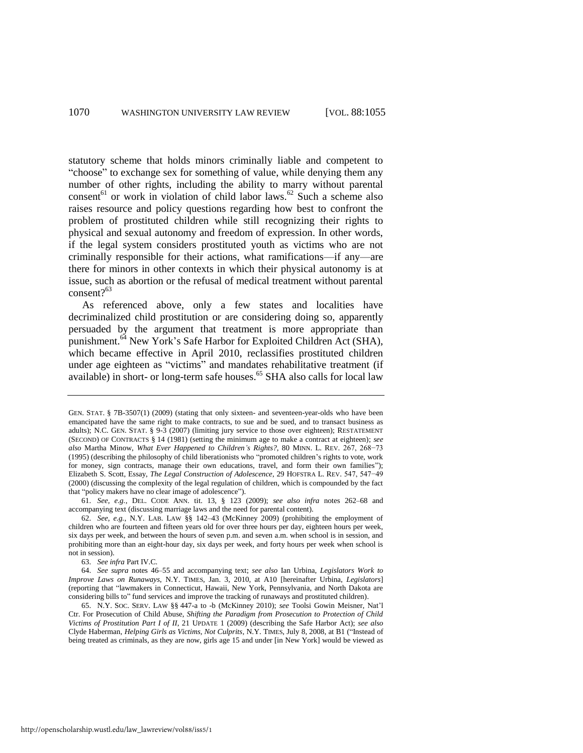statutory scheme that holds minors criminally liable and competent to "choose" to exchange sex for something of value, while denying them any number of other rights, including the ability to marry without parental consent[61] or work in violation of child labor laws.[62] Such a scheme also raises resource and policy questions regarding how best to confront the problem of prostituted children while still recognizing their rights to physical and sexual autonomy and freedom of expression. In other words, if the legal system considers prostituted youth as victims who are not criminally responsible for their actions, what ramifications—if any—are there for minors in other contexts in which their physical autonomy is at issue, such as abortion or the refusal of medical treatment without parental consent?[63]

As referenced above, only a few states and localities have decriminalized child prostitution or are considering doing so, apparently persuaded by the argument that treatment is more appropriate than punishment.[64] New York's Safe Harbor for Exploited Children Act (SHA), which became effective in April 2010, reclassifies prostituted children under age eighteen as "victims" and mandates rehabilitative treatment (if available) in short- or long-term safe houses.[65] SHA also calls for local law

---

GEN. STAT. § 7B-3507(1) (2009) (stating that only sixteen- and seventeen-year-olds who have been emancipated have the same right to make contracts, to sue and be sued, and to transact business as adults); N.C. GEN. STAT. § 9-3 (2007) (limiting jury service to those over eighteen); RESTATEMENT (SECOND) OF CONTRACTS § 14 (1981) (setting the minimum age to make a contract at eighteen); *see also* Martha Minow, *What Ever Happened to Children's Rights?*, 80 MINN. L. REV. 267, 268−73 (1995) (describing the philosophy of child liberationists who "promoted children's rights to vote, work for money, sign contracts, manage their own educations, travel, and form their own families"); Elizabeth S. Scott, Essay, *The Legal Construction of Adolescence*, 29 HOFSTRA L. REV. 547, 547−49 (2000) (discussing the complexity of the legal regulation of children, which is compounded by the fact that "policy makers have no clear image of adolescence").

61. *See, e.g.*, DEL. CODE ANN. tit. 13, § 123 (2009); *see also infra* notes 262–68 and accompanying text (discussing marriage laws and the need for parental content).

62. *See, e.g.*, N.Y. LAB. LAW §§ 142–43 (McKinney 2009) (prohibiting the employment of children who are fourteen and fifteen years old for over three hours per day, eighteen hours per week, six days per week, and between the hours of seven p.m. and seven a.m. when school is in session, and prohibiting more than an eight-hour day, six days per week, and forty hours per week when school is not in session).

63. *See infra* Part IV.C.

64. *See supra* notes 46–55 and accompanying text; *see also* Ian Urbina, *Legislators Work to Improve Laws on Runaways*, N.Y. TIMES, Jan. 3, 2010, at A10 [hereinafter Urbina, *Legislators*] (reporting that "lawmakers in Connecticut, Hawaii, New York, Pennsylvania, and North Dakota are considering bills to" fund services and improve the tracking of runaways and prostituted children).

65. N.Y. SOC. SERV. LAW §§ 447-a to -b (McKinney 2010); *see* Toolsi Gowin Meisner, Nat'l Ctr. For Prosecution of Child Abuse, *Shifting the Paradigm from Prosecution to Protection of Child Victims of Prostitution Part I of II*, 21 UPDATE 1 (2009) (describing the Safe Harbor Act); *see also* Clyde Haberman, *Helping Girls as Victims, Not Culprits*, N.Y. TIMES, July 8, 2008, at B1 ("Instead of being treated as criminals, as they are now, girls age 15 and under [in New York] would be viewed as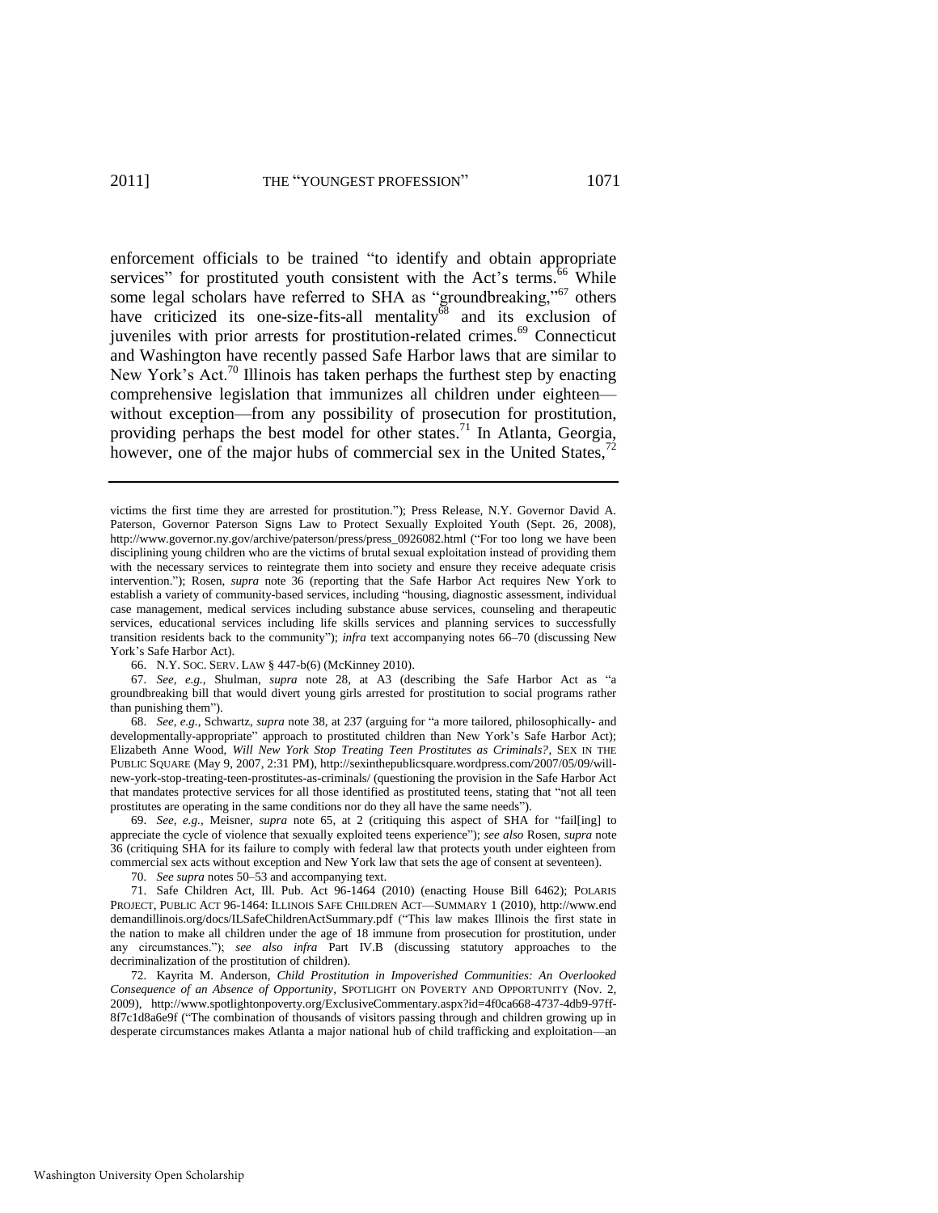enforcement officials to be trained "to identify and obtain appropriate services" for prostituted youth consistent with the Act's terms.[66] While some legal scholars have referred to SHA as "groundbreaking,"[67] others have criticized its one-size-fits-all mentality[68] and its exclusion of juveniles with prior arrests for prostitution-related crimes.[69] Connecticut and Washington have recently passed Safe Harbor laws that are similar to New York's Act.[70] Illinois has taken perhaps the furthest step by enacting comprehensive legislation that immunizes all children under eighteen—without exception—from any possibility of prosecution for prostitution, providing perhaps the best model for other states.[71] In Atlanta, Georgia, however, one of the major hubs of commercial sex in the United States,[72]

---

victims the first time they are arrested for prostitution."); Press Release, N.Y. Governor David A. Paterson, Governor Paterson Signs Law to Protect Sexually Exploited Youth (Sept. 26, 2008), http://www.governor.ny.gov/archive/paterson/press/press_0926082.html ("For too long we have been disciplining young children who are the victims of brutal sexual exploitation instead of providing them with the necessary services to reintegrate them into society and ensure they receive adequate crisis intervention."); Rosen, *supra* note 36 (reporting that the Safe Harbor Act requires New York to establish a variety of community-based services, including "housing, diagnostic assessment, individual case management, medical services including substance abuse services, counseling and therapeutic services, educational services including life skills services and planning services to successfully transition residents back to the community"); *infra* text accompanying notes 66–70 (discussing New York's Safe Harbor Act).

66. N.Y. SOC. SERV. LAW § 447-b(6) (McKinney 2010).

67. *See, e.g.*, Shulman, *supra* note 28, at A3 (describing the Safe Harbor Act as "a groundbreaking bill that would divert young girls arrested for prostitution to social programs rather than punishing them").

68. *See, e.g.*, Schwartz, *supra* note 38, at 237 (arguing for "a more tailored, philosophically- and developmentally-appropriate" approach to prostituted children than New York's Safe Harbor Act); Elizabeth Anne Wood, *Will New York Stop Treating Teen Prostitutes as Criminals?*, SEX IN THE PUBLIC SQUARE (May 9, 2007, 2:31 PM), http://sexinthepublicsquare.wordpress.com/2007/05/09/will-new-york-stop-treating-teen-prostitutes-as-criminals/ (questioning the provision in the Safe Harbor Act that mandates protective services for all those identified as prostituted teens, stating that "not all teen prostitutes are operating in the same conditions nor do they all have the same needs").

69. *See, e.g.*, Meisner, *supra* note 65, at 2 (critiquing this aspect of SHA for "fail[ing] to appreciate the cycle of violence that sexually exploited teens experience"); *see also* Rosen, *supra* note 36 (critiquing SHA for its failure to comply with federal law that protects youth under eighteen from commercial sex acts without exception and New York law that sets the age of consent at seventeen).

70. *See supra* notes 50–53 and accompanying text.

71. Safe Children Act, Ill. Pub. Act 96-1464 (2010) (enacting House Bill 6462); POLARIS PROJECT, PUBLIC ACT 96-1464: ILLINOIS SAFE CHILDREN ACT—SUMMARY 1 (2010), http://www.enddemandillinois.org/docs/ILSafeChildrenActSummary.pdf ("This law makes Illinois the first state in the nation to make all children under the age of 18 immune from prosecution for prostitution, under any circumstances."); *see also infra* Part IV.B (discussing statutory approaches to the decriminalization of the prostitution of children).

72. Kayrita M. Anderson, *Child Prostitution in Impoverished Communities: An Overlooked Consequence of an Absence of Opportunity*, SPOTLIGHT ON POVERTY AND OPPORTUNITY (Nov. 2, 2009), http://www.spotlightonpoverty.org/ExclusiveCommentary.aspx?id=4f0ca668-4737-4db9-97ff-8f7c1d8a6e9f ("The combination of thousands of visitors passing through and children growing up in desperate circumstances makes Atlanta a major national hub of child trafficking and exploitation—an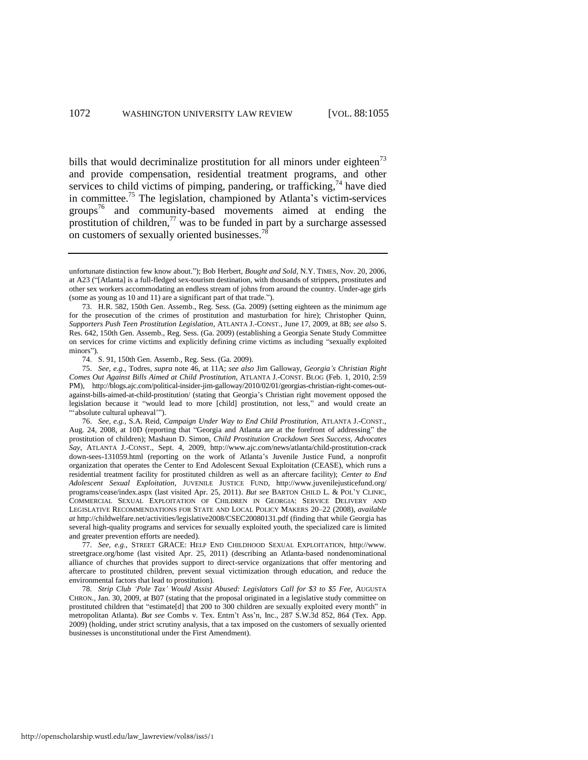bills that would decriminalize prostitution for all minors under eighteen[73] and provide compensation, residential treatment programs, and other services to child victims of pimping, pandering, or trafficking,[74] have died in committee.[75] The legislation, championed by Atlanta's victim-services groups[76] and community-based movements aimed at ending the prostitution of children,[77] was to be funded in part by a surcharge assessed on customers of sexually oriented businesses.[78]

---

unfortunate distinction few know about."); Bob Herbert, *Bought and Sold*, N.Y. TIMES, Nov. 20, 2006, at A23 ("[Atlanta] is a full-fledged sex-tourism destination, with thousands of strippers, prostitutes and other sex workers accommodating an endless stream of johns from around the country. Under-age girls (some as young as 10 and 11) are a significant part of that trade.").

73. H.R. 582, 150th Gen. Assemb., Reg. Sess. (Ga. 2009) (setting eighteen as the minimum age for the prosecution of the crimes of prostitution and masturbation for hire); Christopher Quinn, *Supporters Push Teen Prostitution Legislation*, ATLANTA J.-CONST., June 17, 2009, at 8B; *see also* S. Res. 642, 150th Gen. Assemb., Reg. Sess. (Ga. 2009) (establishing a Georgia Senate Study Committee on services for crime victims and explicitly defining crime victims as including "sexually exploited minors").

74. S. 91, 150th Gen. Assemb., Reg. Sess. (Ga. 2009).

75. *See, e.g.*, Todres, *supra* note 46, at 11A; *see also* Jim Galloway, *Georgia's Christian Right Comes Out Against Bills Aimed at Child Prostitution*, ATLANTA J.-CONST. BLOG (Feb. 1, 2010, 2:59 PM), http://blogs.ajc.com/political-insider-jim-galloway/2010/02/01/georgias-christian-right-comes-out-against-bills-aimed-at-child-prostitution/ (stating that Georgia's Christian right movement opposed the legislation because it "would lead to more [child] prostitution, not less," and would create an "'absolute cultural upheaval'").

76. *See, e.g.*, S.A. Reid, *Campaign Under Way to End Child Prostitution*, ATLANTA J.-CONST., Aug. 24, 2008, at 10D (reporting that "Georgia and Atlanta are at the forefront of addressing" the prostitution of children); Mashaun D. Simon, *Child Prostitution Crackdown Sees Success, Advocates Say*, ATLANTA J.-CONST., Sept. 4, 2009, http://www.ajc.com/news/atlanta/child-prostitution-crackdown-sees-131059.html (reporting on the work of Atlanta's Juvenile Justice Fund, a nonprofit organization that operates the Center to End Adolescent Sexual Exploitation (CEASE), which runs a residential treatment facility for prostituted children as well as an aftercare facility); *Center to End Adolescent Sexual Exploitation*, JUVENILE JUSTICE FUND, http://www.juvenilejusticefund.org/programs/cease/index.aspx (last visited Apr. 25, 2011). *But see* BARTON CHILD L. & POL'Y CLINIC, COMMERCIAL SEXUAL EXPLOITATION OF CHILDREN IN GEORGIA: SERVICE DELIVERY AND LEGISLATIVE RECOMMENDATIONS FOR STATE AND LOCAL POLICY MAKERS 20–22 (2008), *available at* http://childwelfare.net/activities/legislative2008/CSEC20080131.pdf (finding that while Georgia has several high-quality programs and services for sexually exploited youth, the specialized care is limited and greater prevention efforts are needed).

77. *See, e.g.*, STREET GRACE: HELP END CHILDHOOD SEXUAL EXPLOITATION, http://www.streetgrace.org/home (last visited Apr. 25, 2011) (describing an Atlanta-based nondenominational alliance of churches that provides support to direct-service organizations that offer mentoring and aftercare to prostituted children, prevent sexual victimization through education, and reduce the environmental factors that lead to prostitution).

78. *Strip Club 'Pole Tax' Would Assist Abused: Legislators Call for $3 to $5 Fee*, AUGUSTA CHRON., Jan. 30, 2009, at B07 (stating that the proposal originated in a legislative study committee on prostituted children that "estimate[d] that 200 to 300 children are sexually exploited every month" in metropolitan Atlanta). *But see* Combs v. Tex. Entm't Ass'n, Inc., 287 S.W.3d 852, 864 (Tex. App. 2009) (holding, under strict scrutiny analysis, that a tax imposed on the customers of sexually oriented businesses is unconstitutional under the First Amendment).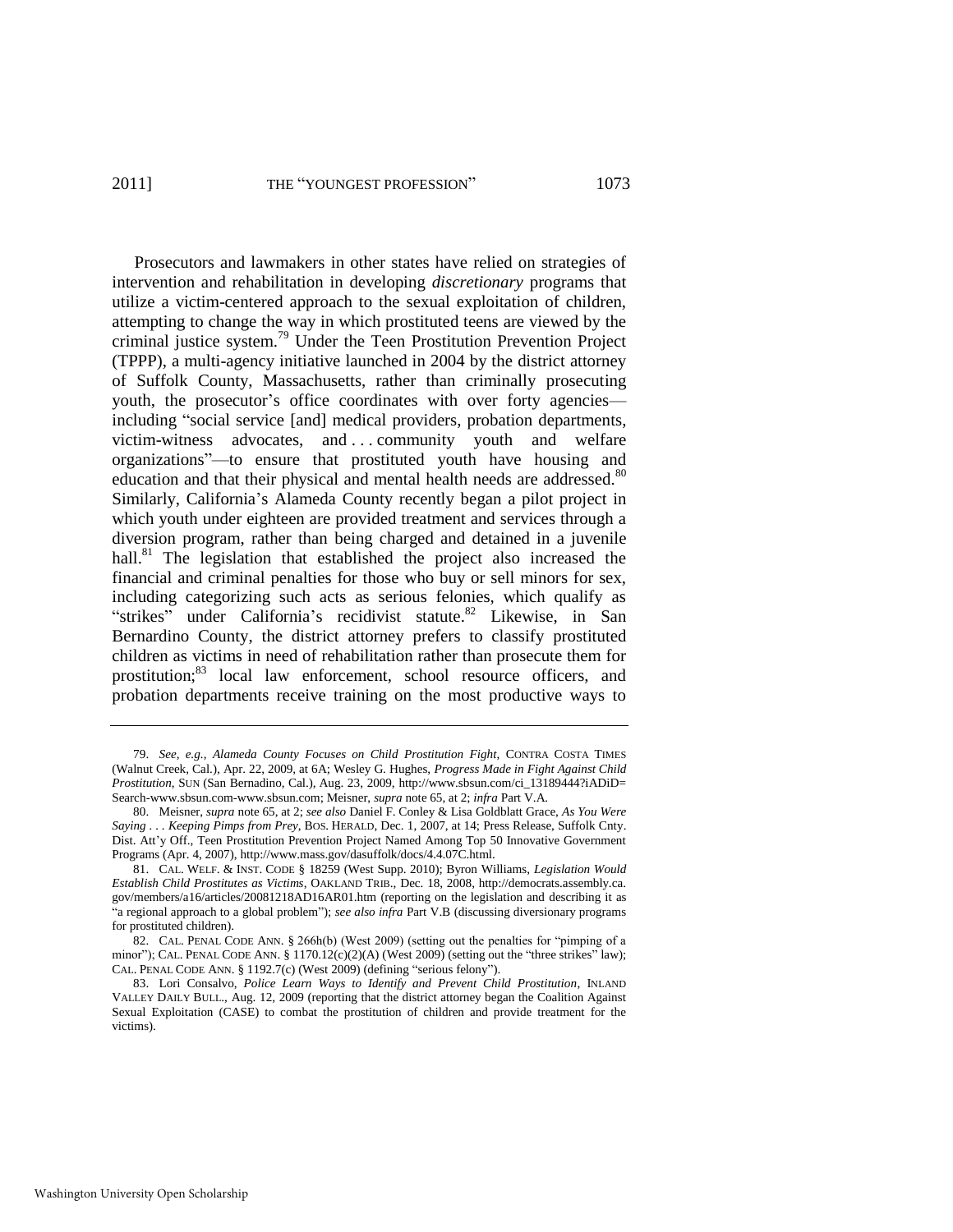Prosecutors and lawmakers in other states have relied on strategies of intervention and rehabilitation in developing *discretionary* programs that utilize a victim-centered approach to the sexual exploitation of children, attempting to change the way in which prostituted teens are viewed by the criminal justice system.[79] Under the Teen Prostitution Prevention Project (TPPP), a multi-agency initiative launched in 2004 by the district attorney of Suffolk County, Massachusetts, rather than criminally prosecuting youth, the prosecutor's office coordinates with over forty agencies—including "social service [and] medical providers, probation departments, victim-witness advocates, and . . . community youth and welfare organizations"—to ensure that prostituted youth have housing and education and that their physical and mental health needs are addressed.[80] Similarly, California's Alameda County recently began a pilot project in which youth under eighteen are provided treatment and services through a diversion program, rather than being charged and detained in a juvenile hall.[81] The legislation that established the project also increased the financial and criminal penalties for those who buy or sell minors for sex, including categorizing such acts as serious felonies, which qualify as "strikes" under California's recidivist statute.[82] Likewise, in San Bernardino County, the district attorney prefers to classify prostituted children as victims in need of rehabilitation rather than prosecute them for prostitution;[83] local law enforcement, school resource officers, and probation departments receive training on the most productive ways to

---

79. *See, e.g.*, *Alameda County Focuses on Child Prostitution Fight*, CONTRA COSTA TIMES (Walnut Creek, Cal.), Apr. 22, 2009, at 6A; Wesley G. Hughes, *Progress Made in Fight Against Child Prostitution*, SUN (San Bernadino, Cal.), Aug. 23, 2009, http://www.sbsun.com/ci_13189444?iADiD=Search-www.sbsun.com-www.sbsun.com; Meisner, *supra* note 65, at 2; *infra* Part V.A.

80. Meisner, *supra* note 65, at 2; *see also* Daniel F. Conley & Lisa Goldblatt Grace, *As You Were Saying . . . Keeping Pimps from Prey*, BOS. HERALD, Dec. 1, 2007, at 14; Press Release, Suffolk Cnty. Dist. Att'y Off., Teen Prostitution Prevention Project Named Among Top 50 Innovative Government Programs (Apr. 4, 2007), http://www.mass.gov/dasuffolk/docs/4.4.07C.html.

81. CAL. WELF. & INST. CODE § 18259 (West Supp. 2010); Byron Williams, *Legislation Would Establish Child Prostitutes as Victims*, OAKLAND TRIB., Dec. 18, 2008, http://democrats.assembly.ca.gov/members/a16/articles/20081218AD16AR01.htm (reporting on the legislation and describing it as "a regional approach to a global problem"); *see also infra* Part V.B (discussing diversionary programs for prostituted children).

82. CAL. PENAL CODE ANN. § 266h(b) (West 2009) (setting out the penalties for "pimping of a minor"); CAL. PENAL CODE ANN. § 1170.12(c)(2)(A) (West 2009) (setting out the "three strikes" law); CAL. PENAL CODE ANN. § 1192.7(c) (West 2009) (defining "serious felony").

83. Lori Consalvo, *Police Learn Ways to Identify and Prevent Child Prostitution*, INLAND VALLEY DAILY BULL., Aug. 12, 2009 (reporting that the district attorney began the Coalition Against Sexual Exploitation (CASE) to combat the prostitution of children and provide treatment for the victims).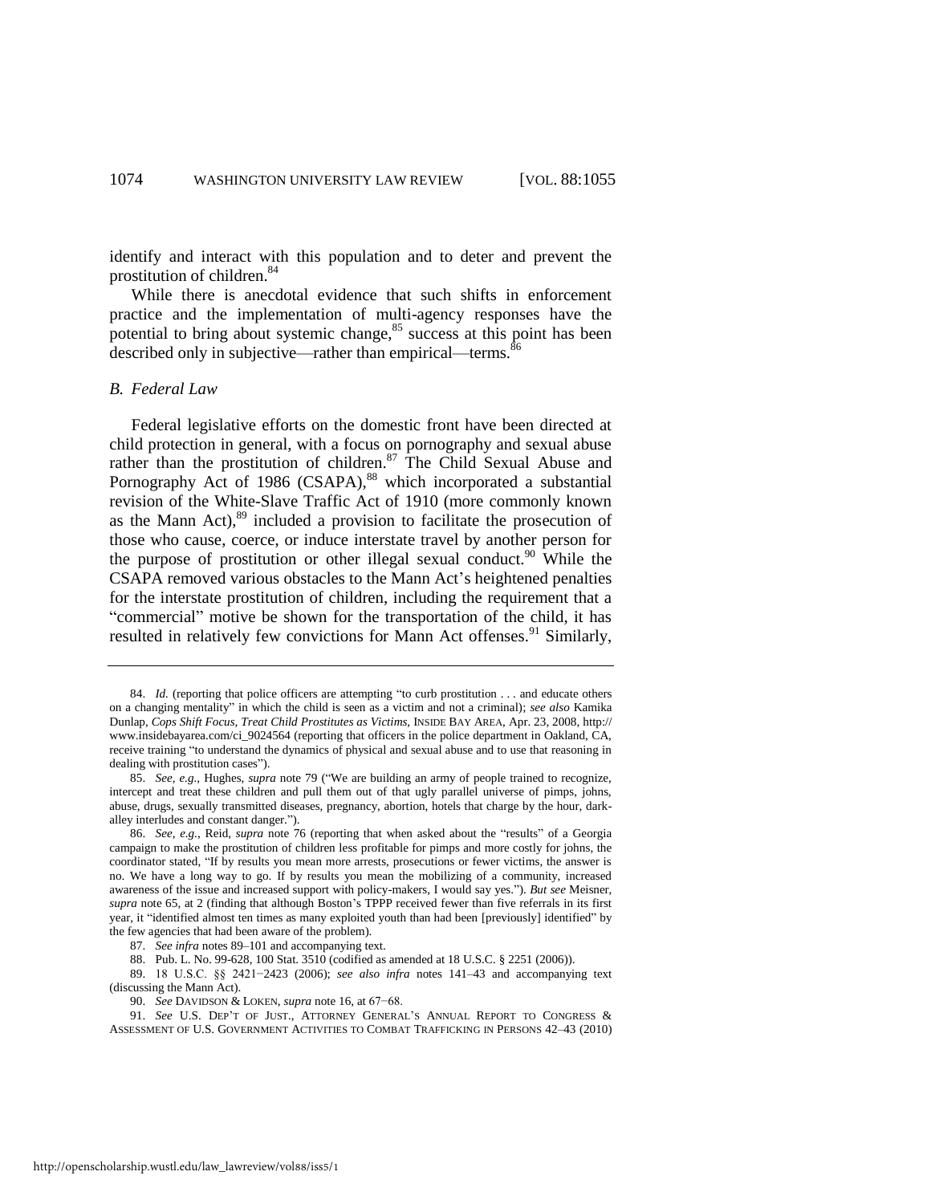identify and interact with this population and to deter and prevent the prostitution of children.[84]

While there is anecdotal evidence that such shifts in enforcement practice and the implementation of multi-agency responses have the potential to bring about systemic change,[85] success at this point has been described only in subjective—rather than empirical—terms.[86]

### *B. Federal Law*

Federal legislative efforts on the domestic front have been directed at child protection in general, with a focus on pornography and sexual abuse rather than the prostitution of children.[87] The Child Sexual Abuse and Pornography Act of 1986 (CSAPA),[88] which incorporated a substantial revision of the White-Slave Traffic Act of 1910 (more commonly known as the Mann Act),[89] included a provision to facilitate the prosecution of those who cause, coerce, or induce interstate travel by another person for the purpose of prostitution or other illegal sexual conduct.[90] While the CSAPA removed various obstacles to the Mann Act's heightened penalties for the interstate prostitution of children, including the requirement that a "commercial" motive be shown for the transportation of the child, it has resulted in relatively few convictions for Mann Act offenses.[91] Similarly,

---

84. *Id.* (reporting that police officers are attempting "to curb prostitution . . . and educate others on a changing mentality" in which the child is seen as a victim and not a criminal); *see also* Kamika Dunlap, *Cops Shift Focus, Treat Child Prostitutes as Victims*, INSIDE BAY AREA, Apr. 23, 2008, http://www.insidebayarea.com/ci_9024564 (reporting that officers in the police department in Oakland, CA, receive training "to understand the dynamics of physical and sexual abuse and to use that reasoning in dealing with prostitution cases").

85. *See, e.g.*, Hughes, *supra* note 79 ("We are building an army of people trained to recognize, intercept and treat these children and pull them out of that ugly parallel universe of pimps, johns, abuse, drugs, sexually transmitted diseases, pregnancy, abortion, hotels that charge by the hour, dark-alley interludes and constant danger.").

86. *See, e.g.*, Reid, *supra* note 76 (reporting that when asked about the "results" of a Georgia campaign to make the prostitution of children less profitable for pimps and more costly for johns, the coordinator stated, "If by results you mean more arrests, prosecutions or fewer victims, the answer is no. We have a long way to go. If by results you mean the mobilizing of a community, increased awareness of the issue and increased support with policy-makers, I would say yes."). *But see* Meisner, *supra* note 65, at 2 (finding that although Boston's TPPP received fewer than five referrals in its first year, it "identified almost ten times as many exploited youth than had been [previously] identified" by the few agencies that had been aware of the problem).

87. *See infra* notes 89–101 and accompanying text.

88. Pub. L. No. 99-628, 100 Stat. 3510 (codified as amended at 18 U.S.C. § 2251 (2006)).

89. 18 U.S.C. §§ 2421−2423 (2006); *see also infra* notes 141–43 and accompanying text (discussing the Mann Act).

90. *See* DAVIDSON & LOKEN, *supra* note 16, at 67−68.

91. *See* U.S. DEP'T OF JUST., ATTORNEY GENERAL'S ANNUAL REPORT TO CONGRESS & ASSESSMENT OF U.S. GOVERNMENT ACTIVITIES TO COMBAT TRAFFICKING IN PERSONS 42–43 (2010)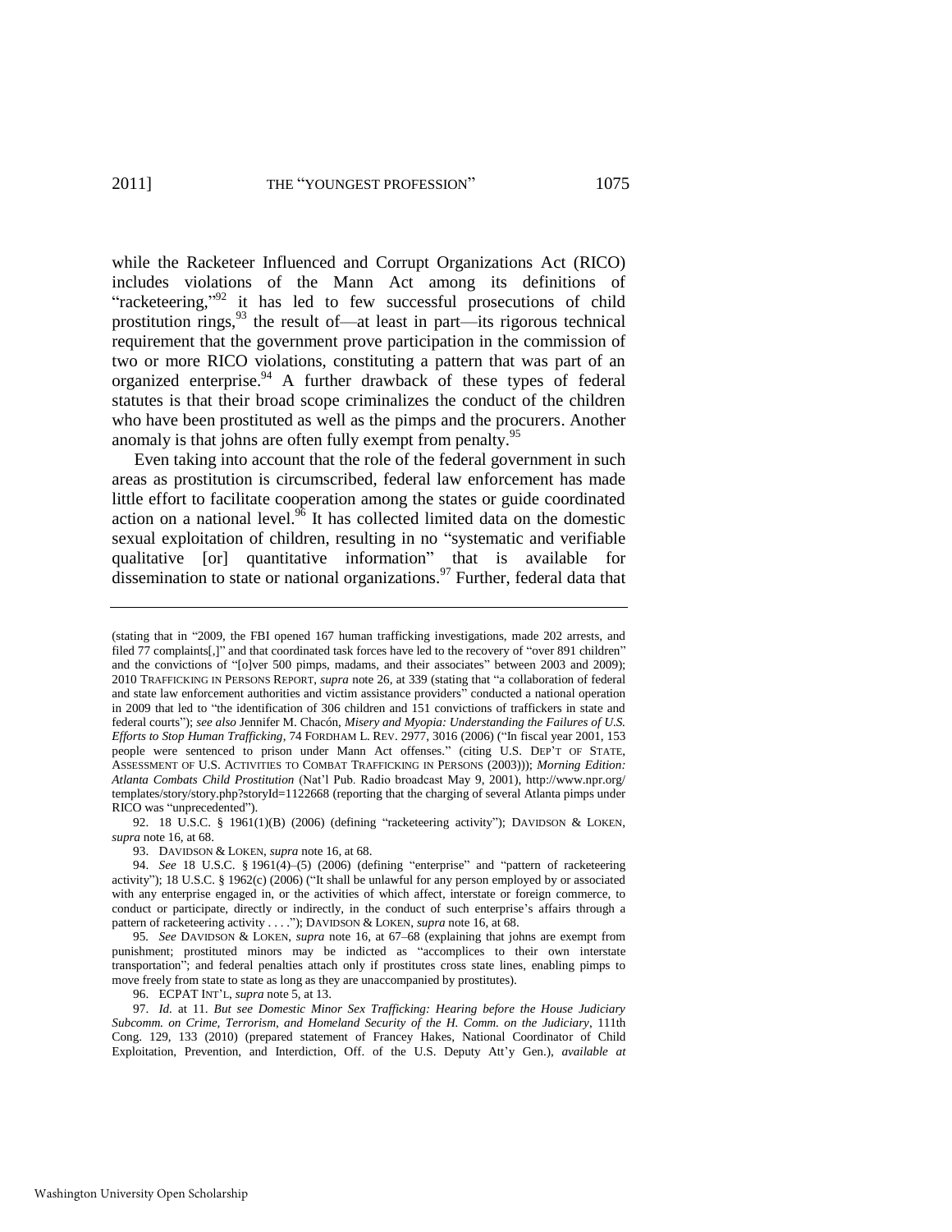while the Racketeer Influenced and Corrupt Organizations Act (RICO) includes violations of the Mann Act among its definitions of "racketeering,"[92] it has led to few successful prosecutions of child prostitution rings,[93] the result of—at least in part—its rigorous technical requirement that the government prove participation in the commission of two or more RICO violations, constituting a pattern that was part of an organized enterprise.[94] A further drawback of these types of federal statutes is that their broad scope criminalizes the conduct of the children who have been prostituted as well as the pimps and the procurers. Another anomaly is that johns are often fully exempt from penalty.[95]

Even taking into account that the role of the federal government in such areas as prostitution is circumscribed, federal law enforcement has made little effort to facilitate cooperation among the states or guide coordinated action on a national level.[96] It has collected limited data on the domestic sexual exploitation of children, resulting in no "systematic and verifiable qualitative [or] quantitative information" that is available for dissemination to state or national organizations.[97] Further, federal data that

---

(stating that in "2009, the FBI opened 167 human trafficking investigations, made 202 arrests, and filed 77 complaints[,]" and that coordinated task forces have led to the recovery of "over 891 children" and the convictions of "[o]ver 500 pimps, madams, and their associates" between 2003 and 2009); 2010 TRAFFICKING IN PERSONS REPORT, *supra* note 26, at 339 (stating that "a collaboration of federal and state law enforcement authorities and victim assistance providers" conducted a national operation in 2009 that led to "the identification of 306 children and 151 convictions of traffickers in state and federal courts"); *see also* Jennifer M. Chacón, *Misery and Myopia: Understanding the Failures of U.S. Efforts to Stop Human Trafficking*, 74 FORDHAM L. REV. 2977, 3016 (2006) ("In fiscal year 2001, 153 people were sentenced to prison under Mann Act offenses." (citing U.S. DEP'T OF STATE, ASSESSMENT OF U.S. ACTIVITIES TO COMBAT TRAFFICKING IN PERSONS (2003))); *Morning Edition: Atlanta Combats Child Prostitution* (Nat'l Pub. Radio broadcast May 9, 2001), http://www.npr.org/templates/story/story.php?storyId=1122668 (reporting that the charging of several Atlanta pimps under RICO was "unprecedented").

92. 18 U.S.C. § 1961(1)(B) (2006) (defining "racketeering activity"); DAVIDSON & LOKEN, *supra* note 16, at 68.

93. DAVIDSON & LOKEN, *supra* note 16, at 68.

94. *See* 18 U.S.C. § 1961(4)–(5) (2006) (defining "enterprise" and "pattern of racketeering activity"); 18 U.S.C. § 1962(c) (2006) ("It shall be unlawful for any person employed by or associated with any enterprise engaged in, or the activities of which affect, interstate or foreign commerce, to conduct or participate, directly or indirectly, in the conduct of such enterprise's affairs through a pattern of racketeering activity . . . ."); DAVIDSON & LOKEN, *supra* note 16, at 68.

95. *See* DAVIDSON & LOKEN, *supra* note 16, at 67–68 (explaining that johns are exempt from punishment; prostituted minors may be indicted as "accomplices to their own interstate transportation"; and federal penalties attach only if prostitutes cross state lines, enabling pimps to move freely from state to state as long as they are unaccompanied by prostitutes).

96. ECPAT INT'L, *supra* note 5, at 13.

97. *Id.* at 11. *But see Domestic Minor Sex Trafficking: Hearing before the House Judiciary Subcomm. on Crime, Terrorism, and Homeland Security of the H. Comm. on the Judiciary*, 111th Cong. 129, 133 (2010) (prepared statement of Francey Hakes, National Coordinator of Child Exploitation, Prevention, and Interdiction, Off. of the U.S. Deputy Att'y Gen.), *available at*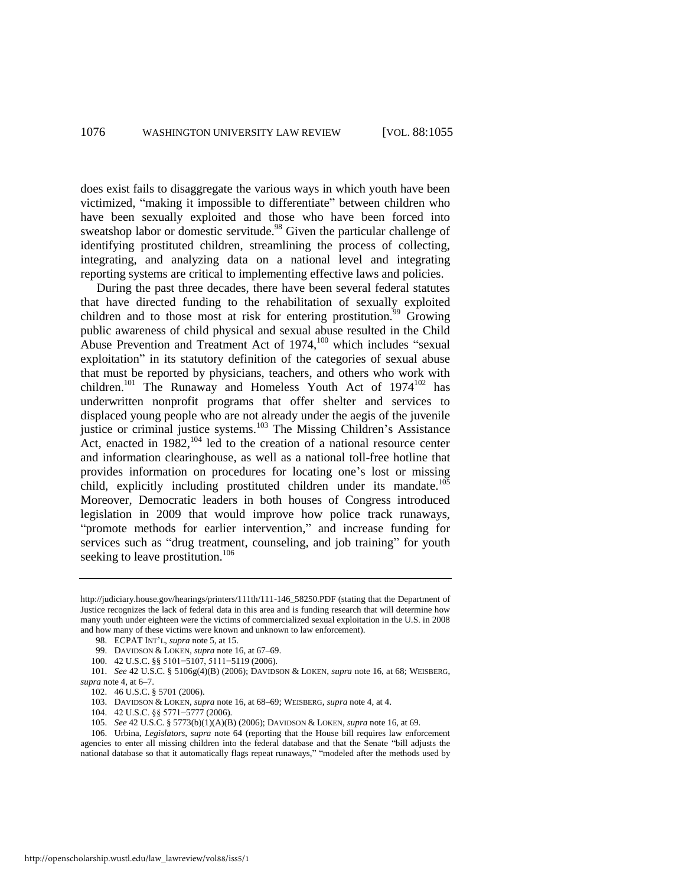does exist fails to disaggregate the various ways in which youth have been victimized, "making it impossible to differentiate" between children who have been sexually exploited and those who have been forced into sweatshop labor or domestic servitude.[98] Given the particular challenge of identifying prostituted children, streamlining the process of collecting, integrating, and analyzing data on a national level and integrating reporting systems are critical to implementing effective laws and policies.

During the past three decades, there have been several federal statutes that have directed funding to the rehabilitation of sexually exploited children and to those most at risk for entering prostitution.[99] Growing public awareness of child physical and sexual abuse resulted in the Child Abuse Prevention and Treatment Act of 1974,[100] which includes "sexual exploitation" in its statutory definition of the categories of sexual abuse that must be reported by physicians, teachers, and others who work with children.[101] The Runaway and Homeless Youth Act of 1974[102] has underwritten nonprofit programs that offer shelter and services to displaced young people who are not already under the aegis of the juvenile justice or criminal justice systems.[103] The Missing Children's Assistance Act, enacted in 1982,[104] led to the creation of a national resource center and information clearinghouse, as well as a national toll-free hotline that provides information on procedures for locating one's lost or missing child, explicitly including prostituted children under its mandate.[105] Moreover, Democratic leaders in both houses of Congress introduced legislation in 2009 that would improve how police track runaways, "promote methods for earlier intervention," and increase funding for services such as "drug treatment, counseling, and job training" for youth seeking to leave prostitution.[106]

---

http://judiciary.house.gov/hearings/printers/111th/111-146_58250.PDF (stating that the Department of Justice recognizes the lack of federal data in this area and is funding research that will determine how many youth under eighteen were the victims of commercialized sexual exploitation in the U.S. in 2008 and how many of these victims were known and unknown to law enforcement).

98. ECPAT INT'L, *supra* note 5, at 15.

99. DAVIDSON & LOKEN, *supra* note 16, at 67–69.

100. 42 U.S.C. §§ 5101–5107, 5111–5119 (2006).

101. *See* 42 U.S.C. § 5106g(4)(B) (2006); DAVIDSON & LOKEN, *supra* note 16, at 68; WEISBERG, *supra* note 4, at 6–7.

102. 46 U.S.C. § 5701 (2006).

103. DAVIDSON & LOKEN, *supra* note 16, at 68–69; WEISBERG, *supra* note 4, at 4.

104. 42 U.S.C. §§ 5771–5777 (2006).

105. *See* 42 U.S.C. § 5773(b)(1)(A)(B) (2006); DAVIDSON & LOKEN, *supra* note 16, at 69.

106. Urbina, *Legislators*, *supra* note 64 (reporting that the House bill requires law enforcement agencies to enter all missing children into the federal database and that the Senate "bill adjusts the national database so that it automatically flags repeat runaways," "modeled after the methods used by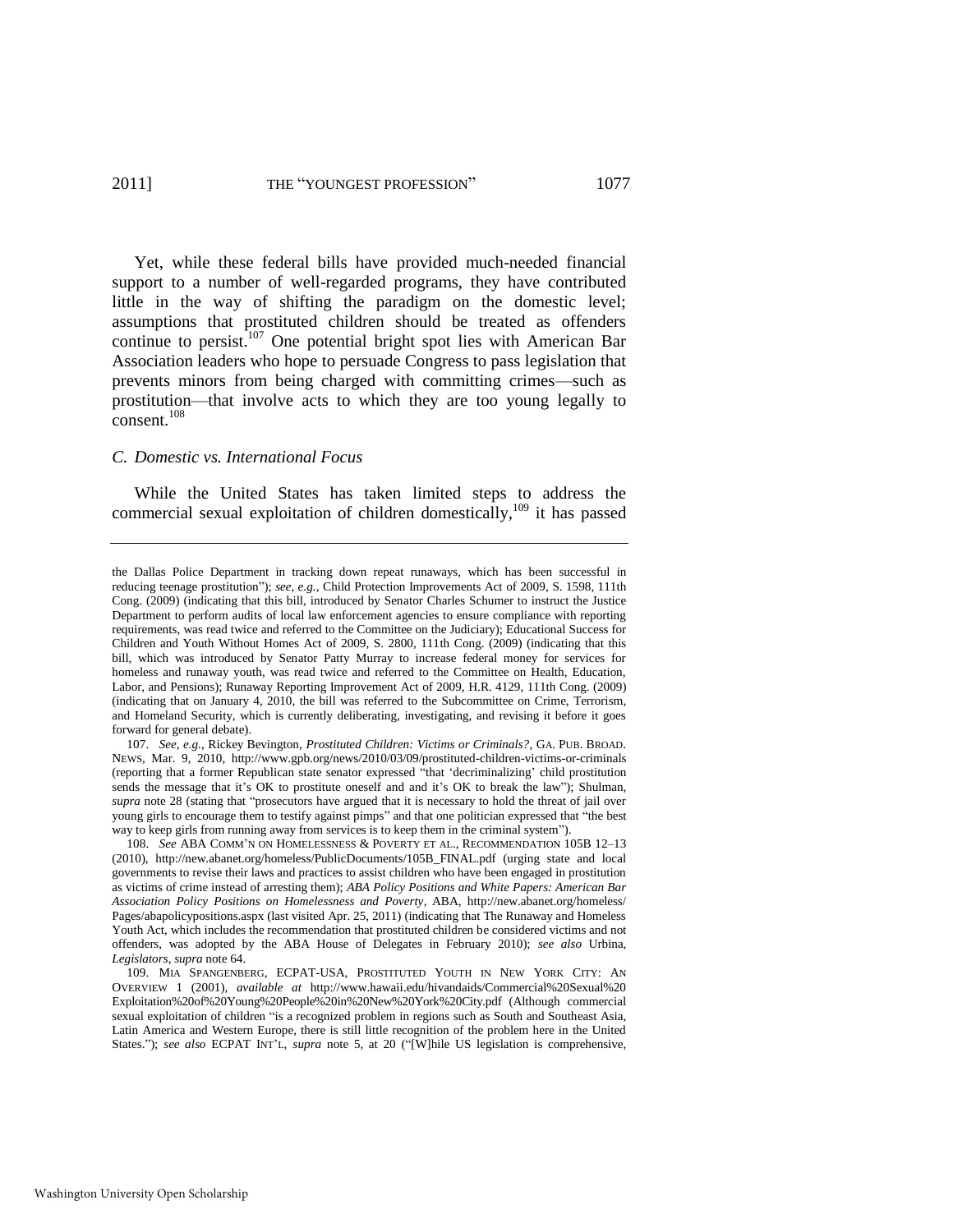Yet, while these federal bills have provided much-needed financial support to a number of well-regarded programs, they have contributed little in the way of shifting the paradigm on the domestic level; assumptions that prostituted children should be treated as offenders continue to persist.[107] One potential bright spot lies with American Bar Association leaders who hope to persuade Congress to pass legislation that prevents minors from being charged with committing crimes—such as prostitution—that involve acts to which they are too young legally to consent.[108]

### *C. Domestic vs. International Focus*

While the United States has taken limited steps to address the commercial sexual exploitation of children domestically,[109] it has passed

---

the Dallas Police Department in tracking down repeat runaways, which has been successful in reducing teenage prostitution"); *see, e.g.*, Child Protection Improvements Act of 2009, S. 1598, 111th Cong. (2009) (indicating that this bill, introduced by Senator Charles Schumer to instruct the Justice Department to perform audits of local law enforcement agencies to ensure compliance with reporting requirements, was read twice and referred to the Committee on the Judiciary); Educational Success for Children and Youth Without Homes Act of 2009, S. 2800, 111th Cong. (2009) (indicating that this bill, which was introduced by Senator Patty Murray to increase federal money for services for homeless and runaway youth, was read twice and referred to the Committee on Health, Education, Labor, and Pensions); Runaway Reporting Improvement Act of 2009, H.R. 4129, 111th Cong. (2009) (indicating that on January 4, 2010, the bill was referred to the Subcommittee on Crime, Terrorism, and Homeland Security, which is currently deliberating, investigating, and revising it before it goes forward for general debate).

107. *See, e.g.*, Rickey Bevington, *Prostituted Children: Victims or Criminals?*, GA. PUB. BROAD. NEWS, Mar. 9, 2010, http://www.gpb.org/news/2010/03/09/prostituted-children-victims-or-criminals (reporting that a former Republican state senator expressed "that 'decriminalizing' child prostitution sends the message that it's OK to prostitute oneself and and it's OK to break the law"); Shulman, *supra* note 28 (stating that "prosecutors have argued that it is necessary to hold the threat of jail over young girls to encourage them to testify against pimps" and that one politician expressed that "the best way to keep girls from running away from services is to keep them in the criminal system").

108. *See* ABA COMM'N ON HOMELESSNESS & POVERTY ET AL., RECOMMENDATION 105B 12–13 (2010), http://new.abanet.org/homeless/PublicDocuments/105B_FINAL.pdf (urging state and local governments to revise their laws and practices to assist children who have been engaged in prostitution as victims of crime instead of arresting them); *ABA Policy Positions and White Papers: American Bar Association Policy Positions on Homelessness and Poverty*, ABA, http://new.abanet.org/homeless/Pages/abapolicypositions.aspx (last visited Apr. 25, 2011) (indicating that The Runaway and Homeless Youth Act, which includes the recommendation that prostituted children be considered victims and not offenders, was adopted by the ABA House of Delegates in February 2010); *see also* Urbina, *Legislators*, *supra* note 64.

109. MIA SPANGENBERG, ECPAT-USA, PROSTITUTED YOUTH IN NEW YORK CITY: AN OVERVIEW 1 (2001), *available at* http://www.hawaii.edu/hivandaids/Commercial%20Sexual%20Exploitation%20of%20Young%20People%20in%20New%20York%20City.pdf (Although commercial sexual exploitation of children "is a recognized problem in regions such as South and Southeast Asia, Latin America and Western Europe, there is still little recognition of the problem here in the United States."); *see also* ECPAT INT'L, *supra* note 5, at 20 ("[W]hile US legislation is comprehensive,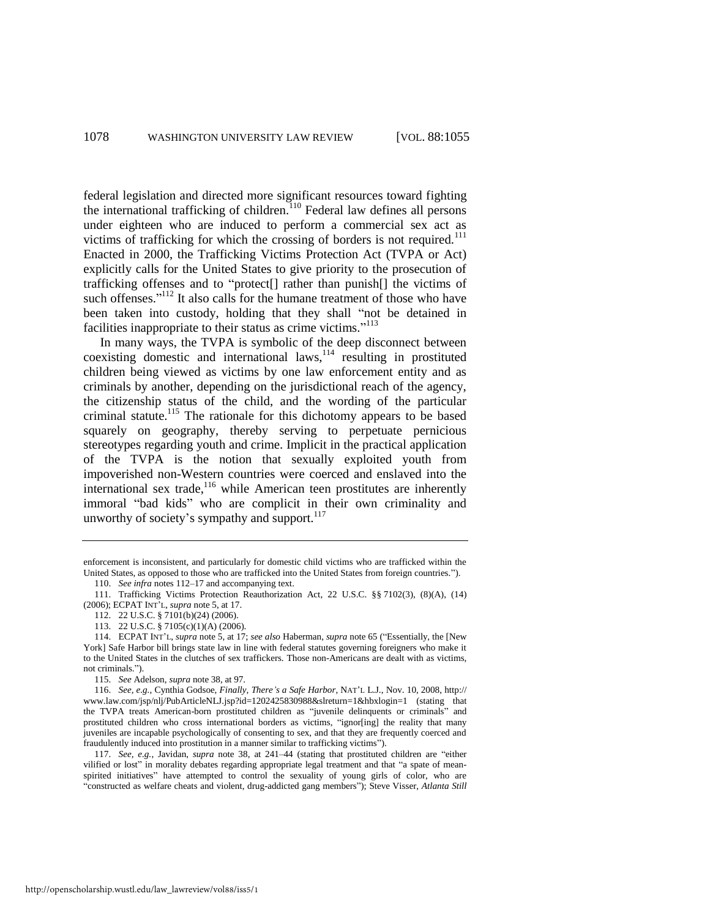federal legislation and directed more significant resources toward fighting the international trafficking of children.[110] Federal law defines all persons under eighteen who are induced to perform a commercial sex act as victims of trafficking for which the crossing of borders is not required.[111] Enacted in 2000, the Trafficking Victims Protection Act (TVPA or Act) explicitly calls for the United States to give priority to the prosecution of trafficking offenses and to "protect[] rather than punish[] the victims of such offenses."[112] It also calls for the humane treatment of those who have been taken into custody, holding that they shall "not be detained in facilities inappropriate to their status as crime victims."[113]

In many ways, the TVPA is symbolic of the deep disconnect between coexisting domestic and international laws,[114] resulting in prostituted children being viewed as victims by one law enforcement entity and as criminals by another, depending on the jurisdictional reach of the agency, the citizenship status of the child, and the wording of the particular criminal statute.[115] The rationale for this dichotomy appears to be based squarely on geography, thereby serving to perpetuate pernicious stereotypes regarding youth and crime. Implicit in the practical application of the TVPA is the notion that sexually exploited youth from impoverished non-Western countries were coerced and enslaved into the international sex trade,[116] while American teen prostitutes are inherently immoral "bad kids" who are complicit in their own criminality and unworthy of society's sympathy and support.[117]

---

enforcement is inconsistent, and particularly for domestic child victims who are trafficked within the United States, as opposed to those who are trafficked into the United States from foreign countries.").

110. *See infra* notes 112–17 and accompanying text.

111. Trafficking Victims Protection Reauthorization Act, 22 U.S.C. §§ 7102(3), (8)(A), (14) (2006); ECPAT INT'L, *supra* note 5, at 17.

112. 22 U.S.C. § 7101(b)(24) (2006).

113. 22 U.S.C. § 7105(c)(1)(A) (2006).

114. ECPAT INT'L, *supra* note 5, at 17; *see also* Haberman, *supra* note 65 ("Essentially, the [New York] Safe Harbor bill brings state law in line with federal statutes governing foreigners who make it to the United States in the clutches of sex traffickers. Those non-Americans are dealt with as victims, not criminals.").

115. *See* Adelson, *supra* note 38, at 97.

116. *See, e.g.*, Cynthia Godsoe, *Finally, There's a Safe Harbor*, NAT'L L.J., Nov. 10, 2008, http://www.law.com/jsp/nlj/PubArticleNLJ.jsp?id=1202425830988&slreturn=1&hbxlogin=1 (stating that the TVPA treats American-born prostituted children as "juvenile delinquents or criminals" and prostituted children who cross international borders as victims, "ignor[ing] the reality that many juveniles are incapable psychologically of consenting to sex, and that they are frequently coerced and fraudulently induced into prostitution in a manner similar to trafficking victims").

117. *See, e.g.*, Javidan, *supra* note 38, at 241–44 (stating that prostituted children are "either vilified or lost" in morality debates regarding appropriate legal treatment and that "a spate of mean-spirited initiatives" have attempted to control the sexuality of young girls of color, who are "constructed as welfare cheats and violent, drug-addicted gang members"); Steve Visser, *Atlanta Still*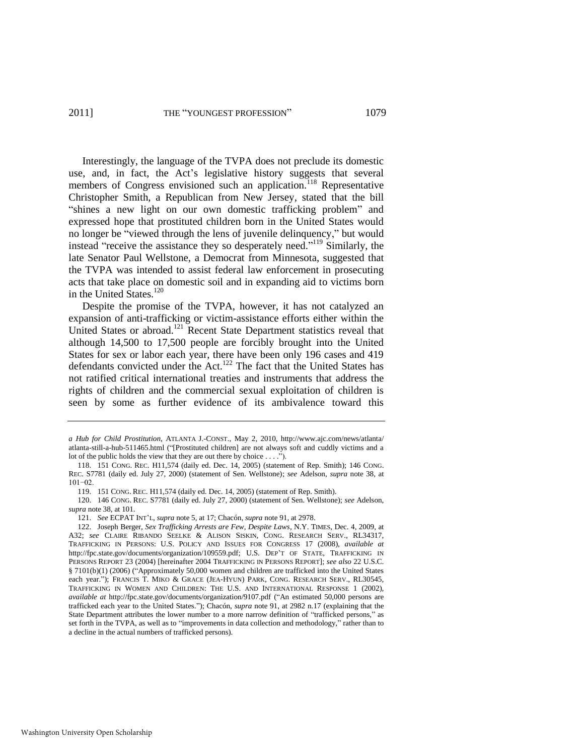Interestingly, the language of the TVPA does not preclude its domestic use, and, in fact, the Act's legislative history suggests that several members of Congress envisioned such an application.[118] Representative Christopher Smith, a Republican from New Jersey, stated that the bill "shines a new light on our own domestic trafficking problem" and expressed hope that prostituted children born in the United States would no longer be "viewed through the lens of juvenile delinquency," but would instead "receive the assistance they so desperately need."[119] Similarly, the late Senator Paul Wellstone, a Democrat from Minnesota, suggested that the TVPA was intended to assist federal law enforcement in prosecuting acts that take place on domestic soil and in expanding aid to victims born in the United States.[120]

Despite the promise of the TVPA, however, it has not catalyzed an expansion of anti-trafficking or victim-assistance efforts either within the United States or abroad.[121] Recent State Department statistics reveal that although 14,500 to 17,500 people are forcibly brought into the United States for sex or labor each year, there have been only 196 cases and 419 defendants convicted under the Act.[122] The fact that the United States has not ratified critical international treaties and instruments that address the rights of children and the commercial sexual exploitation of children is seen by some as further evidence of its ambivalence toward this

---

*a Hub for Child Prostitution*, ATLANTA J.-CONST., May 2, 2010, http://www.ajc.com/news/atlanta/atlanta-still-a-hub-511465.html ("[Prostituted children] are not always soft and cuddly victims and a lot of the public holds the view that they are out there by choice . . . .").

118. 151 CONG. REC. H11,574 (daily ed. Dec. 14, 2005) (statement of Rep. Smith); 146 CONG. REC. S7781 (daily ed. July 27, 2000) (statement of Sen. Wellstone); *see* Adelson, *supra* note 38, at 101–02.

119. 151 CONG. REC. H11,574 (daily ed. Dec. 14, 2005) (statement of Rep. Smith).

120. 146 CONG. REC. S7781 (daily ed. July 27, 2000) (statement of Sen. Wellstone); *see* Adelson, *supra* note 38, at 101.

121. *See* ECPAT INT'L, *supra* note 5, at 17; Chacón, *supra* note 91, at 2978.

122. Joseph Berger, *Sex Trafficking Arrests are Few, Despite Laws*, N.Y. TIMES, Dec. 4, 2009, at A32; *see* CLAIRE RIBANDO SEELKE & ALISON SISKIN, CONG. RESEARCH SERV., RL34317, TRAFFICKING IN PERSONS: U.S. POLICY AND ISSUES FOR CONGRESS 17 (2008), *available at* http://fpc.state.gov/documents/organization/109559.pdf; U.S. DEP'T OF STATE, TRAFFICKING IN PERSONS REPORT 23 (2004) [hereinafter 2004 TRAFFICKING IN PERSONS REPORT]; *see also* 22 U.S.C. § 7101(b)(1) (2006) ("Approximately 50,000 women and children are trafficked into the United States each year."); FRANCIS T. MIKO & GRACE (JEA-HYUN) PARK, CONG. RESEARCH SERV., RL30545, TRAFFICKING IN WOMEN AND CHILDREN: THE U.S. AND INTERNATIONAL RESPONSE 1 (2002), *available at* http://fpc.state.gov/documents/organization/9107.pdf ("An estimated 50,000 persons are trafficked each year to the United States."); Chacón, *supra* note 91, at 2982 n.17 (explaining that the State Department attributes the lower number to a more narrow definition of "trafficked persons," as set forth in the TVPA, as well as to "improvements in data collection and methodology," rather than to a decline in the actual numbers of trafficked persons).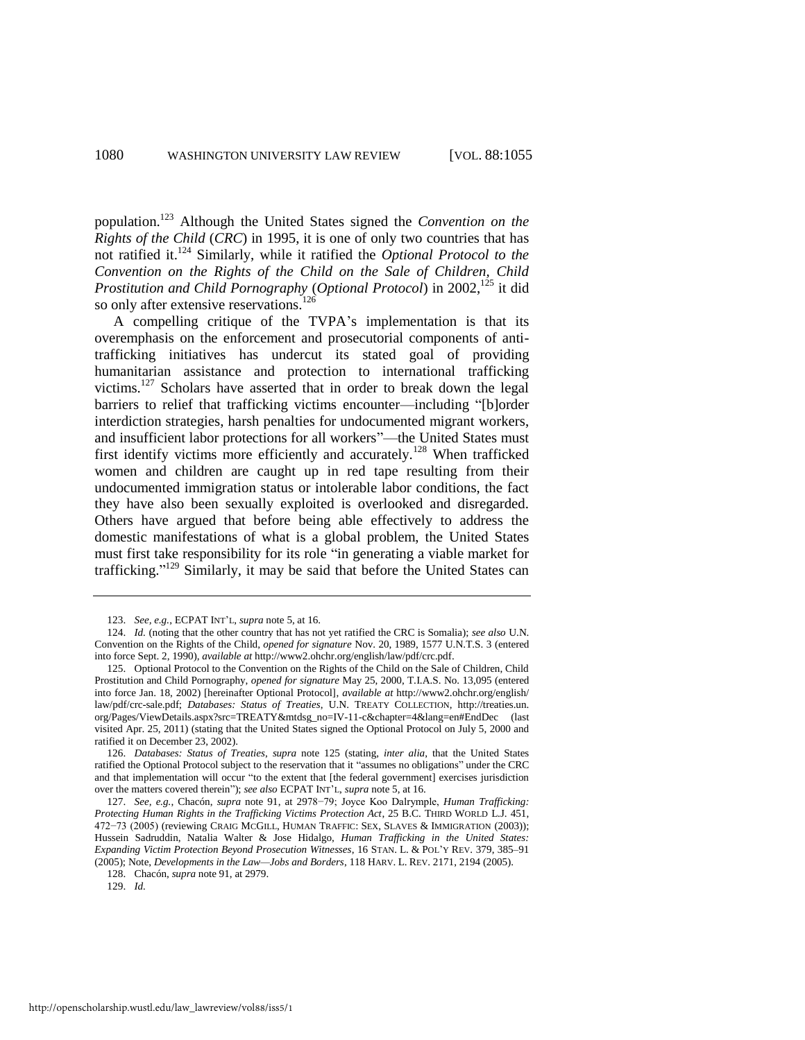population.[123] Although the United States signed the *Convention on the Rights of the Child* (*CRC*) in 1995, it is one of only two countries that has not ratified it.[124] Similarly, while it ratified the *Optional Protocol to the Convention on the Rights of the Child on the Sale of Children, Child Prostitution and Child Pornography* (*Optional Protocol*) in 2002,[125] it did so only after extensive reservations.[126]

A compelling critique of the TVPA's implementation is that its overemphasis on the enforcement and prosecutorial components of anti-trafficking initiatives has undercut its stated goal of providing humanitarian assistance and protection to international trafficking victims.[127] Scholars have asserted that in order to break down the legal barriers to relief that trafficking victims encounter—including "[b]order interdiction strategies, harsh penalties for undocumented migrant workers, and insufficient labor protections for all workers"—the United States must first identify victims more efficiently and accurately.[128] When trafficked women and children are caught up in red tape resulting from their undocumented immigration status or intolerable labor conditions, the fact they have also been sexually exploited is overlooked and disregarded. Others have argued that before being able effectively to address the domestic manifestations of what is a global problem, the United States must first take responsibility for its role "in generating a viable market for trafficking."[129] Similarly, it may be said that before the United States can

---

123. *See, e.g.*, ECPAT INT'L, *supra* note 5, at 16.

124. *Id.* (noting that the other country that has not yet ratified the CRC is Somalia); *see also* U.N. Convention on the Rights of the Child, *opened for signature* Nov. 20, 1989, 1577 U.N.T.S. 3 (entered into force Sept. 2, 1990), *available at* http://www2.ohchr.org/english/law/pdf/crc.pdf.

125. Optional Protocol to the Convention on the Rights of the Child on the Sale of Children, Child Prostitution and Child Pornography, *opened for signature* May 25, 2000, T.I.A.S. No. 13,095 (entered into force Jan. 18, 2002) [hereinafter Optional Protocol], *available at* http://www2.ohchr.org/english/law/pdf/crc-sale.pdf; *Databases: Status of Treaties*, U.N. TREATY COLLECTION, http://treaties.un.org/Pages/ViewDetails.aspx?src=TREATY&mtdsg_no=IV-11-c&chapter=4&lang=en#EndDec (last visited Apr. 25, 2011) (stating that the United States signed the Optional Protocol on July 5, 2000 and ratified it on December 23, 2002).

126. *Databases: Status of Treaties*, *supra* note 125 (stating, *inter alia*, that the United States ratified the Optional Protocol subject to the reservation that it "assumes no obligations" under the CRC and that implementation will occur "to the extent that [the federal government] exercises jurisdiction over the matters covered therein"); *see also* ECPAT INT'L, *supra* note 5, at 16.

127. *See, e.g.*, Chacón, *supra* note 91, at 2978–79; Joyce Koo Dalrymple, *Human Trafficking: Protecting Human Rights in the Trafficking Victims Protection Act*, 25 B.C. THIRD WORLD L.J. 451, 472–73 (2005) (reviewing CRAIG MCGILL, HUMAN TRAFFIC: SEX, SLAVES & IMMIGRATION (2003)); Hussein Sadruddin, Natalia Walter & Jose Hidalgo, *Human Trafficking in the United States: Expanding Victim Protection Beyond Prosecution Witnesses*, 16 STAN. L. & POL'Y REV. 379, 385–91 (2005); Note, *Developments in the Law—Jobs and Borders*, 118 HARV. L. REV. 2171, 2194 (2005).

128. Chacón, *supra* note 91, at 2979.

129. *Id.*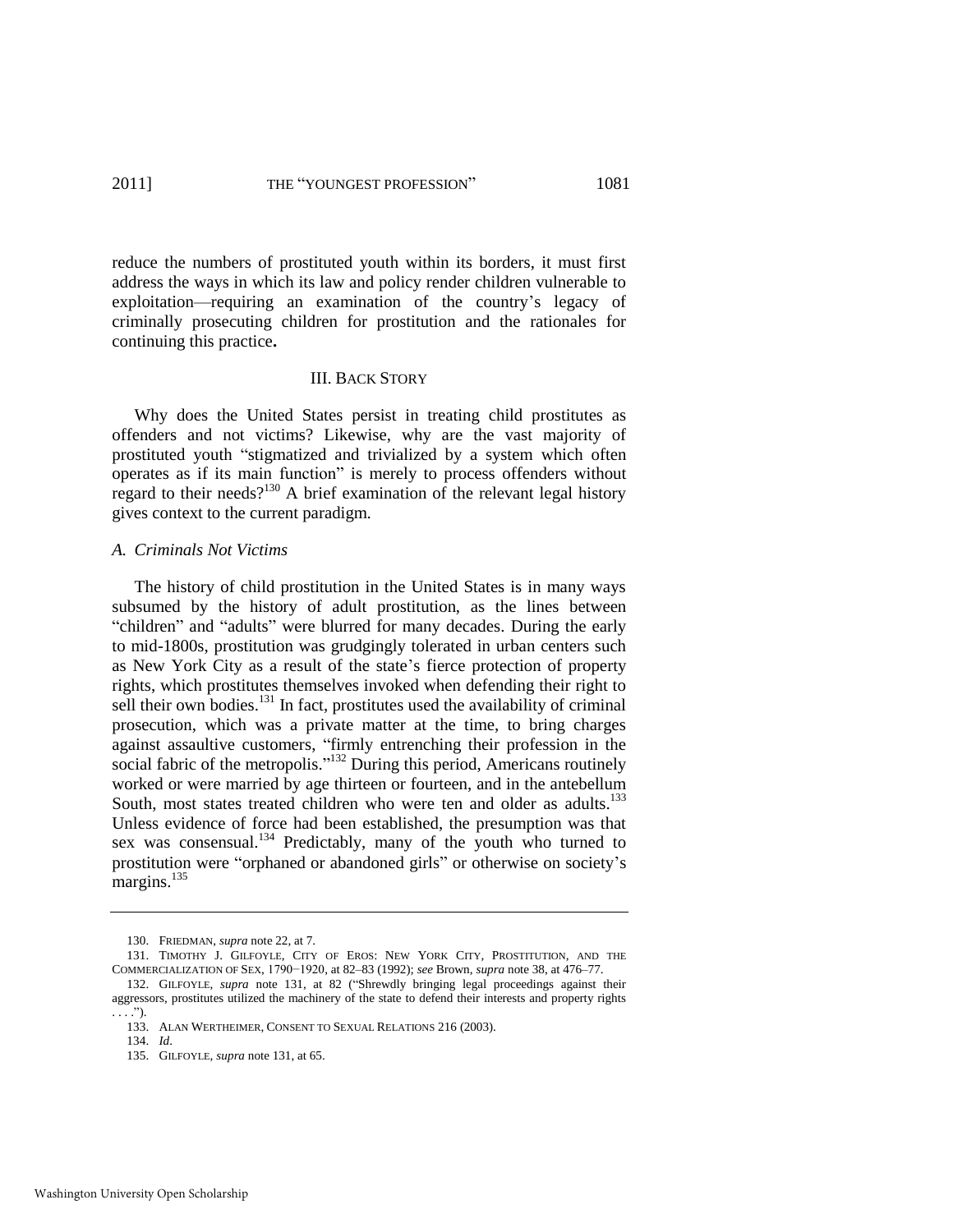reduce the numbers of prostituted youth within its borders, it must first address the ways in which its law and policy render children vulnerable to exploitation—requiring an examination of the country's legacy of criminally prosecuting children for prostitution and the rationales for continuing this practice**.**

## III. BACK STORY

Why does the United States persist in treating child prostitutes as offenders and not victims? Likewise, why are the vast majority of prostituted youth "stigmatized and trivialized by a system which often operates as if its main function" is merely to process offenders without regard to their needs?[130] A brief examination of the relevant legal history gives context to the current paradigm.

### *A. Criminals Not Victims*

The history of child prostitution in the United States is in many ways subsumed by the history of adult prostitution, as the lines between "children" and "adults" were blurred for many decades. During the early to mid-1800s, prostitution was grudgingly tolerated in urban centers such as New York City as a result of the state's fierce protection of property rights, which prostitutes themselves invoked when defending their right to sell their own bodies.[131] In fact, prostitutes used the availability of criminal prosecution, which was a private matter at the time, to bring charges against assaultive customers, "firmly entrenching their profession in the social fabric of the metropolis."[132] During this period, Americans routinely worked or were married by age thirteen or fourteen, and in the antebellum South, most states treated children who were ten and older as adults.[133] Unless evidence of force had been established, the presumption was that sex was consensual.[134] Predictably, many of the youth who turned to prostitution were "orphaned or abandoned girls" or otherwise on society's margins.[135]

---

130. FRIEDMAN, *supra* note 22, at 7.

131. TIMOTHY J. GILFOYLE, CITY OF EROS: NEW YORK CITY, PROSTITUTION, AND THE COMMERCIALIZATION OF SEX, 1790−1920, at 82–83 (1992); *see* Brown, *supra* note 38, at 476–77.

132. GILFOYLE, *supra* note 131, at 82 ("Shrewdly bringing legal proceedings against their aggressors, prostitutes utilized the machinery of the state to defend their interests and property rights . . . .").

133. ALAN WERTHEIMER, CONSENT TO SEXUAL RELATIONS 216 (2003).

134. *Id*.

135. GILFOYLE, *supra* note 131, at 65.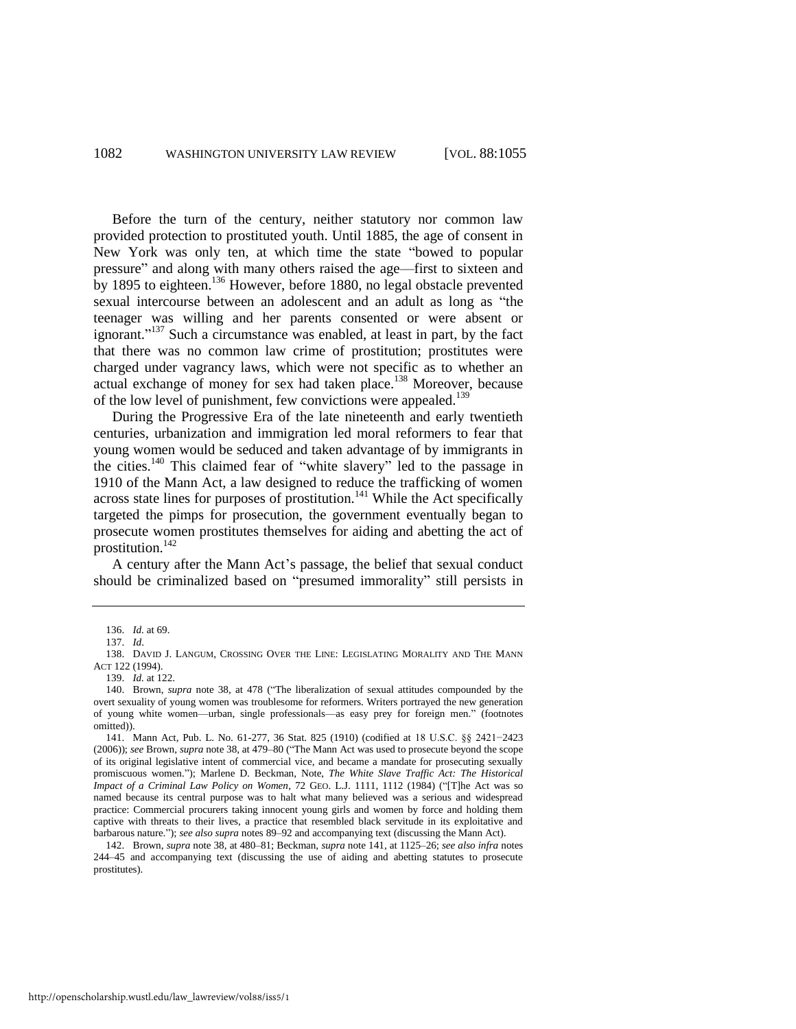Before the turn of the century, neither statutory nor common law provided protection to prostituted youth. Until 1885, the age of consent in New York was only ten, at which time the state "bowed to popular pressure" and along with many others raised the age—first to sixteen and by 1895 to eighteen.[136] However, before 1880, no legal obstacle prevented sexual intercourse between an adolescent and an adult as long as "the teenager was willing and her parents consented or were absent or ignorant."[137] Such a circumstance was enabled, at least in part, by the fact that there was no common law crime of prostitution; prostitutes were charged under vagrancy laws, which were not specific as to whether an actual exchange of money for sex had taken place.[138] Moreover, because of the low level of punishment, few convictions were appealed.[139]

During the Progressive Era of the late nineteenth and early twentieth centuries, urbanization and immigration led moral reformers to fear that young women would be seduced and taken advantage of by immigrants in the cities.[140] This claimed fear of "white slavery" led to the passage in 1910 of the Mann Act, a law designed to reduce the trafficking of women across state lines for purposes of prostitution.[141] While the Act specifically targeted the pimps for prosecution, the government eventually began to prosecute women prostitutes themselves for aiding and abetting the act of prostitution.[142]

A century after the Mann Act's passage, the belief that sexual conduct should be criminalized based on "presumed immorality" still persists in

---

136. *Id.* at 69.

137. *Id.*

138. DAVID J. LANGUM, CROSSING OVER THE LINE: LEGISLATING MORALITY AND THE MANN ACT 122 (1994).

139. *Id.* at 122.

140. Brown, *supra* note 38, at 478 ("The liberalization of sexual attitudes compounded by the overt sexuality of young women was troublesome for reformers. Writers portrayed the new generation of young white women—urban, single professionals—as easy prey for foreign men." (footnotes omitted)).

141. Mann Act, Pub. L. No. 61-277, 36 Stat. 825 (1910) (codified at 18 U.S.C. §§ 2421−2423 (2006)); *see* Brown, *supra* note 38, at 479–80 ("The Mann Act was used to prosecute beyond the scope of its original legislative intent of commercial vice, and became a mandate for prosecuting sexually promiscuous women."); Marlene D. Beckman, Note, *The White Slave Traffic Act: The Historical Impact of a Criminal Law Policy on Women*, 72 GEO. L.J. 1111, 1112 (1984) ("[T]he Act was so named because its central purpose was to halt what many believed was a serious and widespread practice: Commercial procurers taking innocent young girls and women by force and holding them captive with threats to their lives, a practice that resembled black servitude in its exploitative and barbarous nature."); *see also supra* notes 89–92 and accompanying text (discussing the Mann Act).

142. Brown, *supra* note 38, at 480–81; Beckman, *supra* note 141, at 1125–26; *see also infra* notes 244–45 and accompanying text (discussing the use of aiding and abetting statutes to prosecute prostitutes).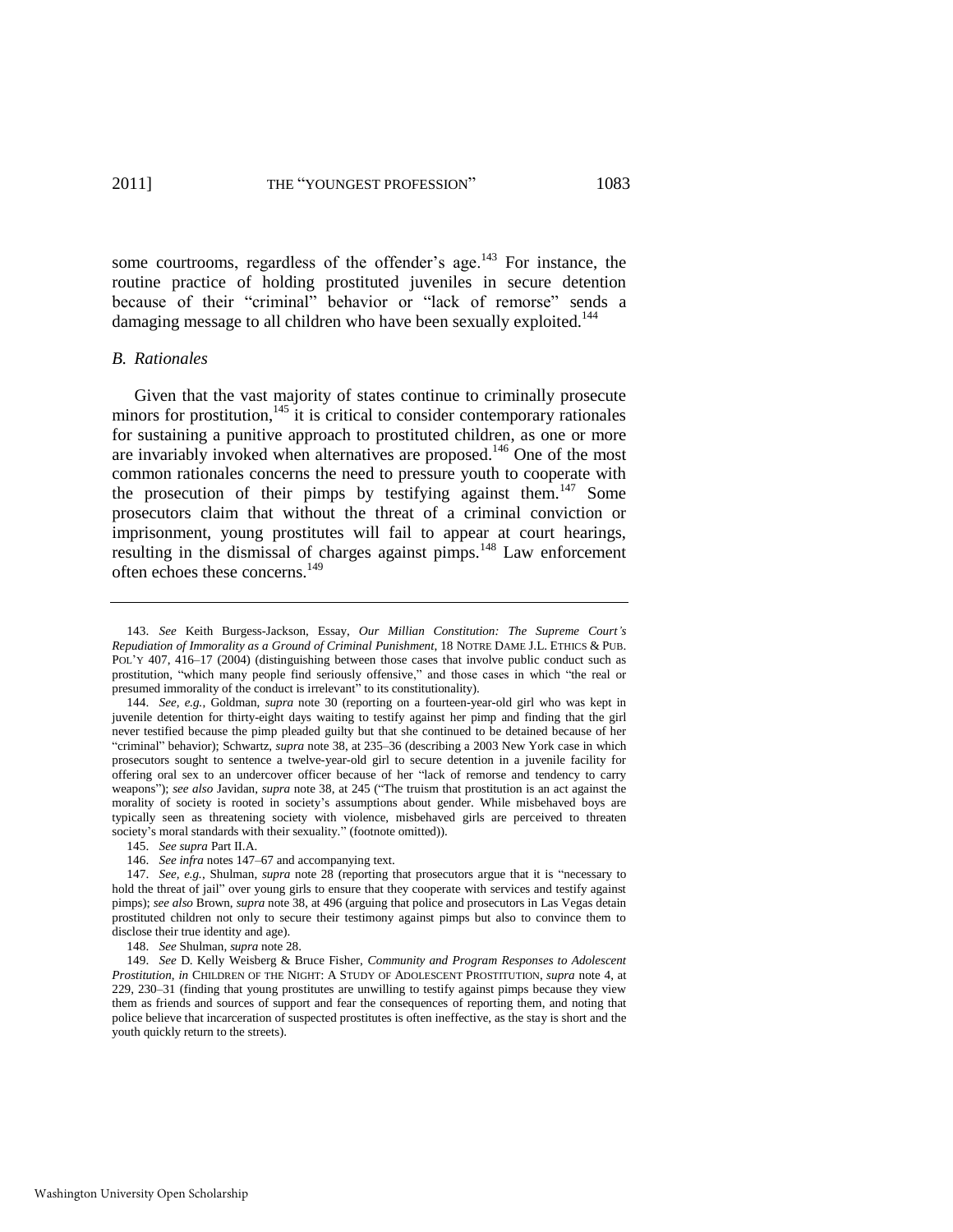some courtrooms, regardless of the offender's age.[143] For instance, the routine practice of holding prostituted juveniles in secure detention because of their "criminal" behavior or "lack of remorse" sends a damaging message to all children who have been sexually exploited.[144]

### *B. Rationales*

Given that the vast majority of states continue to criminally prosecute minors for prostitution,[145] it is critical to consider contemporary rationales for sustaining a punitive approach to prostituted children, as one or more are invariably invoked when alternatives are proposed.[146] One of the most common rationales concerns the need to pressure youth to cooperate with the prosecution of their pimps by testifying against them.[147] Some prosecutors claim that without the threat of a criminal conviction or imprisonment, young prostitutes will fail to appear at court hearings, resulting in the dismissal of charges against pimps.[148] Law enforcement often echoes these concerns.[149]

---

143. *See* Keith Burgess-Jackson, Essay, *Our Millian Constitution: The Supreme Court's Repudiation of Immorality as a Ground of Criminal Punishment*, 18 NOTRE DAME J.L. ETHICS & PUB. POL'Y 407, 416–17 (2004) (distinguishing between those cases that involve public conduct such as prostitution, "which many people find seriously offensive," and those cases in which "the real or presumed immorality of the conduct is irrelevant" to its constitutionality).

144. *See, e.g.*, Goldman, *supra* note 30 (reporting on a fourteen-year-old girl who was kept in juvenile detention for thirty-eight days waiting to testify against her pimp and finding that the girl never testified because the pimp pleaded guilty but that she continued to be detained because of her "criminal" behavior); Schwartz, *supra* note 38, at 235–36 (describing a 2003 New York case in which prosecutors sought to sentence a twelve-year-old girl to secure detention in a juvenile facility for offering oral sex to an undercover officer because of her "lack of remorse and tendency to carry weapons"); *see also* Javidan, *supra* note 38, at 245 ("The truism that prostitution is an act against the morality of society is rooted in society's assumptions about gender. While misbehaved boys are typically seen as threatening society with violence, misbehaved girls are perceived to threaten society's moral standards with their sexuality." (footnote omitted)).

145. *See supra* Part II.A.

146. *See infra* notes 147–67 and accompanying text.

147. *See, e.g.*, Shulman, *supra* note 28 (reporting that prosecutors argue that it is "necessary to hold the threat of jail" over young girls to ensure that they cooperate with services and testify against pimps); *see also* Brown, *supra* note 38, at 496 (arguing that police and prosecutors in Las Vegas detain prostituted children not only to secure their testimony against pimps but also to convince them to disclose their true identity and age).

148. *See* Shulman, *supra* note 28.

149. *See* D. Kelly Weisberg & Bruce Fisher, *Community and Program Responses to Adolescent Prostitution*, *in* CHILDREN OF THE NIGHT: A STUDY OF ADOLESCENT PROSTITUTION, *supra* note 4, at 229, 230–31 (finding that young prostitutes are unwilling to testify against pimps because they view them as friends and sources of support and fear the consequences of reporting them, and noting that police believe that incarceration of suspected prostitutes is often ineffective, as the stay is short and the youth quickly return to the streets).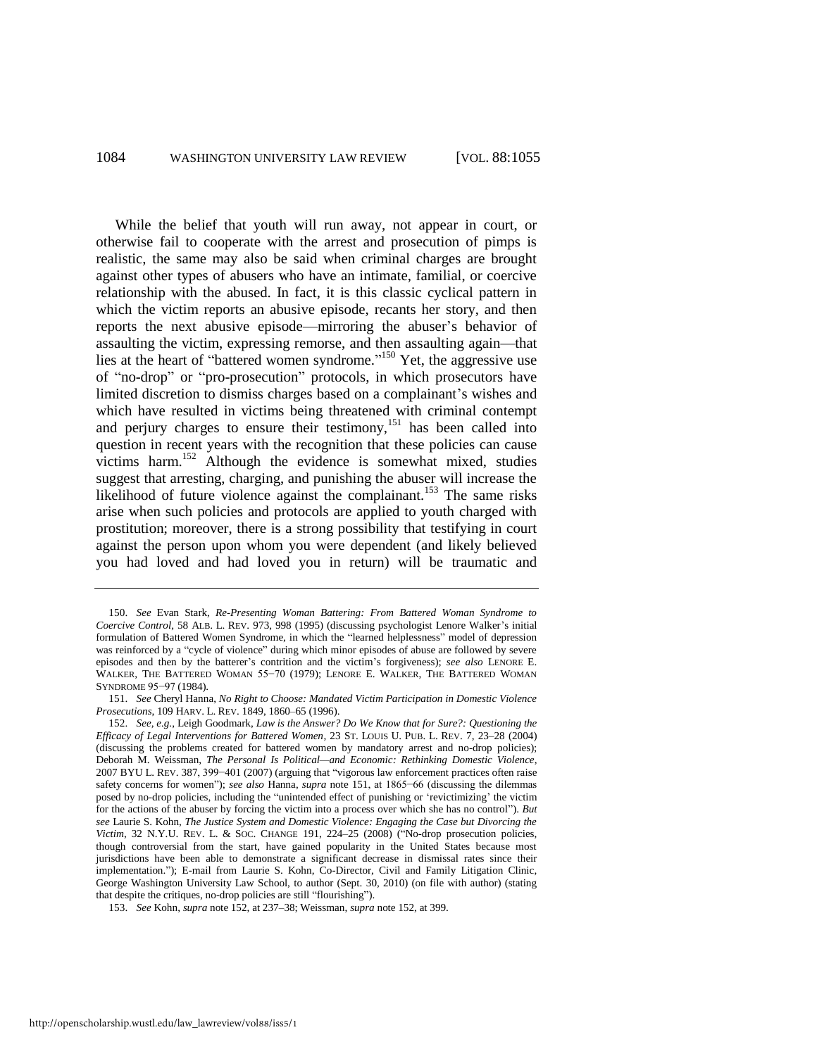While the belief that youth will run away, not appear in court, or otherwise fail to cooperate with the arrest and prosecution of pimps is realistic, the same may also be said when criminal charges are brought against other types of abusers who have an intimate, familial, or coercive relationship with the abused. In fact, it is this classic cyclical pattern in which the victim reports an abusive episode, recants her story, and then reports the next abusive episode—mirroring the abuser's behavior of assaulting the victim, expressing remorse, and then assaulting again—that lies at the heart of "battered women syndrome."[150] Yet, the aggressive use of "no-drop" or "pro-prosecution" protocols, in which prosecutors have limited discretion to dismiss charges based on a complainant's wishes and which have resulted in victims being threatened with criminal contempt and perjury charges to ensure their testimony,[151] has been called into question in recent years with the recognition that these policies can cause victims harm.[152] Although the evidence is somewhat mixed, studies suggest that arresting, charging, and punishing the abuser will increase the likelihood of future violence against the complainant.[153] The same risks arise when such policies and protocols are applied to youth charged with prostitution; moreover, there is a strong possibility that testifying in court against the person upon whom you were dependent (and likely believed you had loved and had loved you in return) will be traumatic and

---

150. *See* Evan Stark, *Re-Presenting Woman Battering: From Battered Woman Syndrome to Coercive Control*, 58 ALB. L. REV. 973, 998 (1995) (discussing psychologist Lenore Walker's initial formulation of Battered Women Syndrome, in which the "learned helplessness" model of depression was reinforced by a "cycle of violence" during which minor episodes of abuse are followed by severe episodes and then by the batterer's contrition and the victim's forgiveness); *see also* LENORE E. WALKER, THE BATTERED WOMAN 55−70 (1979); LENORE E. WALKER, THE BATTERED WOMAN SYNDROME 95−97 (1984).

151. *See* Cheryl Hanna, *No Right to Choose: Mandated Victim Participation in Domestic Violence Prosecutions*, 109 HARV. L. REV. 1849, 1860–65 (1996).

152. *See, e.g.*, Leigh Goodmark, *Law is the Answer? Do We Know that for Sure?: Questioning the Efficacy of Legal Interventions for Battered Women*, 23 ST. LOUIS U. PUB. L. REV. 7, 23–28 (2004) (discussing the problems created for battered women by mandatory arrest and no-drop policies); Deborah M. Weissman, *The Personal Is Political—and Economic: Rethinking Domestic Violence*, 2007 BYU L. REV. 387, 399−401 (2007) (arguing that "vigorous law enforcement practices often raise safety concerns for women"); *see also* Hanna, *supra* note 151, at 1865−66 (discussing the dilemmas posed by no-drop policies, including the "unintended effect of punishing or 'revictimizing' the victim for the actions of the abuser by forcing the victim into a process over which she has no control"). *But see* Laurie S. Kohn, *The Justice System and Domestic Violence: Engaging the Case but Divorcing the Victim*, 32 N.Y.U. REV. L. & SOC. CHANGE 191, 224–25 (2008) ("No-drop prosecution policies, though controversial from the start, have gained popularity in the United States because most jurisdictions have been able to demonstrate a significant decrease in dismissal rates since their implementation."); E-mail from Laurie S. Kohn, Co-Director, Civil and Family Litigation Clinic, George Washington University Law School, to author (Sept. 30, 2010) (on file with author) (stating that despite the critiques, no-drop policies are still "flourishing").

153. *See* Kohn, *supra* note 152, at 237–38; Weissman, *supra* note 152, at 399.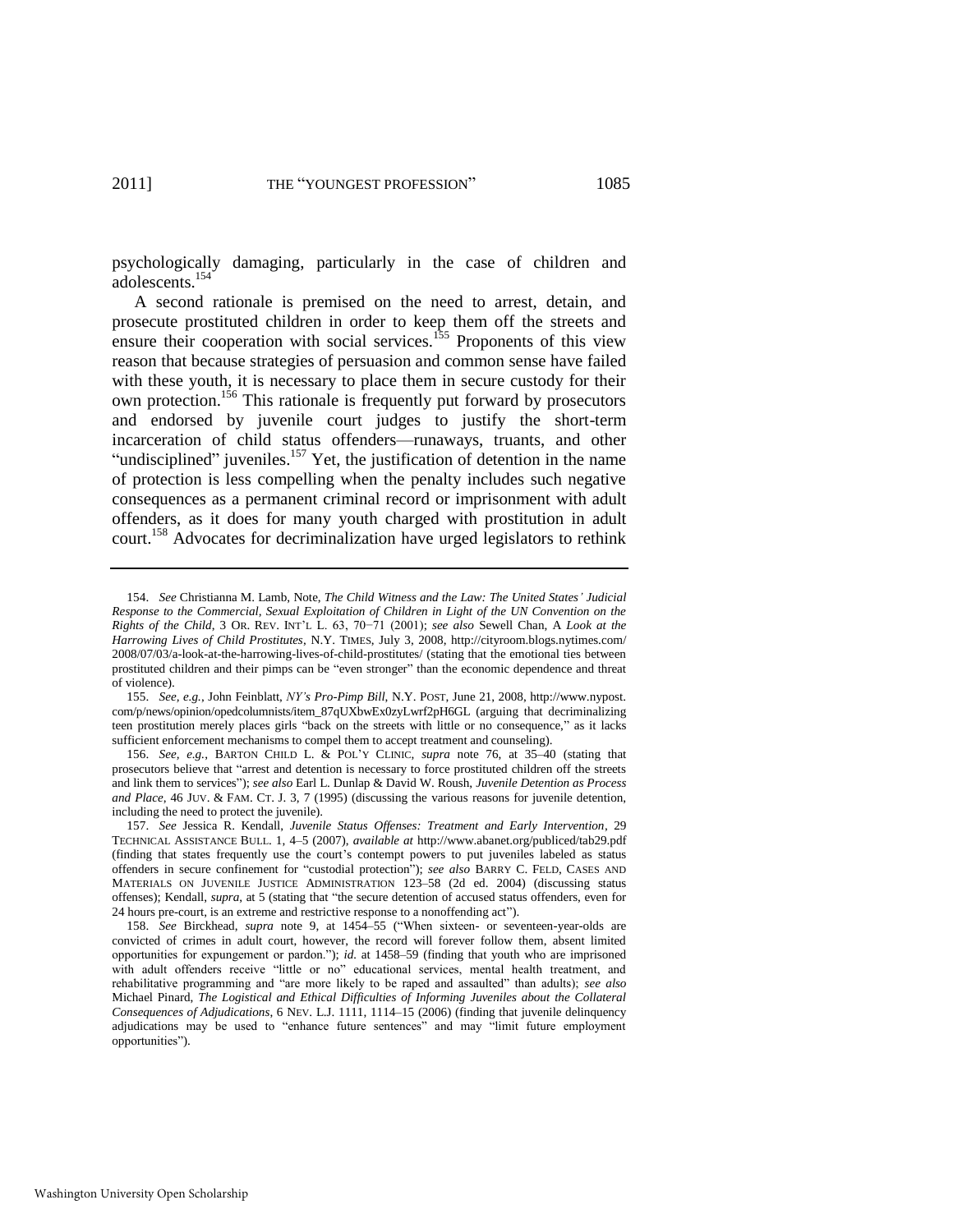psychologically damaging, particularly in the case of children and adolescents.[154]

A second rationale is premised on the need to arrest, detain, and prosecute prostituted children in order to keep them off the streets and ensure their cooperation with social services.[155] Proponents of this view reason that because strategies of persuasion and common sense have failed with these youth, it is necessary to place them in secure custody for their own protection.[156] This rationale is frequently put forward by prosecutors and endorsed by juvenile court judges to justify the short-term incarceration of child status offenders—runaways, truants, and other "undisciplined" juveniles.[157] Yet, the justification of detention in the name of protection is less compelling when the penalty includes such negative consequences as a permanent criminal record or imprisonment with adult offenders, as it does for many youth charged with prostitution in adult court.[158] Advocates for decriminalization have urged legislators to rethink

---

154. *See* Christianna M. Lamb, Note, *The Child Witness and the Law: The United States' Judicial Response to the Commercial, Sexual Exploitation of Children in Light of the UN Convention on the Rights of the Child*, 3 OR. REV. INT'L L. 63, 70–71 (2001); *see also* Sewell Chan, A *Look at the Harrowing Lives of Child Prostitutes*, N.Y. TIMES, July 3, 2008, http://cityroom.blogs.nytimes.com/2008/07/03/a-look-at-the-harrowing-lives-of-child-prostitutes/ (stating that the emotional ties between prostituted children and their pimps can be "even stronger" than the economic dependence and threat of violence).

155. *See, e.g.*, John Feinblatt, *NY's Pro-Pimp Bill*, N.Y. POST, June 21, 2008, http://www.nypost.com/p/news/opinion/opedcolumnists/item_87qUXbwEx0zyLwrf2pH6GL (arguing that decriminalizing teen prostitution merely places girls "back on the streets with little or no consequence," as it lacks sufficient enforcement mechanisms to compel them to accept treatment and counseling).

156. *See, e.g.*, BARTON CHILD L. & POL'Y CLINIC, *supra* note 76, at 35–40 (stating that prosecutors believe that "arrest and detention is necessary to force prostituted children off the streets and link them to services"); *see also* Earl L. Dunlap & David W. Roush, *Juvenile Detention as Process and Place*, 46 JUV. & FAM. CT. J. 3, 7 (1995) (discussing the various reasons for juvenile detention, including the need to protect the juvenile).

157. *See* Jessica R. Kendall, *Juvenile Status Offenses: Treatment and Early Intervention*, 29 TECHNICAL ASSISTANCE BULL. 1, 4–5 (2007), *available at* http://www.abanet.org/publiced/tab29.pdf (finding that states frequently use the court's contempt powers to put juveniles labeled as status offenders in secure confinement for "custodial protection"); *see also* BARRY C. FELD, CASES AND MATERIALS ON JUVENILE JUSTICE ADMINISTRATION 123–58 (2d ed. 2004) (discussing status offenses); Kendall, *supra*, at 5 (stating that "the secure detention of accused status offenders, even for 24 hours pre-court, is an extreme and restrictive response to a nonoffending act").

158. *See* Birckhead, *supra* note 9, at 1454–55 ("When sixteen- or seventeen-year-olds are convicted of crimes in adult court, however, the record will forever follow them, absent limited opportunities for expungement or pardon."); *id.* at 1458–59 (finding that youth who are imprisoned with adult offenders receive "little or no" educational services, mental health treatment, and rehabilitative programming and "are more likely to be raped and assaulted" than adults); *see also* Michael Pinard, *The Logistical and Ethical Difficulties of Informing Juveniles about the Collateral Consequences of Adjudications*, 6 NEV. L.J. 1111, 1114–15 (2006) (finding that juvenile delinquency adjudications may be used to "enhance future sentences" and may "limit future employment opportunities").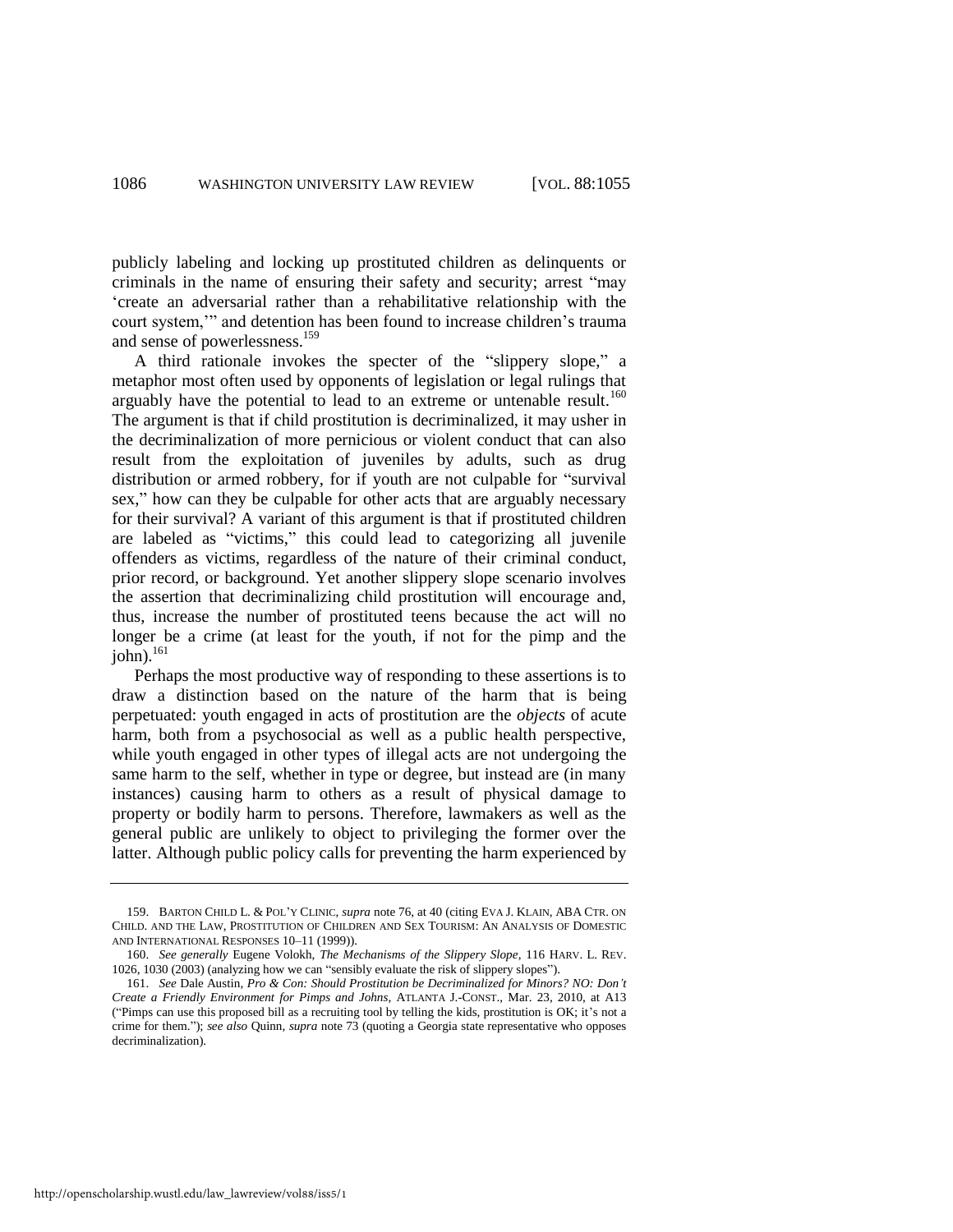publicly labeling and locking up prostituted children as delinquents or criminals in the name of ensuring their safety and security; arrest "may 'create an adversarial rather than a rehabilitative relationship with the court system,'" and detention has been found to increase children's trauma and sense of powerlessness.[159]

A third rationale invokes the specter of the "slippery slope," a metaphor most often used by opponents of legislation or legal rulings that arguably have the potential to lead to an extreme or untenable result.[160] The argument is that if child prostitution is decriminalized, it may usher in the decriminalization of more pernicious or violent conduct that can also result from the exploitation of juveniles by adults, such as drug distribution or armed robbery, for if youth are not culpable for "survival sex," how can they be culpable for other acts that are arguably necessary for their survival? A variant of this argument is that if prostituted children are labeled as "victims," this could lead to categorizing all juvenile offenders as victims, regardless of the nature of their criminal conduct, prior record, or background. Yet another slippery slope scenario involves the assertion that decriminalizing child prostitution will encourage and, thus, increase the number of prostituted teens because the act will no longer be a crime (at least for the youth, if not for the pimp and the john).[161]

Perhaps the most productive way of responding to these assertions is to draw a distinction based on the nature of the harm that is being perpetuated: youth engaged in acts of prostitution are the *objects* of acute harm, both from a psychosocial as well as a public health perspective, while youth engaged in other types of illegal acts are not undergoing the same harm to the self, whether in type or degree, but instead are (in many instances) causing harm to others as a result of physical damage to property or bodily harm to persons. Therefore, lawmakers as well as the general public are unlikely to object to privileging the former over the latter. Although public policy calls for preventing the harm experienced by

---

159. BARTON CHILD L. & POL'Y CLINIC, *supra* note 76, at 40 (citing EVA J. KLAIN, ABA CTR. ON CHILD. AND THE LAW, PROSTITUTION OF CHILDREN AND SEX TOURISM: AN ANALYSIS OF DOMESTIC AND INTERNATIONAL RESPONSES 10–11 (1999)).

160. *See generally* Eugene Volokh, *The Mechanisms of the Slippery Slope*, 116 HARV. L. REV. 1026, 1030 (2003) (analyzing how we can "sensibly evaluate the risk of slippery slopes").

161. *See* Dale Austin, *Pro & Con: Should Prostitution be Decriminalized for Minors? NO: Don't Create a Friendly Environment for Pimps and Johns*, ATLANTA J.-CONST., Mar. 23, 2010, at A13 ("Pimps can use this proposed bill as a recruiting tool by telling the kids, prostitution is OK; it's not a crime for them."); *see also* Quinn, *supra* note 73 (quoting a Georgia state representative who opposes decriminalization).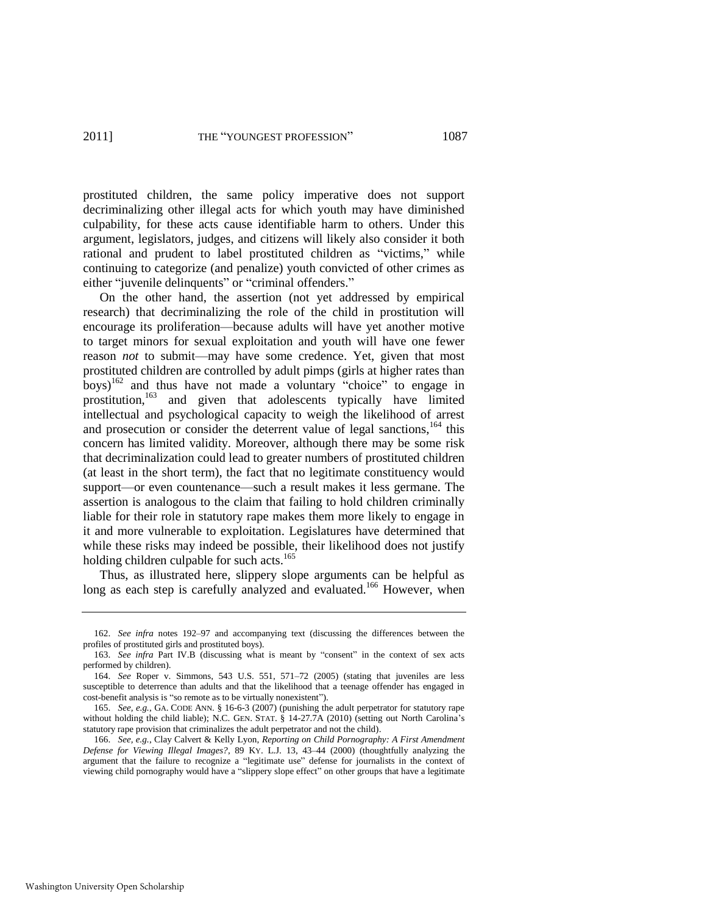prostituted children, the same policy imperative does not support decriminalizing other illegal acts for which youth may have diminished culpability, for these acts cause identifiable harm to others. Under this argument, legislators, judges, and citizens will likely also consider it both rational and prudent to label prostituted children as "victims," while continuing to categorize (and penalize) youth convicted of other crimes as either "juvenile delinquents" or "criminal offenders."

On the other hand, the assertion (not yet addressed by empirical research) that decriminalizing the role of the child in prostitution will encourage its proliferation—because adults will have yet another motive to target minors for sexual exploitation and youth will have one fewer reason *not* to submit—may have some credence. Yet, given that most prostituted children are controlled by adult pimps (girls at higher rates than boys)[162] and thus have not made a voluntary "choice" to engage in prostitution,[163] and given that adolescents typically have limited intellectual and psychological capacity to weigh the likelihood of arrest and prosecution or consider the deterrent value of legal sanctions,[164] this concern has limited validity. Moreover, although there may be some risk that decriminalization could lead to greater numbers of prostituted children (at least in the short term), the fact that no legitimate constituency would support—or even countenance—such a result makes it less germane. The assertion is analogous to the claim that failing to hold children criminally liable for their role in statutory rape makes them more likely to engage in it and more vulnerable to exploitation. Legislatures have determined that while these risks may indeed be possible, their likelihood does not justify holding children culpable for such acts.[165]

Thus, as illustrated here, slippery slope arguments can be helpful as long as each step is carefully analyzed and evaluated.[166] However, when

---

162. *See infra* notes 192–97 and accompanying text (discussing the differences between the profiles of prostituted girls and prostituted boys).

163. *See infra* Part IV.B (discussing what is meant by "consent" in the context of sex acts performed by children).

164. *See* Roper v. Simmons, 543 U.S. 551, 571–72 (2005) (stating that juveniles are less susceptible to deterrence than adults and that the likelihood that a teenage offender has engaged in cost-benefit analysis is "so remote as to be virtually nonexistent").

165. *See, e.g.*, GA. CODE ANN. § 16-6-3 (2007) (punishing the adult perpetrator for statutory rape without holding the child liable); N.C. GEN. STAT. § 14-27.7A (2010) (setting out North Carolina's statutory rape provision that criminalizes the adult perpetrator and not the child).

166. *See, e.g.*, Clay Calvert & Kelly Lyon, *Reporting on Child Pornography: A First Amendment Defense for Viewing Illegal Images?*, 89 KY. L.J. 13, 43–44 (2000) (thoughtfully analyzing the argument that the failure to recognize a "legitimate use" defense for journalists in the context of viewing child pornography would have a "slippery slope effect" on other groups that have a legitimate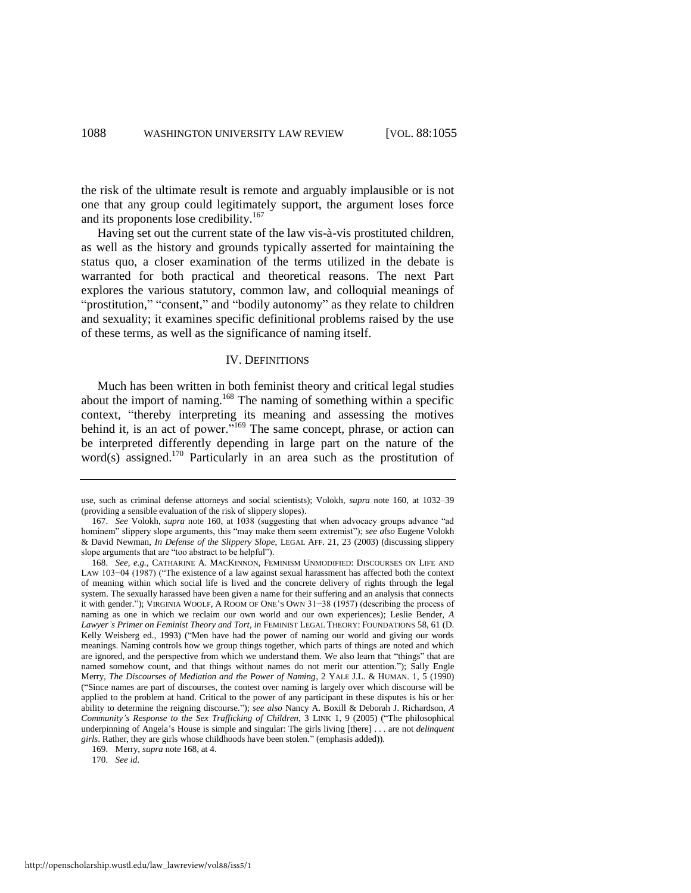the risk of the ultimate result is remote and arguably implausible or is not one that any group could legitimately support, the argument loses force and its proponents lose credibility.[167]

Having set out the current state of the law vis-à-vis prostituted children, as well as the history and grounds typically asserted for maintaining the status quo, a closer examination of the terms utilized in the debate is warranted for both practical and theoretical reasons. The next Part explores the various statutory, common law, and colloquial meanings of "prostitution," "consent," and "bodily autonomy" as they relate to children and sexuality; it examines specific definitional problems raised by the use of these terms, as well as the significance of naming itself.

## IV. DEFINITIONS

Much has been written in both feminist theory and critical legal studies about the import of naming.[168] The naming of something within a specific context, "thereby interpreting its meaning and assessing the motives behind it, is an act of power."[169] The same concept, phrase, or action can be interpreted differently depending in large part on the nature of the word(s) assigned.[170] Particularly in an area such as the prostitution of

---

use, such as criminal defense attorneys and social scientists); Volokh, *supra* note 160, at 1032–39 (providing a sensible evaluation of the risk of slippery slopes).

167. *See* Volokh, *supra* note 160, at 1038 (suggesting that when advocacy groups advance "ad hominem" slippery slope arguments, this "may make them seem extremist"); *see also* Eugene Volokh & David Newman, *In Defense of the Slippery Slope*, LEGAL AFF. 21, 23 (2003) (discussing slippery slope arguments that are "too abstract to be helpful").

168. *See, e.g.*, CATHARINE A. MACKINNON, FEMINISM UNMODIFIED: DISCOURSES ON LIFE AND LAW 103−04 (1987) ("The existence of a law against sexual harassment has affected both the context of meaning within which social life is lived and the concrete delivery of rights through the legal system. The sexually harassed have been given a name for their suffering and an analysis that connects it with gender."); VIRGINIA WOOLF, A ROOM OF ONE'S OWN 31−38 (1957) (describing the process of naming as one in which we reclaim our own world and our own experiences); Leslie Bender, *A Lawyer's Primer on Feminist Theory and Tort*, *in* FEMINIST LEGAL THEORY: FOUNDATIONS 58, 61 (D. Kelly Weisberg ed., 1993) ("Men have had the power of naming our world and giving our words meanings. Naming controls how we group things together, which parts of things are noted and which are ignored, and the perspective from which we understand them. We also learn that "things" that are named somehow count, and that things without names do not merit our attention."); Sally Engle Merry, *The Discourses of Mediation and the Power of Naming*, 2 YALE J.L. & HUMAN. 1, 5 (1990) ("Since names are part of discourses, the contest over naming is largely over which discourse will be applied to the problem at hand. Critical to the power of any participant in these disputes is his or her ability to determine the reigning discourse."); *see also* Nancy A. Boxill & Deborah J. Richardson, *A Community's Response to the Sex Trafficking of Children*, 3 LINK 1, 9 (2005) ("The philosophical underpinning of Angela's House is simple and singular: The girls living [there] . . . are not *delinquent girls*. Rather, they are girls whose childhoods have been stolen." (emphasis added)).

169. Merry, *supra* note 168, at 4.

170. *See id.*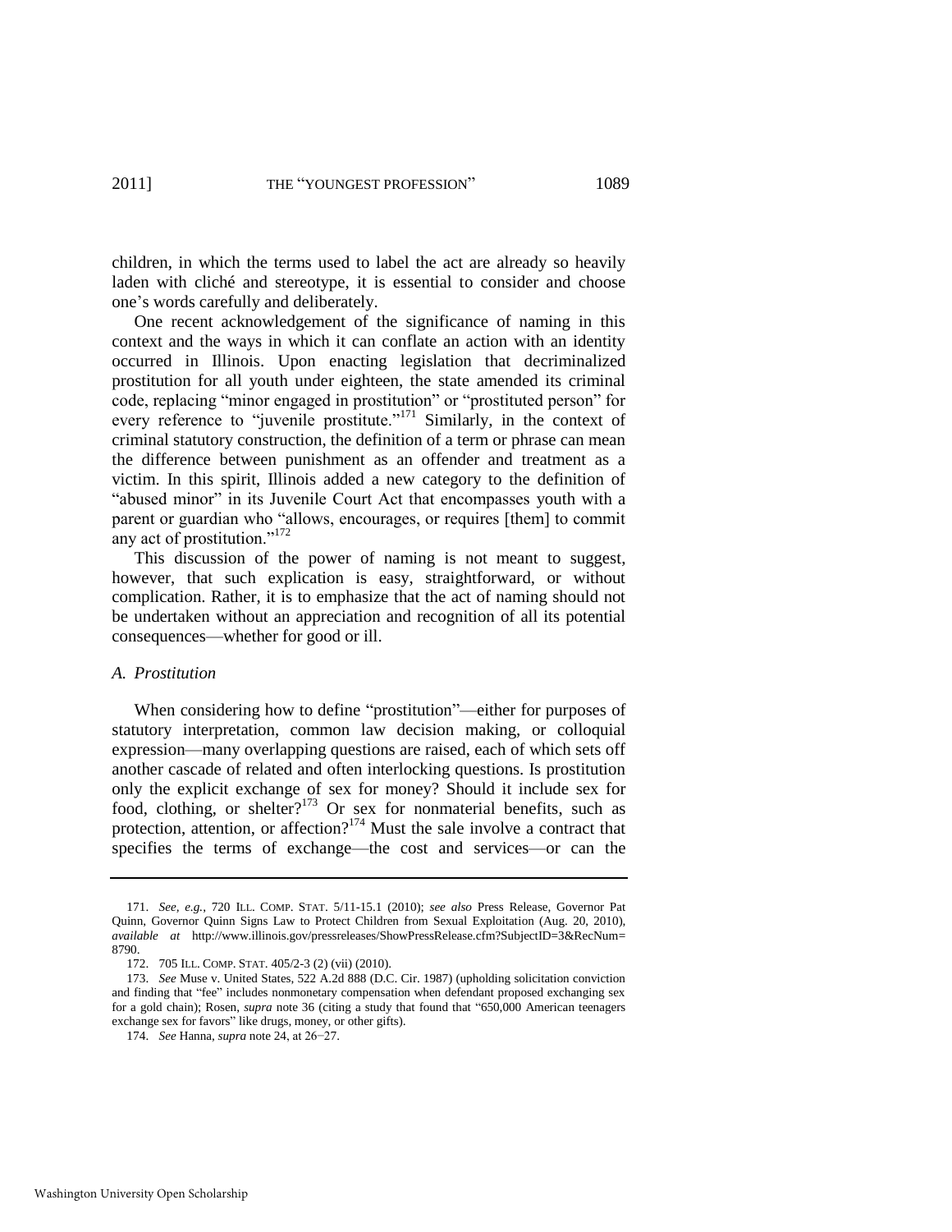children, in which the terms used to label the act are already so heavily laden with cliché and stereotype, it is essential to consider and choose one's words carefully and deliberately.

One recent acknowledgement of the significance of naming in this context and the ways in which it can conflate an action with an identity occurred in Illinois. Upon enacting legislation that decriminalized prostitution for all youth under eighteen, the state amended its criminal code, replacing "minor engaged in prostitution" or "prostituted person" for every reference to "juvenile prostitute."[171] Similarly, in the context of criminal statutory construction, the definition of a term or phrase can mean the difference between punishment as an offender and treatment as a victim. In this spirit, Illinois added a new category to the definition of "abused minor" in its Juvenile Court Act that encompasses youth with a parent or guardian who "allows, encourages, or requires [them] to commit any act of prostitution."[172]

This discussion of the power of naming is not meant to suggest, however, that such explication is easy, straightforward, or without complication. Rather, it is to emphasize that the act of naming should not be undertaken without an appreciation and recognition of all its potential consequences—whether for good or ill.

### *A. Prostitution*

When considering how to define "prostitution"—either for purposes of statutory interpretation, common law decision making, or colloquial expression—many overlapping questions are raised, each of which sets off another cascade of related and often interlocking questions. Is prostitution only the explicit exchange of sex for money? Should it include sex for food, clothing, or shelter?[173] Or sex for nonmaterial benefits, such as protection, attention, or affection?[174] Must the sale involve a contract that specifies the terms of exchange—the cost and services—or can the

---

171. *See, e.g.*, 720 ILL. COMP. STAT. 5/11-15.1 (2010); *see also* Press Release, Governor Pat Quinn, Governor Quinn Signs Law to Protect Children from Sexual Exploitation (Aug. 20, 2010), *available at* http://www.illinois.gov/pressreleases/ShowPressRelease.cfm?SubjectID=3&RecNum=8790.

172. 705 ILL. COMP. STAT. 405/2-3 (2) (vii) (2010).

173. *See* Muse v. United States, 522 A.2d 888 (D.C. Cir. 1987) (upholding solicitation conviction and finding that "fee" includes nonmonetary compensation when defendant proposed exchanging sex for a gold chain); Rosen, *supra* note 36 (citing a study that found that "650,000 American teenagers exchange sex for favors" like drugs, money, or other gifts).

174. *See* Hanna, *supra* note 24, at 26−27.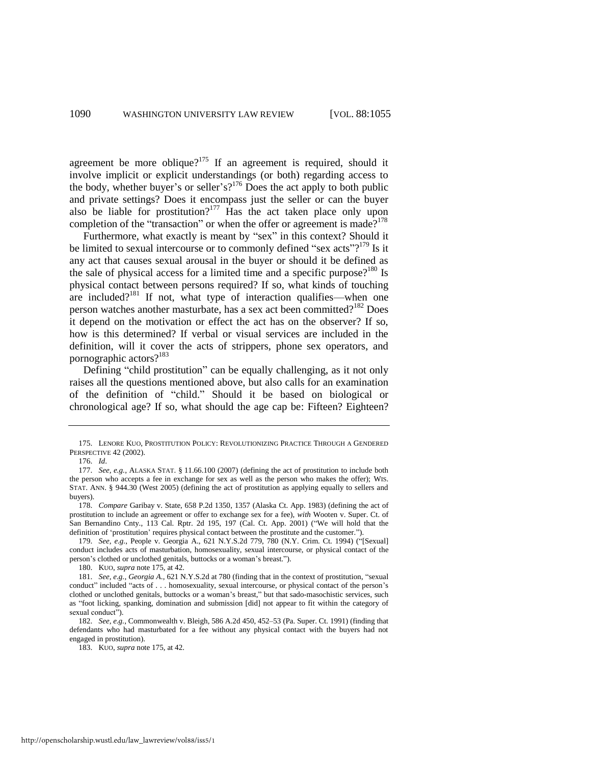agreement be more oblique?[175] If an agreement is required, should it involve implicit or explicit understandings (or both) regarding access to the body, whether buyer's or seller's?[176] Does the act apply to both public and private settings? Does it encompass just the seller or can the buyer also be liable for prostitution?[177] Has the act taken place only upon completion of the "transaction" or when the offer or agreement is made?[178]

Furthermore, what exactly is meant by "sex" in this context? Should it be limited to sexual intercourse or to commonly defined "sex acts"?[179] Is it any act that causes sexual arousal in the buyer or should it be defined as the sale of physical access for a limited time and a specific purpose?[180] Is physical contact between persons required? If so, what kinds of touching are included?[181] If not, what type of interaction qualifies—when one person watches another masturbate, has a sex act been committed?[182] Does it depend on the motivation or effect the act has on the observer? If so, how is this determined? If verbal or visual services are included in the definition, will it cover the acts of strippers, phone sex operators, and pornographic actors?[183]

Defining "child prostitution" can be equally challenging, as it not only raises all the questions mentioned above, but also calls for an examination of the definition of "child." Should it be based on biological or chronological age? If so, what should the age cap be: Fifteen? Eighteen?

---

175. LENORE KUO, PROSTITUTION POLICY: REVOLUTIONIZING PRACTICE THROUGH A GENDERED PERSPECTIVE 42 (2002).

176. *Id*.

177. *See, e.g.*, ALASKA STAT. § 11.66.100 (2007) (defining the act of prostitution to include both the person who accepts a fee in exchange for sex as well as the person who makes the offer); WIS. STAT. ANN. § 944.30 (West 2005) (defining the act of prostitution as applying equally to sellers and buyers).

178. *Compare* Garibay v. State, 658 P.2d 1350, 1357 (Alaska Ct. App. 1983) (defining the act of prostitution to include an agreement or offer to exchange sex for a fee), *with* Wooten v. Super. Ct. of San Bernandino Cnty., 113 Cal. Rptr. 2d 195, 197 (Cal. Ct. App. 2001) ("We will hold that the definition of 'prostitution' requires physical contact between the prostitute and the customer.").

179. *See, e.g.*, People v. Georgia A., 621 N.Y.S.2d 779, 780 (N.Y. Crim. Ct. 1994) ("[Sexual] conduct includes acts of masturbation, homosexuality, sexual intercourse, or physical contact of the person's clothed or unclothed genitals, buttocks or a woman's breast.").

180. KUO, *supra* note 175, at 42.

181. *See, e.g.*, *Georgia A.*, 621 N.Y.S.2d at 780 (finding that in the context of prostitution, "sexual conduct" included "acts of . . . homosexuality, sexual intercourse, or physical contact of the person's clothed or unclothed genitals, buttocks or a woman's breast," but that sado-masochistic services, such as "foot licking, spanking, domination and submission [did] not appear to fit within the category of sexual conduct").

182. *See, e.g.*, Commonwealth v. Bleigh, 586 A.2d 450, 452–53 (Pa. Super. Ct. 1991) (finding that defendants who had masturbated for a fee without any physical contact with the buyers had not engaged in prostitution).

183. KUO, *supra* note 175, at 42.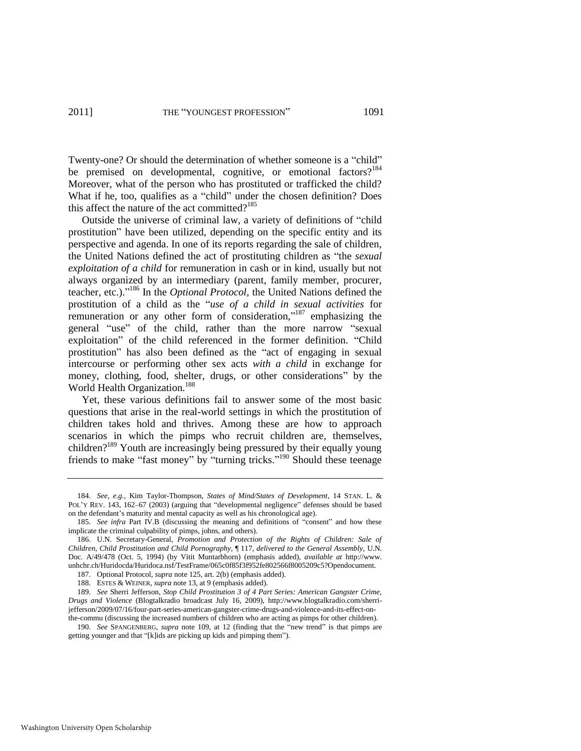Twenty-one? Or should the determination of whether someone is a "child" be premised on developmental, cognitive, or emotional factors?[184] Moreover, what of the person who has prostituted or trafficked the child? What if he, too, qualifies as a "child" under the chosen definition? Does this affect the nature of the act committed?[185]

Outside the universe of criminal law, a variety of definitions of "child prostitution" have been utilized, depending on the specific entity and its perspective and agenda. In one of its reports regarding the sale of children, the United Nations defined the act of prostituting children as "the *sexual exploitation of a child* for remuneration in cash or in kind, usually but not always organized by an intermediary (parent, family member, procurer, teacher, etc.)."[186] In the *Optional Protocol*, the United Nations defined the prostitution of a child as the "*use of a child in sexual activities* for remuneration or any other form of consideration,"[187] emphasizing the general "use" of the child, rather than the more narrow "sexual exploitation" of the child referenced in the former definition. "Child prostitution" has also been defined as the "act of engaging in sexual intercourse or performing other sex acts *with a child* in exchange for money, clothing, food, shelter, drugs, or other considerations" by the World Health Organization.[188]

Yet, these various definitions fail to answer some of the most basic questions that arise in the real-world settings in which the prostitution of children takes hold and thrives. Among these are how to approach scenarios in which the pimps who recruit children are, themselves, children?[189] Youth are increasingly being pressured by their equally young friends to make "fast money" by "turning tricks."[190] Should these teenage

---

184. *See, e.g.*, Kim Taylor-Thompson, *States of Mind/States of Development*, 14 STAN. L. & POL'Y REV. 143, 162–67 (2003) (arguing that "developmental negligence" defenses should be based on the defendant's maturity and mental capacity as well as his chronological age).

185. *See infra* Part IV.B (discussing the meaning and definitions of "consent" and how these implicate the criminal culpability of pimps, johns, and others).

186. U.N. Secretary-General, *Promotion and Protection of the Rights of Children: Sale of Children, Child Prostitution and Child Pornography*, ¶ 117, *delivered to the General Assembly*, U.N. Doc. A/49/478 (Oct. 5, 1994) (by Vitit Muntarbhorn) (emphasis added), *available at* http://www.unhchr.ch/Huridocda/Huridoca.nsf/TestFrame/065c0f85f3f952fe802566f8005209c5?Opendocument.

187. Optional Protocol, *supra* note 125, art. 2(b) (emphasis added).

188. ESTES & WEINER, *supra* note 13, at 9 (emphasis added).

189. *See* Sherri Jefferson, *Stop Child Prostitution 3 of 4 Part Series: American Gangster Crime, Drugs and Violence* (Blogtalkradio broadcast July 16, 2009), http://www.blogtalkradio.com/sherri-jefferson/2009/07/16/four-part-series-american-gangster-crime-drugs-and-violence-and-its-effect-on-the-commu (discussing the increased numbers of children who are acting as pimps for other children).

190. *See* SPANGENBERG, *supra* note 109, at 12 (finding that the "new trend" is that pimps are getting younger and that "[k]ids are picking up kids and pimping them").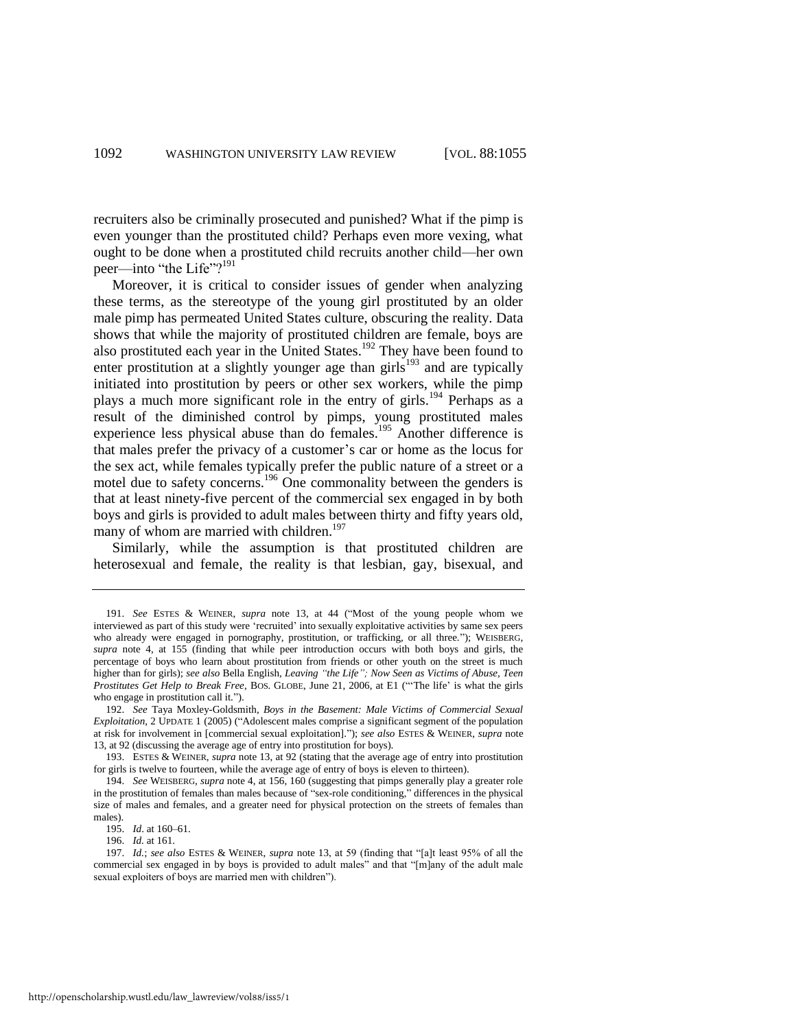recruiters also be criminally prosecuted and punished? What if the pimp is even younger than the prostituted child? Perhaps even more vexing, what ought to be done when a prostituted child recruits another child—her own peer—into "the Life"?[191]

Moreover, it is critical to consider issues of gender when analyzing these terms, as the stereotype of the young girl prostituted by an older male pimp has permeated United States culture, obscuring the reality. Data shows that while the majority of prostituted children are female, boys are also prostituted each year in the United States.[192] They have been found to enter prostitution at a slightly younger age than girls[193] and are typically initiated into prostitution by peers or other sex workers, while the pimp plays a much more significant role in the entry of girls.[194] Perhaps as a result of the diminished control by pimps, young prostituted males experience less physical abuse than do females.[195] Another difference is that males prefer the privacy of a customer's car or home as the locus for the sex act, while females typically prefer the public nature of a street or a motel due to safety concerns.[196] One commonality between the genders is that at least ninety-five percent of the commercial sex engaged in by both boys and girls is provided to adult males between thirty and fifty years old, many of whom are married with children.[197]

Similarly, while the assumption is that prostituted children are heterosexual and female, the reality is that lesbian, gay, bisexual, and

---

191. *See* ESTES & WEINER, *supra* note 13, at 44 ("Most of the young people whom we interviewed as part of this study were 'recruited' into sexually exploitative activities by same sex peers who already were engaged in pornography, prostitution, or trafficking, or all three."); WEISBERG, *supra* note 4, at 155 (finding that while peer introduction occurs with both boys and girls, the percentage of boys who learn about prostitution from friends or other youth on the street is much higher than for girls); *see also* Bella English, *Leaving "the Life"; Now Seen as Victims of Abuse, Teen Prostitutes Get Help to Break Free*, BOS. GLOBE, June 21, 2006, at E1 ("'The life' is what the girls who engage in prostitution call it.").

192. *See* Taya Moxley-Goldsmith, *Boys in the Basement: Male Victims of Commercial Sexual Exploitation*, 2 UPDATE 1 (2005) ("Adolescent males comprise a significant segment of the population at risk for involvement in [commercial sexual exploitation]."); *see also* ESTES & WEINER, *supra* note 13, at 92 (discussing the average age of entry into prostitution for boys).

193. ESTES & WEINER, *supra* note 13, at 92 (stating that the average age of entry into prostitution for girls is twelve to fourteen, while the average age of entry of boys is eleven to thirteen).

194. *See* WEISBERG, *supra* note 4, at 156, 160 (suggesting that pimps generally play a greater role in the prostitution of females than males because of "sex-role conditioning," differences in the physical size of males and females, and a greater need for physical protection on the streets of females than males).

195. *Id*. at 160–61.

196. *Id.* at 161.

197. *Id.*; *see also* ESTES & WEINER, *supra* note 13, at 59 (finding that "[a]t least 95% of all the commercial sex engaged in by boys is provided to adult males" and that "[m]any of the adult male sexual exploiters of boys are married men with children").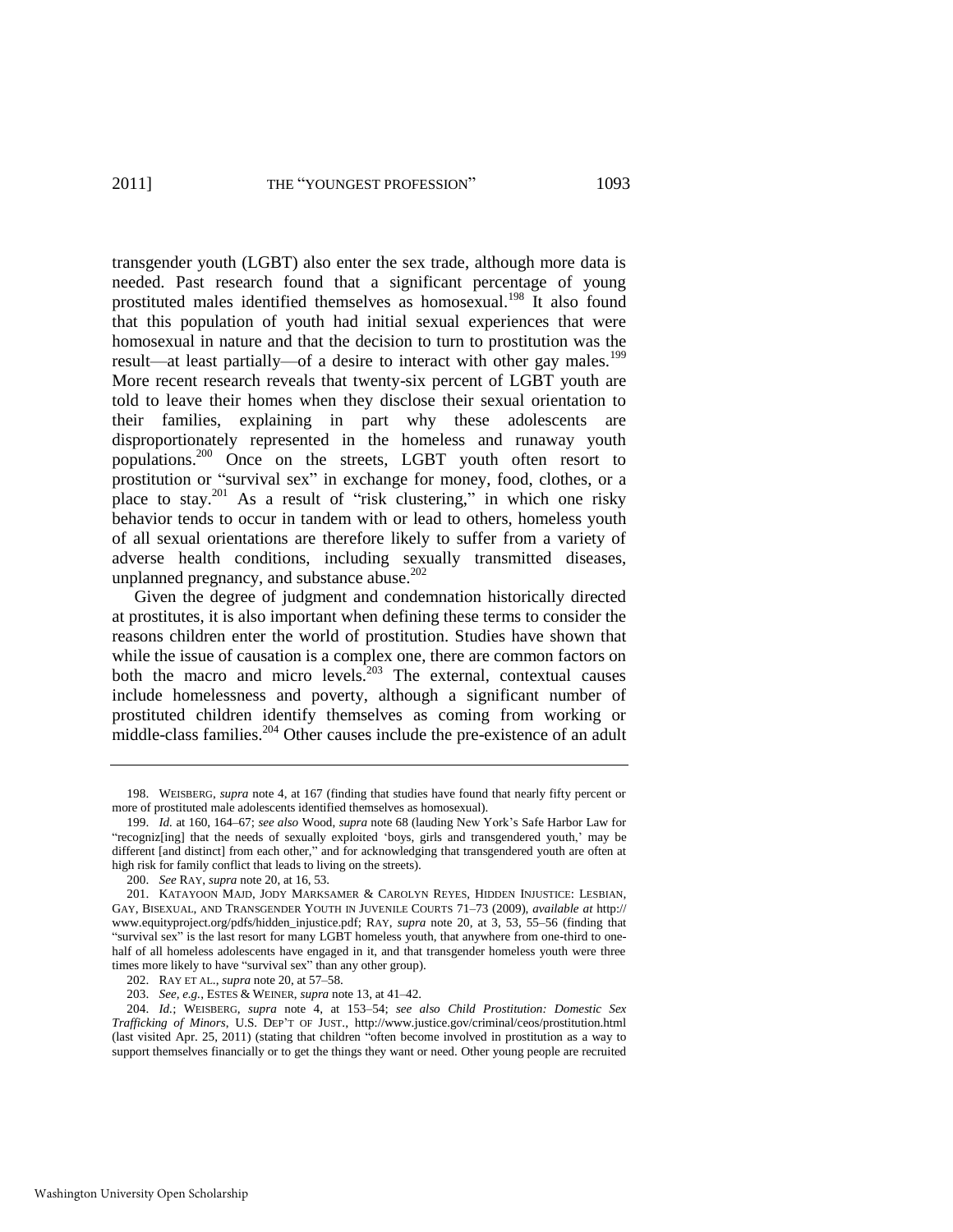transgender youth (LGBT) also enter the sex trade, although more data is needed. Past research found that a significant percentage of young prostituted males identified themselves as homosexual.[198] It also found that this population of youth had initial sexual experiences that were homosexual in nature and that the decision to turn to prostitution was the result—at least partially—of a desire to interact with other gay males.[199] More recent research reveals that twenty-six percent of LGBT youth are told to leave their homes when they disclose their sexual orientation to their families, explaining in part why these adolescents are disproportionately represented in the homeless and runaway youth populations.[200] Once on the streets, LGBT youth often resort to prostitution or "survival sex" in exchange for money, food, clothes, or a place to stay.[201] As a result of "risk clustering," in which one risky behavior tends to occur in tandem with or lead to others, homeless youth of all sexual orientations are therefore likely to suffer from a variety of adverse health conditions, including sexually transmitted diseases, unplanned pregnancy, and substance abuse.[202]

Given the degree of judgment and condemnation historically directed at prostitutes, it is also important when defining these terms to consider the reasons children enter the world of prostitution. Studies have shown that while the issue of causation is a complex one, there are common factors on both the macro and micro levels.[203] The external, contextual causes include homelessness and poverty, although a significant number of prostituted children identify themselves as coming from working or middle-class families.[204] Other causes include the pre-existence of an adult

---

198. WEISBERG, *supra* note 4, at 167 (finding that studies have found that nearly fifty percent or more of prostituted male adolescents identified themselves as homosexual).

199. *Id.* at 160, 164–67; *see also* Wood, *supra* note 68 (lauding New York's Safe Harbor Law for "recogniz[ing] that the needs of sexually exploited 'boys, girls and transgendered youth,' may be different [and distinct] from each other," and for acknowledging that transgendered youth are often at high risk for family conflict that leads to living on the streets).

200. *See* RAY, *supra* note 20, at 16, 53.

201. KATAYOON MAJD, JODY MARKSAMER & CAROLYN REYES, HIDDEN INJUSTICE: LESBIAN, GAY, BISEXUAL, AND TRANSGENDER YOUTH IN JUVENILE COURTS 71–73 (2009), *available at* http://www.equityproject.org/pdfs/hidden_injustice.pdf; RAY, *supra* note 20, at 3, 53, 55–56 (finding that "survival sex" is the last resort for many LGBT homeless youth, that anywhere from one-third to one-half of all homeless adolescents have engaged in it, and that transgender homeless youth were three times more likely to have "survival sex" than any other group).

202. RAY ET AL., *supra* note 20, at 57–58.

203. *See, e.g.*, ESTES & WEINER, *supra* note 13, at 41–42.

204. *Id.*; WEISBERG, *supra* note 4, at 153–54; *see also Child Prostitution: Domestic Sex Trafficking of Minors*, U.S. DEP'T OF JUST., http://www.justice.gov/criminal/ceos/prostitution.html (last visited Apr. 25, 2011) (stating that children "often become involved in prostitution as a way to support themselves financially or to get the things they want or need. Other young people are recruited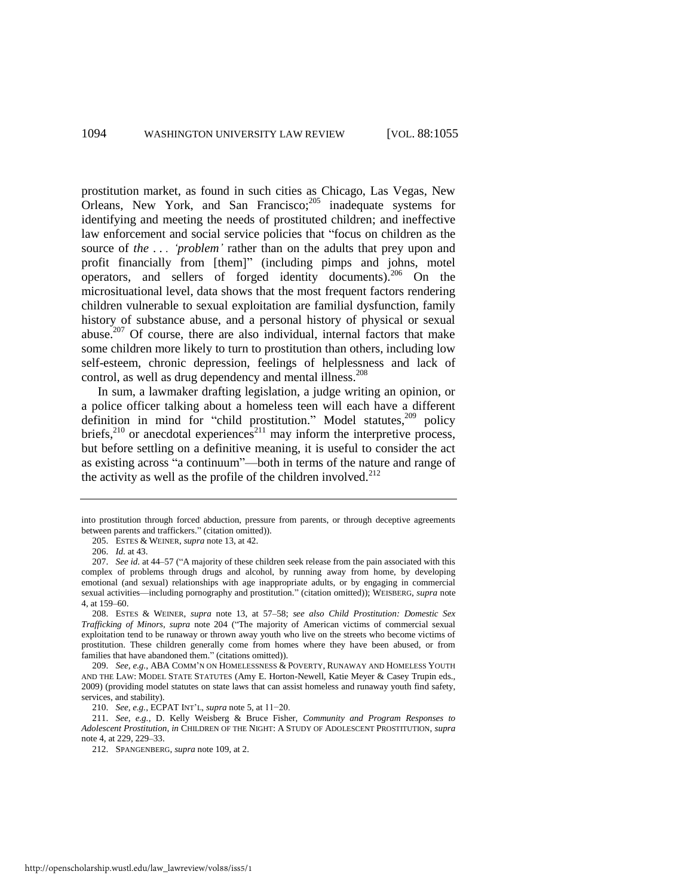prostitution market, as found in such cities as Chicago, Las Vegas, New Orleans, New York, and San Francisco;[205] inadequate systems for identifying and meeting the needs of prostituted children; and ineffective law enforcement and social service policies that "focus on children as the source of *the* . . . *'problem'* rather than on the adults that prey upon and profit financially from [them]" (including pimps and johns, motel operators, and sellers of forged identity documents).[206] On the microsituational level, data shows that the most frequent factors rendering children vulnerable to sexual exploitation are familial dysfunction, family history of substance abuse, and a personal history of physical or sexual abuse.[207] Of course, there are also individual, internal factors that make some children more likely to turn to prostitution than others, including low self-esteem, chronic depression, feelings of helplessness and lack of control, as well as drug dependency and mental illness.[208]

In sum, a lawmaker drafting legislation, a judge writing an opinion, or a police officer talking about a homeless teen will each have a different definition in mind for "child prostitution." Model statutes,[209] policy briefs,[210] or anecdotal experiences[211] may inform the interpretive process, but before settling on a definitive meaning, it is useful to consider the act as existing across "a continuum"—both in terms of the nature and range of the activity as well as the profile of the children involved.[212]

---

into prostitution through forced abduction, pressure from parents, or through deceptive agreements between parents and traffickers." (citation omitted)).

205. ESTES & WEINER, *supra* note 13, at 42.

206. *Id.* at 43.

207. *See id.* at 44–57 ("A majority of these children seek release from the pain associated with this complex of problems through drugs and alcohol, by running away from home, by developing emotional (and sexual) relationships with age inappropriate adults, or by engaging in commercial sexual activities—including pornography and prostitution." (citation omitted)); WEISBERG, *supra* note 4, at 159–60.

208. ESTES & WEINER, *supra* note 13, at 57–58; *see also Child Prostitution: Domestic Sex Trafficking of Minors*, *supra* note 204 ("The majority of American victims of commercial sexual exploitation tend to be runaway or thrown away youth who live on the streets who become victims of prostitution. These children generally come from homes where they have been abused, or from families that have abandoned them." (citations omitted)).

209. *See, e.g.*, ABA COMM'N ON HOMELESSNESS & POVERTY, RUNAWAY AND HOMELESS YOUTH AND THE LAW: MODEL STATE STATUTES (Amy E. Horton-Newell, Katie Meyer & Casey Trupin eds., 2009) (providing model statutes on state laws that can assist homeless and runaway youth find safety, services, and stability).

210. *See, e.g.*, ECPAT INT'L, *supra* note 5, at 11–20.

211. *See, e.g.*, D. Kelly Weisberg & Bruce Fisher, *Community and Program Responses to Adolescent Prostitution*, *in* CHILDREN OF THE NIGHT: A STUDY OF ADOLESCENT PROSTITUTION, *supra* note 4, at 229, 229–33.

212. SPANGENBERG, *supra* note 109, at 2.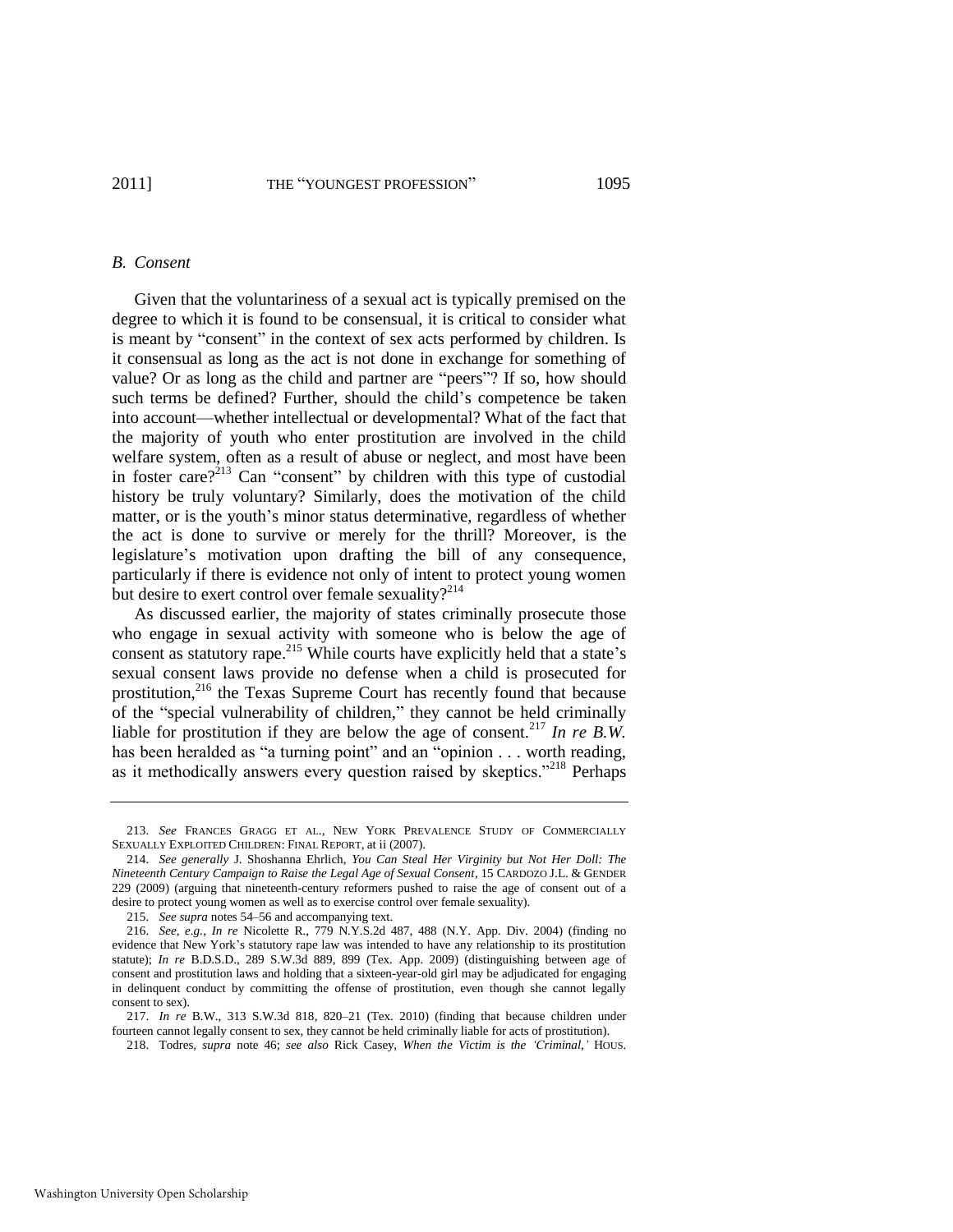### *B. Consent*

Given that the voluntariness of a sexual act is typically premised on the degree to which it is found to be consensual, it is critical to consider what is meant by "consent" in the context of sex acts performed by children. Is it consensual as long as the act is not done in exchange for something of value? Or as long as the child and partner are "peers"? If so, how should such terms be defined? Further, should the child's competence be taken into account—whether intellectual or developmental? What of the fact that the majority of youth who enter prostitution are involved in the child welfare system, often as a result of abuse or neglect, and most have been in foster care?[213] Can "consent" by children with this type of custodial history be truly voluntary? Similarly, does the motivation of the child matter, or is the youth's minor status determinative, regardless of whether the act is done to survive or merely for the thrill? Moreover, is the legislature's motivation upon drafting the bill of any consequence, particularly if there is evidence not only of intent to protect young women but desire to exert control over female sexuality?[214]

As discussed earlier, the majority of states criminally prosecute those who engage in sexual activity with someone who is below the age of consent as statutory rape.[215] While courts have explicitly held that a state's sexual consent laws provide no defense when a child is prosecuted for prostitution,[216] the Texas Supreme Court has recently found that because of the "special vulnerability of children," they cannot be held criminally liable for prostitution if they are below the age of consent.[217] *In re B.W.* has been heralded as "a turning point" and an "opinion . . . worth reading, as it methodically answers every question raised by skeptics."[218] Perhaps

---

213. *See* FRANCES GRAGG ET AL., NEW YORK PREVALENCE STUDY OF COMMERCIALLY SEXUALLY EXPLOITED CHILDREN: FINAL REPORT, at ii (2007).

214. *See generally* J. Shoshanna Ehrlich, *You Can Steal Her Virginity but Not Her Doll: The Nineteenth Century Campaign to Raise the Legal Age of Sexual Consent*, 15 CARDOZO J.L. & GENDER 229 (2009) (arguing that nineteenth-century reformers pushed to raise the age of consent out of a desire to protect young women as well as to exercise control over female sexuality).

215. *See supra* notes 54–56 and accompanying text.

216. *See, e.g.*, *In re* Nicolette R., 779 N.Y.S.2d 487, 488 (N.Y. App. Div. 2004) (finding no evidence that New York's statutory rape law was intended to have any relationship to its prostitution statute); *In re* B.D.S.D., 289 S.W.3d 889, 899 (Tex. App. 2009) (distinguishing between age of consent and prostitution laws and holding that a sixteen-year-old girl may be adjudicated for engaging in delinquent conduct by committing the offense of prostitution, even though she cannot legally consent to sex).

217. *In re* B.W., 313 S.W.3d 818, 820–21 (Tex. 2010) (finding that because children under fourteen cannot legally consent to sex, they cannot be held criminally liable for acts of prostitution).

218. Todres, *supra* note 46; *see also* Rick Casey, *When the Victim is the 'Criminal,'* HOUS.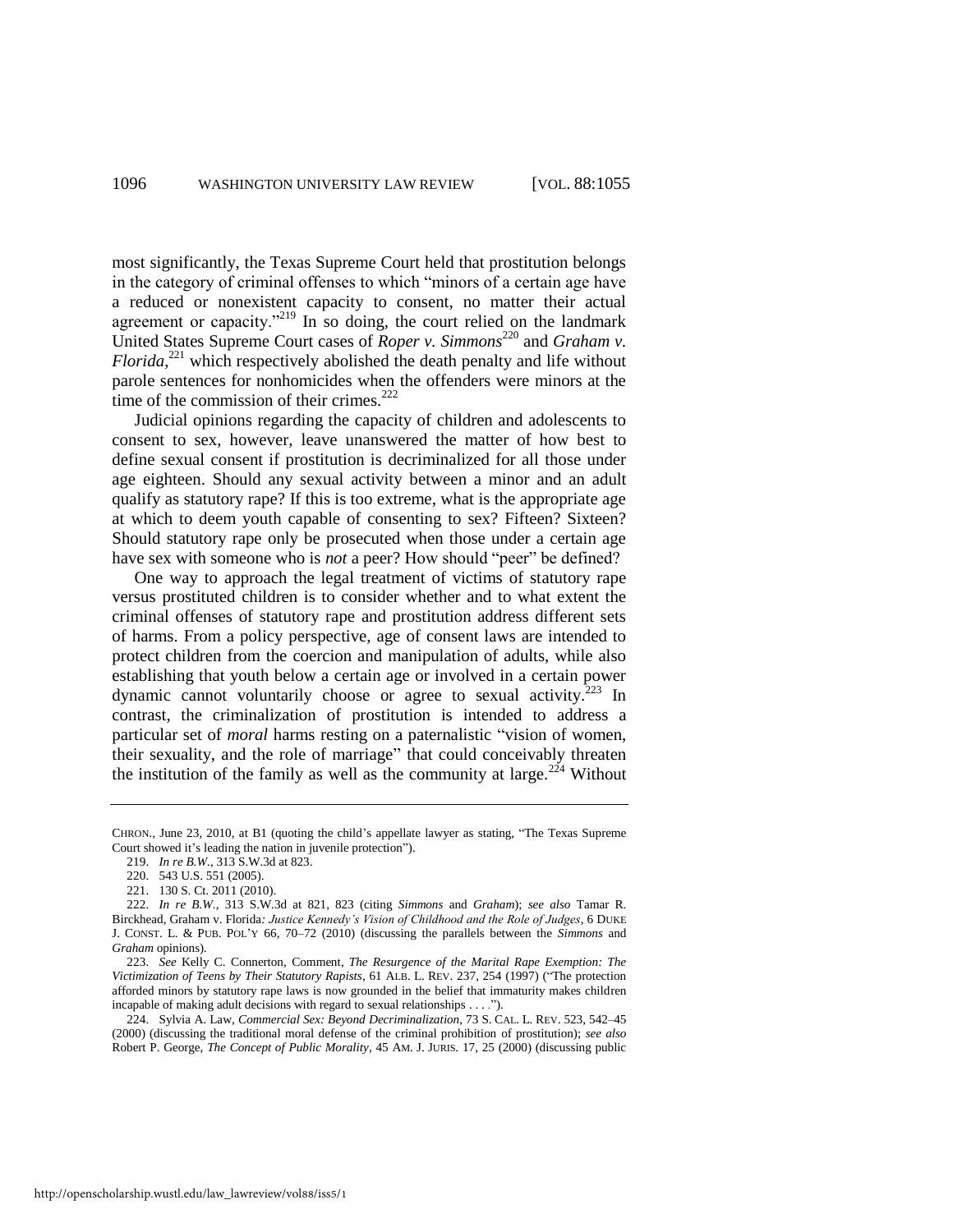most significantly, the Texas Supreme Court held that prostitution belongs in the category of criminal offenses to which "minors of a certain age have a reduced or nonexistent capacity to consent, no matter their actual agreement or capacity."[219] In so doing, the court relied on the landmark United States Supreme Court cases of *Roper v. Simmons*[220] and *Graham v. Florida*,[221] which respectively abolished the death penalty and life without parole sentences for nonhomicides when the offenders were minors at the time of the commission of their crimes.[222]

Judicial opinions regarding the capacity of children and adolescents to consent to sex, however, leave unanswered the matter of how best to define sexual consent if prostitution is decriminalized for all those under age eighteen. Should any sexual activity between a minor and an adult qualify as statutory rape? If this is too extreme, what is the appropriate age at which to deem youth capable of consenting to sex? Fifteen? Sixteen? Should statutory rape only be prosecuted when those under a certain age have sex with someone who is *not* a peer? How should "peer" be defined?

One way to approach the legal treatment of victims of statutory rape versus prostituted children is to consider whether and to what extent the criminal offenses of statutory rape and prostitution address different sets of harms. From a policy perspective, age of consent laws are intended to protect children from the coercion and manipulation of adults, while also establishing that youth below a certain age or involved in a certain power dynamic cannot voluntarily choose or agree to sexual activity.[223] In contrast, the criminalization of prostitution is intended to address a particular set of *moral* harms resting on a paternalistic "vision of women, their sexuality, and the role of marriage" that could conceivably threaten the institution of the family as well as the community at large.[224] Without

---

CHRON., June 23, 2010, at B1 (quoting the child's appellate lawyer as stating, "The Texas Supreme Court showed it's leading the nation in juvenile protection").

219. *In re B.W.*, 313 S.W.3d at 823.

220. 543 U.S. 551 (2005).

221. 130 S. Ct. 2011 (2010).

222. *In re B.W.*, 313 S.W.3d at 821, 823 (citing *Simmons* and *Graham*); *see also* Tamar R. Birckhead, Graham v. Florida*: Justice Kennedy's Vision of Childhood and the Role of Judges*, 6 DUKE J. CONST. L. & PUB. POL'Y 66, 70–72 (2010) (discussing the parallels between the *Simmons* and *Graham* opinions).

223. *See* Kelly C. Connerton, Comment, *The Resurgence of the Marital Rape Exemption: The Victimization of Teens by Their Statutory Rapists*, 61 ALB. L. REV. 237, 254 (1997) ("The protection afforded minors by statutory rape laws is now grounded in the belief that immaturity makes children incapable of making adult decisions with regard to sexual relationships . . . .").

224. Sylvia A. Law, *Commercial Sex: Beyond Decriminalization*, 73 S. CAL. L. REV. 523, 542–45 (2000) (discussing the traditional moral defense of the criminal prohibition of prostitution); *see also* Robert P. George, *The Concept of Public Morality*, 45 AM. J. JURIS. 17, 25 (2000) (discussing public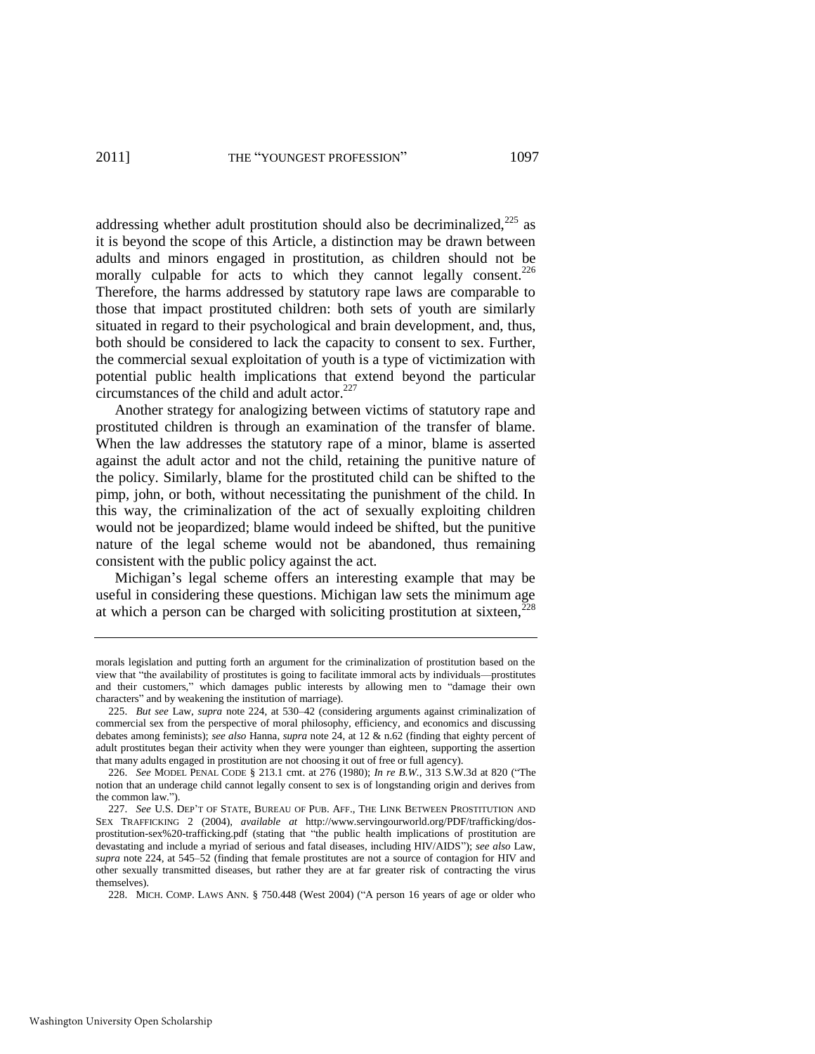addressing whether adult prostitution should also be decriminalized,[225] as it is beyond the scope of this Article, a distinction may be drawn between adults and minors engaged in prostitution, as children should not be morally culpable for acts to which they cannot legally consent.[226] Therefore, the harms addressed by statutory rape laws are comparable to those that impact prostituted children: both sets of youth are similarly situated in regard to their psychological and brain development, and, thus, both should be considered to lack the capacity to consent to sex. Further, the commercial sexual exploitation of youth is a type of victimization with potential public health implications that extend beyond the particular circumstances of the child and adult actor.[227]

Another strategy for analogizing between victims of statutory rape and prostituted children is through an examination of the transfer of blame. When the law addresses the statutory rape of a minor, blame is asserted against the adult actor and not the child, retaining the punitive nature of the policy. Similarly, blame for the prostituted child can be shifted to the pimp, john, or both, without necessitating the punishment of the child. In this way, the criminalization of the act of sexually exploiting children would not be jeopardized; blame would indeed be shifted, but the punitive nature of the legal scheme would not be abandoned, thus remaining consistent with the public policy against the act.

Michigan's legal scheme offers an interesting example that may be useful in considering these questions. Michigan law sets the minimum age at which a person can be charged with soliciting prostitution at sixteen,[228]

---

morals legislation and putting forth an argument for the criminalization of prostitution based on the view that "the availability of prostitutes is going to facilitate immoral acts by individuals—prostitutes and their customers," which damages public interests by allowing men to "damage their own characters" and by weakening the institution of marriage).

225. *But see* Law, *supra* note 224, at 530–42 (considering arguments against criminalization of commercial sex from the perspective of moral philosophy, efficiency, and economics and discussing debates among feminists); *see also* Hanna, *supra* note 24, at 12 & n.62 (finding that eighty percent of adult prostitutes began their activity when they were younger than eighteen, supporting the assertion that many adults engaged in prostitution are not choosing it out of free or full agency).

226. *See* MODEL PENAL CODE § 213.1 cmt. at 276 (1980); *In re B.W.*, 313 S.W.3d at 820 ("The notion that an underage child cannot legally consent to sex is of longstanding origin and derives from the common law.").

227. *See* U.S. DEP'T OF STATE, BUREAU OF PUB. AFF., THE LINK BETWEEN PROSTITUTION AND SEX TRAFFICKING 2 (2004), *available at* http://www.servingourworld.org/PDF/trafficking/dos-prostitution-sex%20-trafficking.pdf (stating that "the public health implications of prostitution are devastating and include a myriad of serious and fatal diseases, including HIV/AIDS"); *see also* Law, *supra* note 224, at 545–52 (finding that female prostitutes are not a source of contagion for HIV and other sexually transmitted diseases, but rather they are at far greater risk of contracting the virus themselves).

228. MICH. COMP. LAWS ANN. § 750.448 (West 2004) ("A person 16 years of age or older who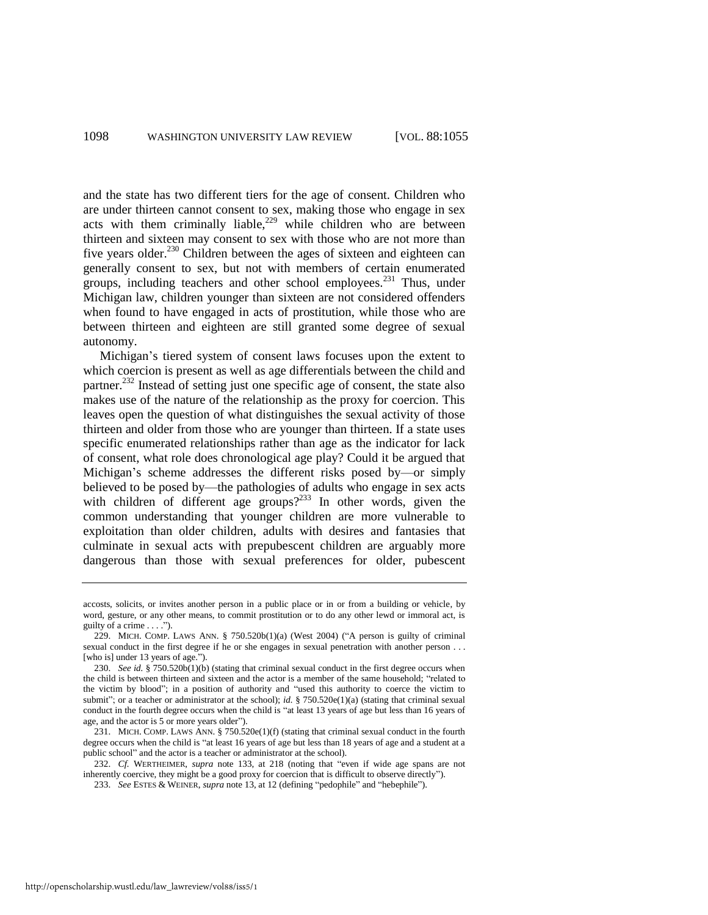and the state has two different tiers for the age of consent. Children who are under thirteen cannot consent to sex, making those who engage in sex acts with them criminally liable,[229] while children who are between thirteen and sixteen may consent to sex with those who are not more than five years older.[230] Children between the ages of sixteen and eighteen can generally consent to sex, but not with members of certain enumerated groups, including teachers and other school employees.[231] Thus, under Michigan law, children younger than sixteen are not considered offenders when found to have engaged in acts of prostitution, while those who are between thirteen and eighteen are still granted some degree of sexual autonomy.

Michigan's tiered system of consent laws focuses upon the extent to which coercion is present as well as age differentials between the child and partner.[232] Instead of setting just one specific age of consent, the state also makes use of the nature of the relationship as the proxy for coercion. This leaves open the question of what distinguishes the sexual activity of those thirteen and older from those who are younger than thirteen. If a state uses specific enumerated relationships rather than age as the indicator for lack of consent, what role does chronological age play? Could it be argued that Michigan's scheme addresses the different risks posed by—or simply believed to be posed by—the pathologies of adults who engage in sex acts with children of different age groups?[233] In other words, given the common understanding that younger children are more vulnerable to exploitation than older children, adults with desires and fantasies that culminate in sexual acts with prepubescent children are arguably more dangerous than those with sexual preferences for older, pubescent

---

accosts, solicits, or invites another person in a public place or in or from a building or vehicle, by word, gesture, or any other means, to commit prostitution or to do any other lewd or immoral act, is guilty of a crime . . . .").

229. MICH. COMP. LAWS ANN. § 750.520b(1)(a) (West 2004) ("A person is guilty of criminal sexual conduct in the first degree if he or she engages in sexual penetration with another person . . . [who is] under 13 years of age.").

230. *See id.* § 750.520b(1)(b) (stating that criminal sexual conduct in the first degree occurs when the child is between thirteen and sixteen and the actor is a member of the same household; "related to the victim by blood"; in a position of authority and "used this authority to coerce the victim to submit"; or a teacher or administrator at the school); *id.* § 750.520e(1)(a) (stating that criminal sexual conduct in the fourth degree occurs when the child is "at least 13 years of age but less than 16 years of age, and the actor is 5 or more years older").

231. MICH. COMP. LAWS ANN. § 750.520e(1)(f) (stating that criminal sexual conduct in the fourth degree occurs when the child is "at least 16 years of age but less than 18 years of age and a student at a public school" and the actor is a teacher or administrator at the school).

232. *Cf.* WERTHEIMER, *supra* note 133, at 218 (noting that "even if wide age spans are not inherently coercive, they might be a good proxy for coercion that is difficult to observe directly").

233. *See* ESTES & WEINER, *supra* note 13, at 12 (defining "pedophile" and "hebephile").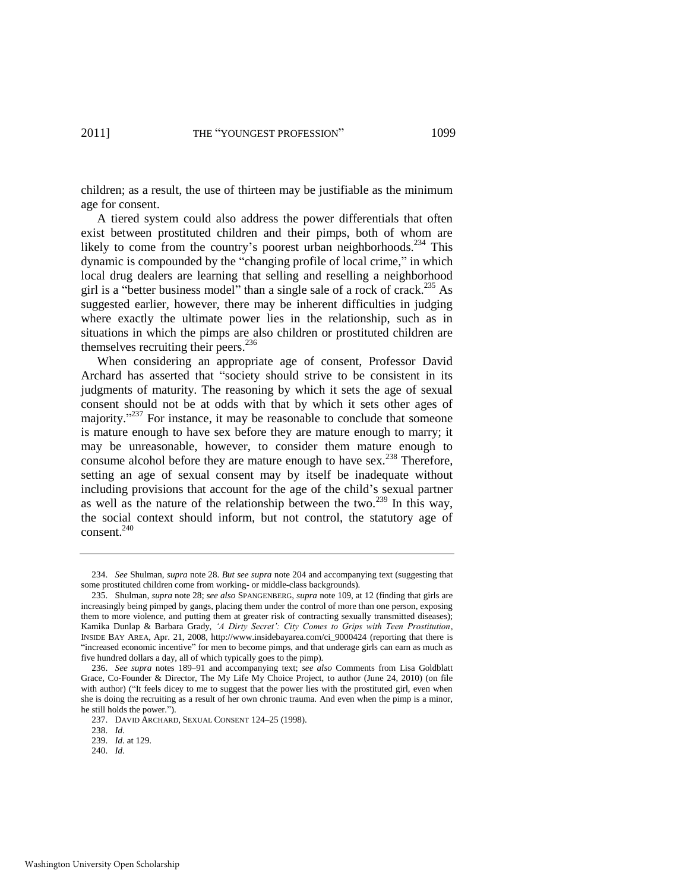children; as a result, the use of thirteen may be justifiable as the minimum age for consent.

A tiered system could also address the power differentials that often exist between prostituted children and their pimps, both of whom are likely to come from the country's poorest urban neighborhoods.[234] This dynamic is compounded by the "changing profile of local crime," in which local drug dealers are learning that selling and reselling a neighborhood girl is a "better business model" than a single sale of a rock of crack.[235] As suggested earlier, however, there may be inherent difficulties in judging where exactly the ultimate power lies in the relationship, such as in situations in which the pimps are also children or prostituted children are themselves recruiting their peers.[236]

When considering an appropriate age of consent, Professor David Archard has asserted that "society should strive to be consistent in its judgments of maturity. The reasoning by which it sets the age of sexual consent should not be at odds with that by which it sets other ages of majority."[237] For instance, it may be reasonable to conclude that someone is mature enough to have sex before they are mature enough to marry; it may be unreasonable, however, to consider them mature enough to consume alcohol before they are mature enough to have sex.[238] Therefore, setting an age of sexual consent may by itself be inadequate without including provisions that account for the age of the child's sexual partner as well as the nature of the relationship between the two.[239] In this way, the social context should inform, but not control, the statutory age of consent.[240]

---

234. *See* Shulman, *supra* note 28. *But see supra* note 204 and accompanying text (suggesting that some prostituted children come from working- or middle-class backgrounds).

235. Shulman, *supra* note 28; *see also* SPANGENBERG, *supra* note 109, at 12 (finding that girls are increasingly being pimped by gangs, placing them under the control of more than one person, exposing them to more violence, and putting them at greater risk of contracting sexually transmitted diseases); Kamika Dunlap & Barbara Grady, *'A Dirty Secret': City Comes to Grips with Teen Prostitution*, INSIDE BAY AREA, Apr. 21, 2008, http://www.insidebayarea.com/ci_9000424 (reporting that there is "increased economic incentive" for men to become pimps, and that underage girls can earn as much as five hundred dollars a day, all of which typically goes to the pimp).

236. *See supra* notes 189–91 and accompanying text; *see also* Comments from Lisa Goldblatt Grace, Co-Founder & Director, The My Life My Choice Project, to author (June 24, 2010) (on file with author) ("It feels dicey to me to suggest that the power lies with the prostituted girl, even when she is doing the recruiting as a result of her own chronic trauma. And even when the pimp is a minor, he still holds the power.").

237. DAVID ARCHARD, SEXUAL CONSENT 124–25 (1998).

238. *Id*.

239. *Id.* at 129.

240. *Id*.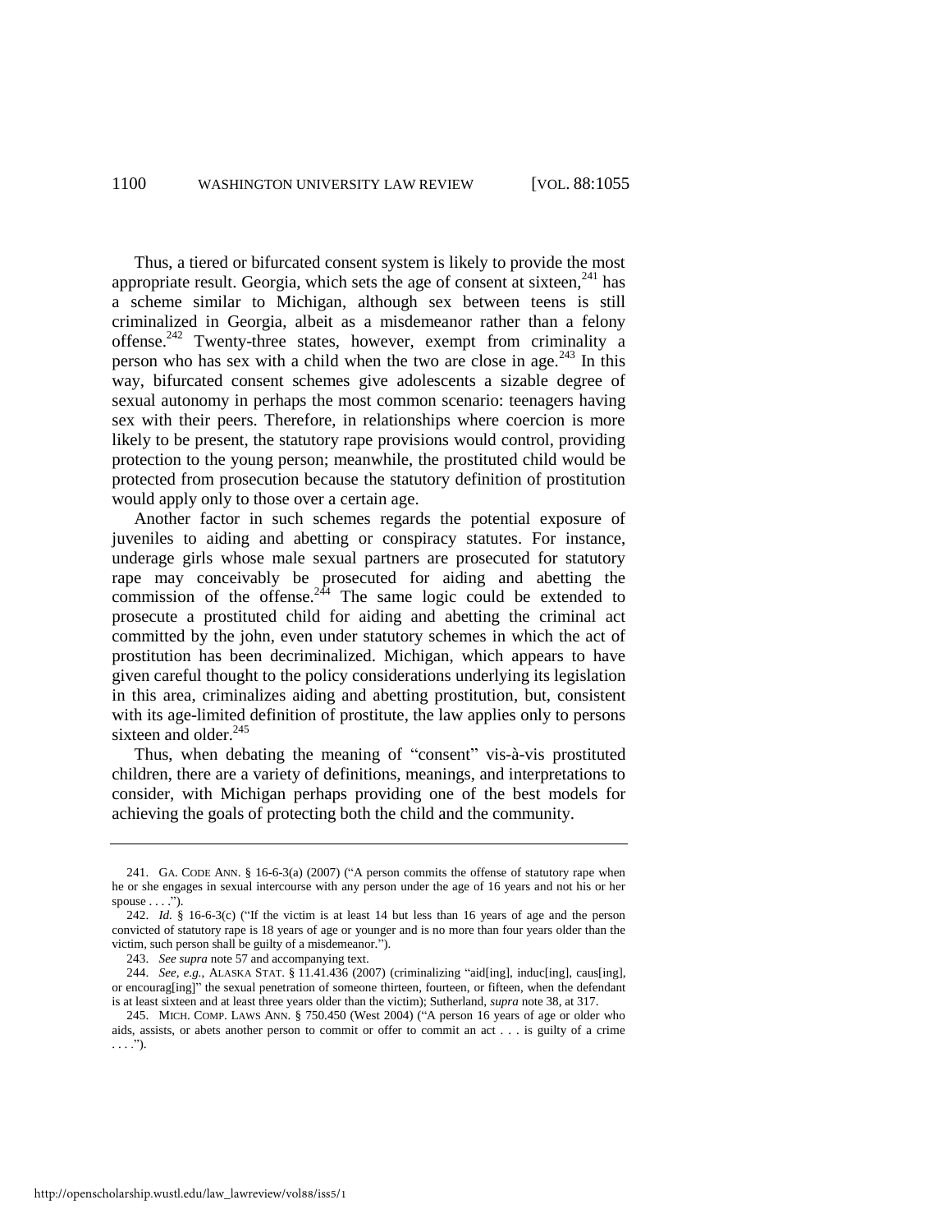Thus, a tiered or bifurcated consent system is likely to provide the most appropriate result. Georgia, which sets the age of consent at sixteen,[241] has a scheme similar to Michigan, although sex between teens is still criminalized in Georgia, albeit as a misdemeanor rather than a felony offense.[242] Twenty-three states, however, exempt from criminality a person who has sex with a child when the two are close in age.[243] In this way, bifurcated consent schemes give adolescents a sizable degree of sexual autonomy in perhaps the most common scenario: teenagers having sex with their peers. Therefore, in relationships where coercion is more likely to be present, the statutory rape provisions would control, providing protection to the young person; meanwhile, the prostituted child would be protected from prosecution because the statutory definition of prostitution would apply only to those over a certain age.

Another factor in such schemes regards the potential exposure of juveniles to aiding and abetting or conspiracy statutes. For instance, underage girls whose male sexual partners are prosecuted for statutory rape may conceivably be prosecuted for aiding and abetting the commission of the offense.[244] The same logic could be extended to prosecute a prostituted child for aiding and abetting the criminal act committed by the john, even under statutory schemes in which the act of prostitution has been decriminalized. Michigan, which appears to have given careful thought to the policy considerations underlying its legislation in this area, criminalizes aiding and abetting prostitution, but, consistent with its age-limited definition of prostitute, the law applies only to persons sixteen and older.[245]

Thus, when debating the meaning of "consent" vis-à-vis prostituted children, there are a variety of definitions, meanings, and interpretations to consider, with Michigan perhaps providing one of the best models for achieving the goals of protecting both the child and the community.

---

241. GA. CODE ANN. § 16-6-3(a) (2007) ("A person commits the offense of statutory rape when he or she engages in sexual intercourse with any person under the age of 16 years and not his or her spouse . . . .").

242. *Id.* § 16-6-3(c) ("If the victim is at least 14 but less than 16 years of age and the person convicted of statutory rape is 18 years of age or younger and is no more than four years older than the victim, such person shall be guilty of a misdemeanor.").

243. *See supra* note 57 and accompanying text.

244. *See, e.g.*, ALASKA STAT. § 11.41.436 (2007) (criminalizing "aid[ing], induc[ing], caus[ing], or encourag[ing]" the sexual penetration of someone thirteen, fourteen, or fifteen, when the defendant is at least sixteen and at least three years older than the victim); Sutherland, *supra* note 38, at 317.

245. MICH. COMP. LAWS ANN. § 750.450 (West 2004) ("A person 16 years of age or older who aids, assists, or abets another person to commit or offer to commit an act . . . is guilty of a crime . . . .").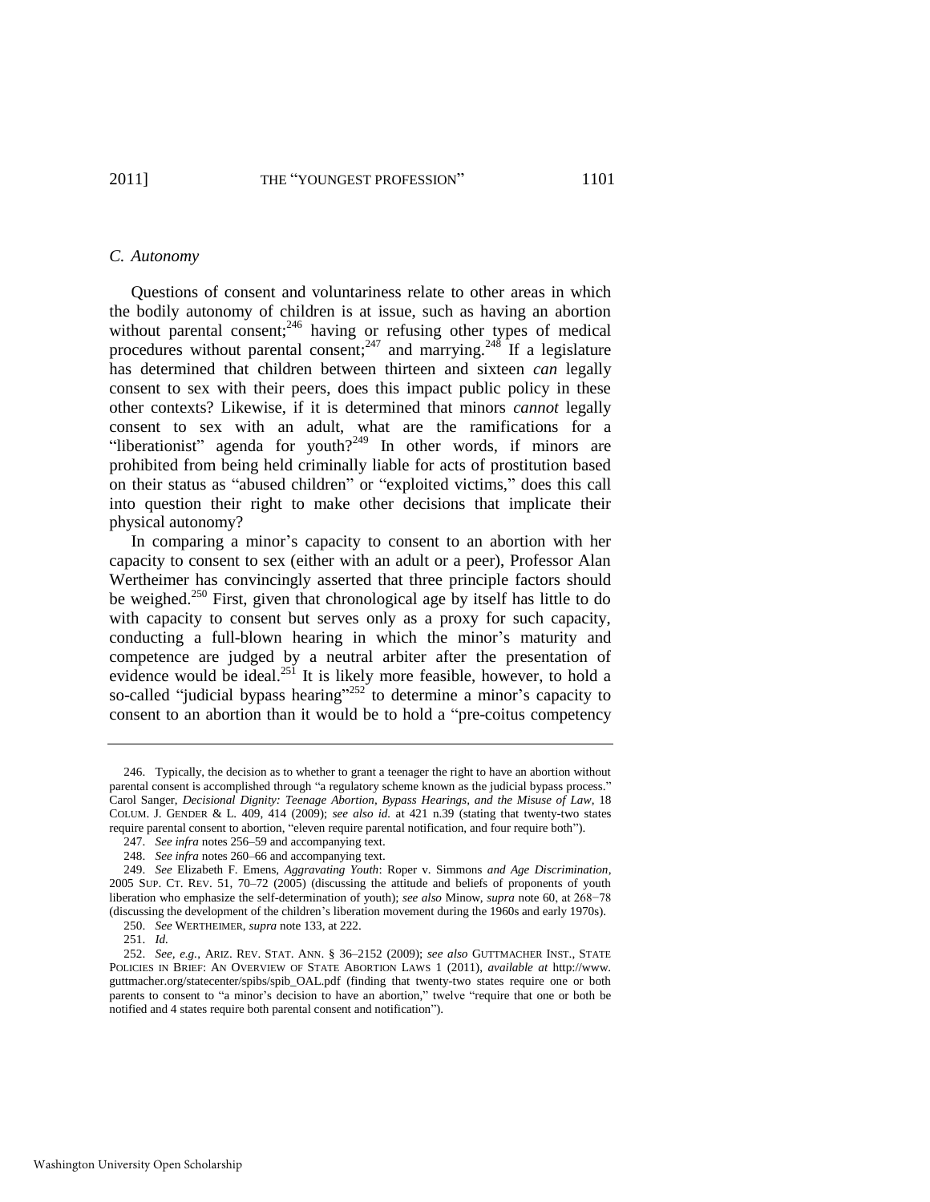### C. Autonomy

Questions of consent and voluntariness relate to other areas in which the bodily autonomy of children is at issue, such as having an abortion without parental consent;[246] having or refusing other types of medical procedures without parental consent;[247] and marrying.[248] If a legislature has determined that children between thirteen and sixteen *can* legally consent to sex with their peers, does this impact public policy in these other contexts? Likewise, if it is determined that minors *cannot* legally consent to sex with an adult, what are the ramifications for a "liberationist" agenda for youth?[249] In other words, if minors are prohibited from being held criminally liable for acts of prostitution based on their status as "abused children" or "exploited victims," does this call into question their right to make other decisions that implicate their physical autonomy?

In comparing a minor's capacity to consent to an abortion with her capacity to consent to sex (either with an adult or a peer), Professor Alan Wertheimer has convincingly asserted that three principle factors should be weighed.[250] First, given that chronological age by itself has little to do with capacity to consent but serves only as a proxy for such capacity, conducting a full-blown hearing in which the minor's maturity and competence are judged by a neutral arbiter after the presentation of evidence would be ideal.[251] It is likely more feasible, however, to hold a so-called "judicial bypass hearing"[252] to determine a minor's capacity to consent to an abortion than it would be to hold a "pre-coitus competency

---

246. Typically, the decision as to whether to grant a teenager the right to have an abortion without parental consent is accomplished through "a regulatory scheme known as the judicial bypass process." Carol Sanger, *Decisional Dignity: Teenage Abortion, Bypass Hearings, and the Misuse of Law*, 18 COLUM. J. GENDER & L. 409, 414 (2009); *see also id.* at 421 n.39 (stating that twenty-two states require parental consent to abortion, "eleven require parental notification, and four require both").

247. *See infra* notes 256–59 and accompanying text.

248. *See infra* notes 260–66 and accompanying text.

249. *See* Elizabeth F. Emens, *Aggravating Youth*: Roper v. Simmons *and Age Discrimination*, 2005 SUP. CT. REV. 51, 70–72 (2005) (discussing the attitude and beliefs of proponents of youth liberation who emphasize the self-determination of youth); *see also* Minow, *supra* note 60, at 268−78 (discussing the development of the children's liberation movement during the 1960s and early 1970s).

250. *See* WERTHEIMER, *supra* note 133, at 222.

251. *Id.*

252. *See, e.g.*, ARIZ. REV. STAT. ANN. § 36–2152 (2009); *see also* GUTTMACHER INST., STATE POLICIES IN BRIEF: AN OVERVIEW OF STATE ABORTION LAWS 1 (2011), *available at* http://www.guttmacher.org/statecenter/spibs/spib_OAL.pdf (finding that twenty-two states require one or both parents to consent to "a minor's decision to have an abortion," twelve "require that one or both be notified and 4 states require both parental consent and notification").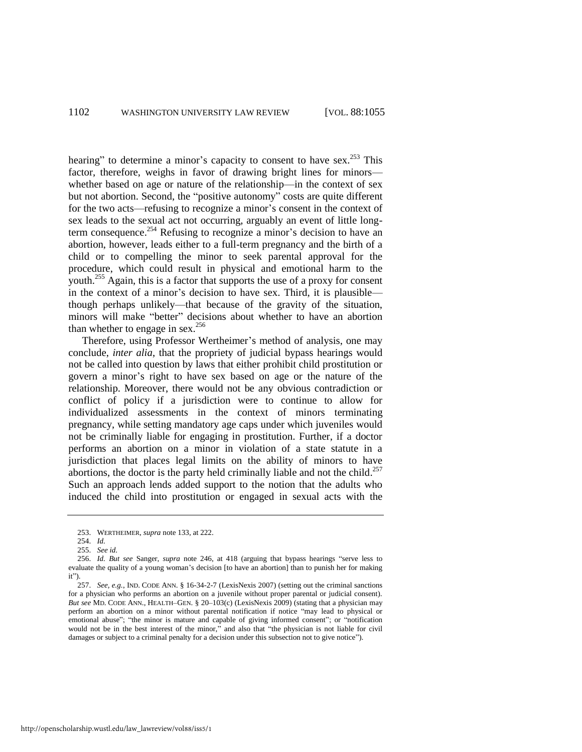hearing" to determine a minor's capacity to consent to have sex.[253] This factor, therefore, weighs in favor of drawing bright lines for minors—whether based on age or nature of the relationship—in the context of sex but not abortion. Second, the "positive autonomy" costs are quite different for the two acts—refusing to recognize a minor's consent in the context of sex leads to the sexual act not occurring, arguably an event of little long-term consequence.[254] Refusing to recognize a minor's decision to have an abortion, however, leads either to a full-term pregnancy and the birth of a child or to compelling the minor to seek parental approval for the procedure, which could result in physical and emotional harm to the youth.[255] Again, this is a factor that supports the use of a proxy for consent in the context of a minor's decision to have sex. Third, it is plausible—though perhaps unlikely—that because of the gravity of the situation, minors will make "better" decisions about whether to have an abortion than whether to engage in sex.[256]

Therefore, using Professor Wertheimer's method of analysis, one may conclude, *inter alia*, that the propriety of judicial bypass hearings would not be called into question by laws that either prohibit child prostitution or govern a minor's right to have sex based on age or the nature of the relationship. Moreover, there would not be any obvious contradiction or conflict of policy if a jurisdiction were to continue to allow for individualized assessments in the context of minors terminating pregnancy, while setting mandatory age caps under which juveniles would not be criminally liable for engaging in prostitution. Further, if a doctor performs an abortion on a minor in violation of a state statute in a jurisdiction that places legal limits on the ability of minors to have abortions, the doctor is the party held criminally liable and not the child.[257] Such an approach lends added support to the notion that the adults who induced the child into prostitution or engaged in sexual acts with the

---

253. WERTHEIMER, *supra* note 133, at 222.

254. *Id.*

255. *See id.*

256. *Id. But see* Sanger, *supra* note 246, at 418 (arguing that bypass hearings "serve less to evaluate the quality of a young woman's decision [to have an abortion] than to punish her for making it").

257. *See, e.g.*, IND. CODE ANN. § 16-34-2-7 (LexisNexis 2007) (setting out the criminal sanctions for a physician who performs an abortion on a juvenile without proper parental or judicial consent). *But see* MD. CODE ANN., HEALTH–GEN. § 20–103(c) (LexisNexis 2009) (stating that a physician may perform an abortion on a minor without parental notification if notice "may lead to physical or emotional abuse"; "the minor is mature and capable of giving informed consent"; or "notification would not be in the best interest of the minor," and also that "the physician is not liable for civil damages or subject to a criminal penalty for a decision under this subsection not to give notice").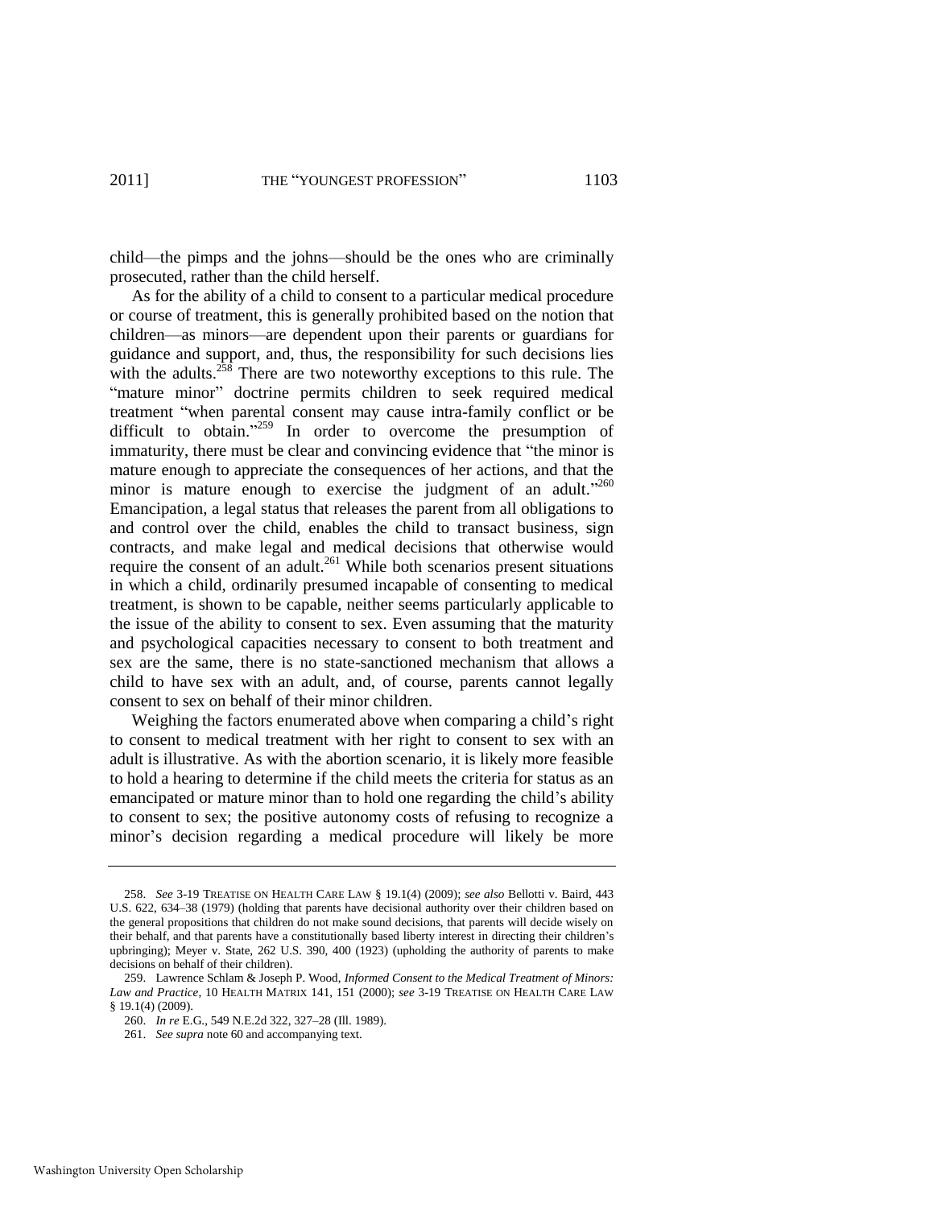child—the pimps and the johns—should be the ones who are criminally prosecuted, rather than the child herself.

As for the ability of a child to consent to a particular medical procedure or course of treatment, this is generally prohibited based on the notion that children—as minors—are dependent upon their parents or guardians for guidance and support, and, thus, the responsibility for such decisions lies with the adults.[258] There are two noteworthy exceptions to this rule. The "mature minor" doctrine permits children to seek required medical treatment "when parental consent may cause intra-family conflict or be difficult to obtain."[259] In order to overcome the presumption of immaturity, there must be clear and convincing evidence that "the minor is mature enough to appreciate the consequences of her actions, and that the minor is mature enough to exercise the judgment of an adult."[260] Emancipation, a legal status that releases the parent from all obligations to and control over the child, enables the child to transact business, sign contracts, and make legal and medical decisions that otherwise would require the consent of an adult.[261] While both scenarios present situations in which a child, ordinarily presumed incapable of consenting to medical treatment, is shown to be capable, neither seems particularly applicable to the issue of the ability to consent to sex. Even assuming that the maturity and psychological capacities necessary to consent to both treatment and sex are the same, there is no state-sanctioned mechanism that allows a child to have sex with an adult, and, of course, parents cannot legally consent to sex on behalf of their minor children.

Weighing the factors enumerated above when comparing a child's right to consent to medical treatment with her right to consent to sex with an adult is illustrative. As with the abortion scenario, it is likely more feasible to hold a hearing to determine if the child meets the criteria for status as an emancipated or mature minor than to hold one regarding the child's ability to consent to sex; the positive autonomy costs of refusing to recognize a minor's decision regarding a medical procedure will likely be more

---

258. *See* 3-19 TREATISE ON HEALTH CARE LAW § 19.1(4) (2009); *see also* Bellotti v. Baird, 443 U.S. 622, 634–38 (1979) (holding that parents have decisional authority over their children based on the general propositions that children do not make sound decisions, that parents will decide wisely on their behalf, and that parents have a constitutionally based liberty interest in directing their children's upbringing); Meyer v. State, 262 U.S. 390, 400 (1923) (upholding the authority of parents to make decisions on behalf of their children).

259. Lawrence Schlam & Joseph P. Wood, *Informed Consent to the Medical Treatment of Minors: Law and Practice*, 10 HEALTH MATRIX 141, 151 (2000); *see* 3-19 TREATISE ON HEALTH CARE LAW § 19.1(4) (2009).

260. *In re* E.G., 549 N.E.2d 322, 327–28 (Ill. 1989).

261. *See supra* note 60 and accompanying text.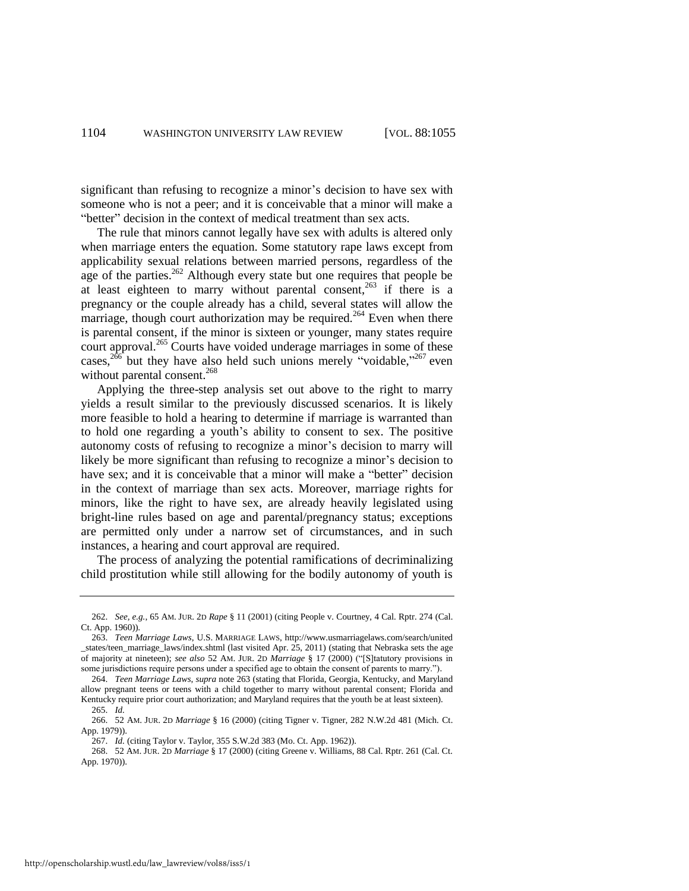significant than refusing to recognize a minor's decision to have sex with someone who is not a peer; and it is conceivable that a minor will make a "better" decision in the context of medical treatment than sex acts.

The rule that minors cannot legally have sex with adults is altered only when marriage enters the equation. Some statutory rape laws except from applicability sexual relations between married persons, regardless of the age of the parties.[262] Although every state but one requires that people be at least eighteen to marry without parental consent,[263] if there is a pregnancy or the couple already has a child, several states will allow the marriage, though court authorization may be required.[264] Even when there is parental consent, if the minor is sixteen or younger, many states require court approval.[265] Courts have voided underage marriages in some of these cases,[266] but they have also held such unions merely "voidable,"[267] even without parental consent.[268]

Applying the three-step analysis set out above to the right to marry yields a result similar to the previously discussed scenarios. It is likely more feasible to hold a hearing to determine if marriage is warranted than to hold one regarding a youth's ability to consent to sex. The positive autonomy costs of refusing to recognize a minor's decision to marry will likely be more significant than refusing to recognize a minor's decision to have sex; and it is conceivable that a minor will make a "better" decision in the context of marriage than sex acts. Moreover, marriage rights for minors, like the right to have sex, are already heavily legislated using bright-line rules based on age and parental/pregnancy status; exceptions are permitted only under a narrow set of circumstances, and in such instances, a hearing and court approval are required.

The process of analyzing the potential ramifications of decriminalizing child prostitution while still allowing for the bodily autonomy of youth is

---

262. *See, e.g.*, 65 AM. JUR. 2D *Rape* § 11 (2001) (citing People v. Courtney, 4 Cal. Rptr. 274 (Cal. Ct. App. 1960)).

263. *Teen Marriage Laws*, U.S. MARRIAGE LAWS, http://www.usmarriagelaws.com/search/united_states/teen_marriage_laws/index.shtml (last visited Apr. 25, 2011) (stating that Nebraska sets the age of majority at nineteen); *see also* 52 AM. JUR. 2D *Marriage* § 17 (2000) ("[S]tatutory provisions in some jurisdictions require persons under a specified age to obtain the consent of parents to marry.").

264. *Teen Marriage Laws*, *supra* note 263 (stating that Florida, Georgia, Kentucky, and Maryland allow pregnant teens or teens with a child together to marry without parental consent; Florida and Kentucky require prior court authorization; and Maryland requires that the youth be at least sixteen).

265. *Id.*

266. 52 AM. JUR. 2D *Marriage* § 16 (2000) (citing Tigner v. Tigner, 282 N.W.2d 481 (Mich. Ct. App. 1979)).

267. *Id.* (citing Taylor v. Taylor, 355 S.W.2d 383 (Mo. Ct. App. 1962)).

268. 52 AM. JUR. 2D *Marriage* § 17 (2000) (citing Greene v. Williams, 88 Cal. Rptr. 261 (Cal. Ct. App. 1970)).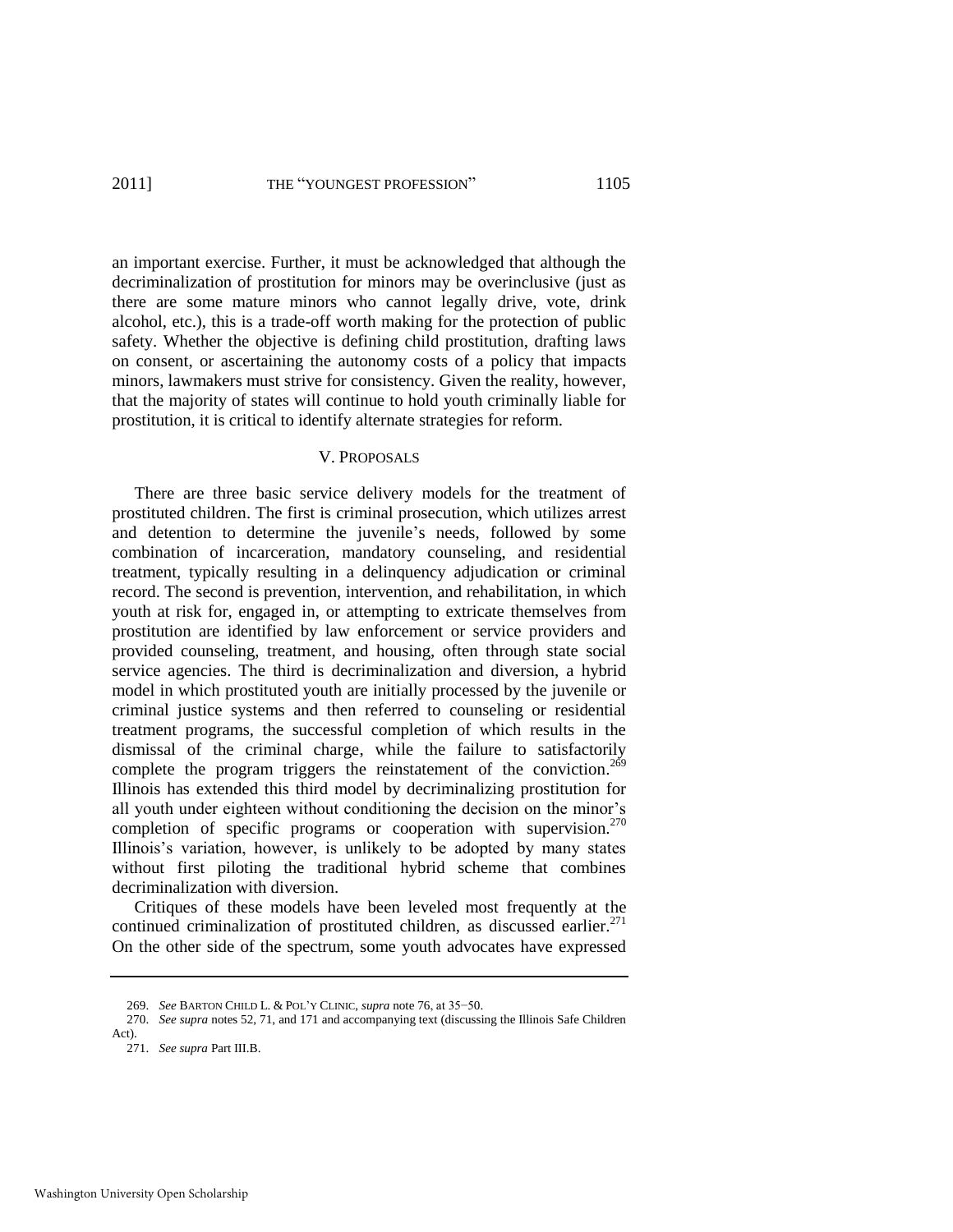an important exercise. Further, it must be acknowledged that although the decriminalization of prostitution for minors may be overinclusive (just as there are some mature minors who cannot legally drive, vote, drink alcohol, etc.), this is a trade-off worth making for the protection of public safety. Whether the objective is defining child prostitution, drafting laws on consent, or ascertaining the autonomy costs of a policy that impacts minors, lawmakers must strive for consistency. Given the reality, however, that the majority of states will continue to hold youth criminally liable for prostitution, it is critical to identify alternate strategies for reform.

## V. PROPOSALS

There are three basic service delivery models for the treatment of prostituted children. The first is criminal prosecution, which utilizes arrest and detention to determine the juvenile's needs, followed by some combination of incarceration, mandatory counseling, and residential treatment, typically resulting in a delinquency adjudication or criminal record. The second is prevention, intervention, and rehabilitation, in which youth at risk for, engaged in, or attempting to extricate themselves from prostitution are identified by law enforcement or service providers and provided counseling, treatment, and housing, often through state social service agencies. The third is decriminalization and diversion, a hybrid model in which prostituted youth are initially processed by the juvenile or criminal justice systems and then referred to counseling or residential treatment programs, the successful completion of which results in the dismissal of the criminal charge, while the failure to satisfactorily complete the program triggers the reinstatement of the conviction.[269] Illinois has extended this third model by decriminalizing prostitution for all youth under eighteen without conditioning the decision on the minor's completion of specific programs or cooperation with supervision.[270] Illinois's variation, however, is unlikely to be adopted by many states without first piloting the traditional hybrid scheme that combines decriminalization with diversion.

Critiques of these models have been leveled most frequently at the continued criminalization of prostituted children, as discussed earlier.[271] On the other side of the spectrum, some youth advocates have expressed

---

269. *See* BARTON CHILD L. & POL'Y CLINIC, *supra* note 76, at 35−50.

270. *See supra* notes 52, 71, and 171 and accompanying text (discussing the Illinois Safe Children Act).

271. *See supra* Part III.B.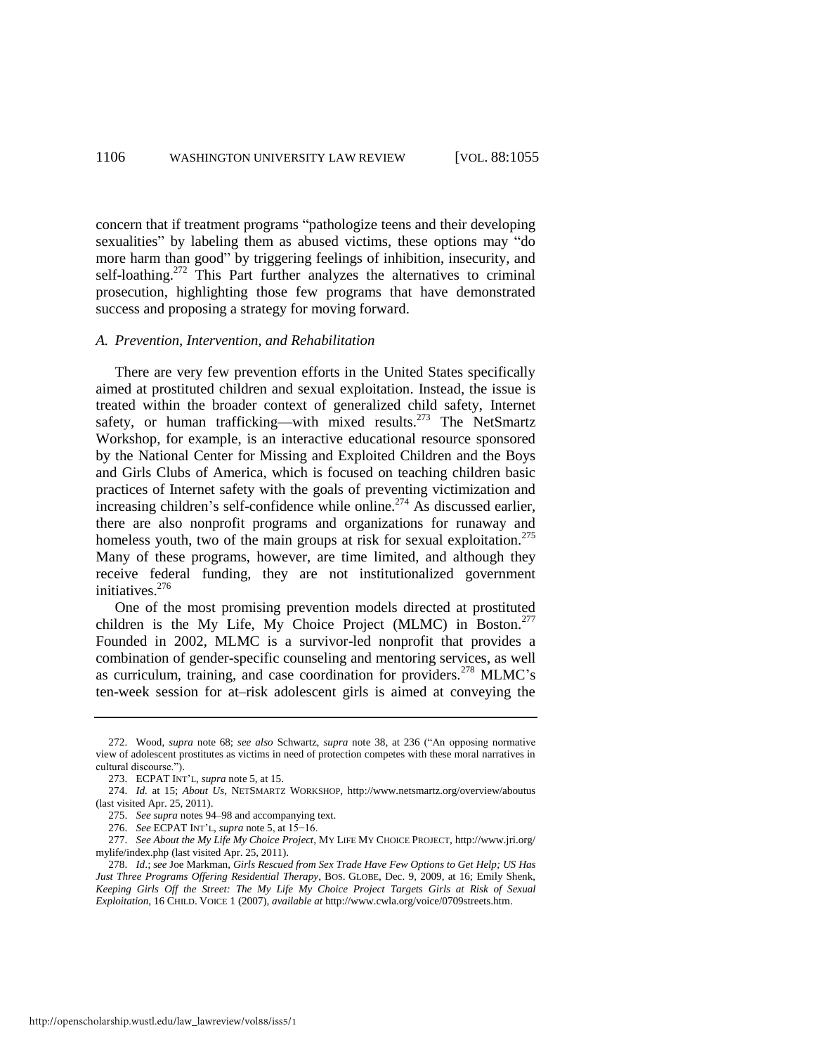concern that if treatment programs "pathologize teens and their developing sexualities" by labeling them as abused victims, these options may "do more harm than good" by triggering feelings of inhibition, insecurity, and self-loathing.[272] This Part further analyzes the alternatives to criminal prosecution, highlighting those few programs that have demonstrated success and proposing a strategy for moving forward.

### *A. Prevention, Intervention, and Rehabilitation*

There are very few prevention efforts in the United States specifically aimed at prostituted children and sexual exploitation. Instead, the issue is treated within the broader context of generalized child safety, Internet safety, or human trafficking—with mixed results.[273] The NetSmartz Workshop, for example, is an interactive educational resource sponsored by the National Center for Missing and Exploited Children and the Boys and Girls Clubs of America, which is focused on teaching children basic practices of Internet safety with the goals of preventing victimization and increasing children's self-confidence while online.[274] As discussed earlier, there are also nonprofit programs and organizations for runaway and homeless youth, two of the main groups at risk for sexual exploitation.[275] Many of these programs, however, are time limited, and although they receive federal funding, they are not institutionalized government initiatives.[276]

One of the most promising prevention models directed at prostituted children is the My Life, My Choice Project (MLMC) in Boston.[277] Founded in 2002, MLMC is a survivor-led nonprofit that provides a combination of gender-specific counseling and mentoring services, as well as curriculum, training, and case coordination for providers.[278] MLMC's ten-week session for at–risk adolescent girls is aimed at conveying the

---

272. Wood, *supra* note 68; *see also* Schwartz, *supra* note 38, at 236 ("An opposing normative view of adolescent prostitutes as victims in need of protection competes with these moral narratives in cultural discourse.").

273. ECPAT INT'L, *supra* note 5, at 15.

274. *Id.* at 15; *About Us*, NETSMARTZ WORKSHOP, http://www.netsmartz.org/overview/aboutus (last visited Apr. 25, 2011).

275. *See supra* notes 94–98 and accompanying text.

276. *See* ECPAT INT'L, *supra* note 5, at 15−16.

277. *See About the My Life My Choice Project*, MY LIFE MY CHOICE PROJECT, http://www.jri.org/mylife/index.php (last visited Apr. 25, 2011).

278. *Id*.; *see* Joe Markman, *Girls Rescued from Sex Trade Have Few Options to Get Help; US Has Just Three Programs Offering Residential Therapy*, BOS. GLOBE, Dec. 9, 2009, at 16; Emily Shenk, *Keeping Girls Off the Street: The My Life My Choice Project Targets Girls at Risk of Sexual Exploitation*, 16 CHILD. VOICE 1 (2007), *available at* http://www.cwla.org/voice/0709streets.htm.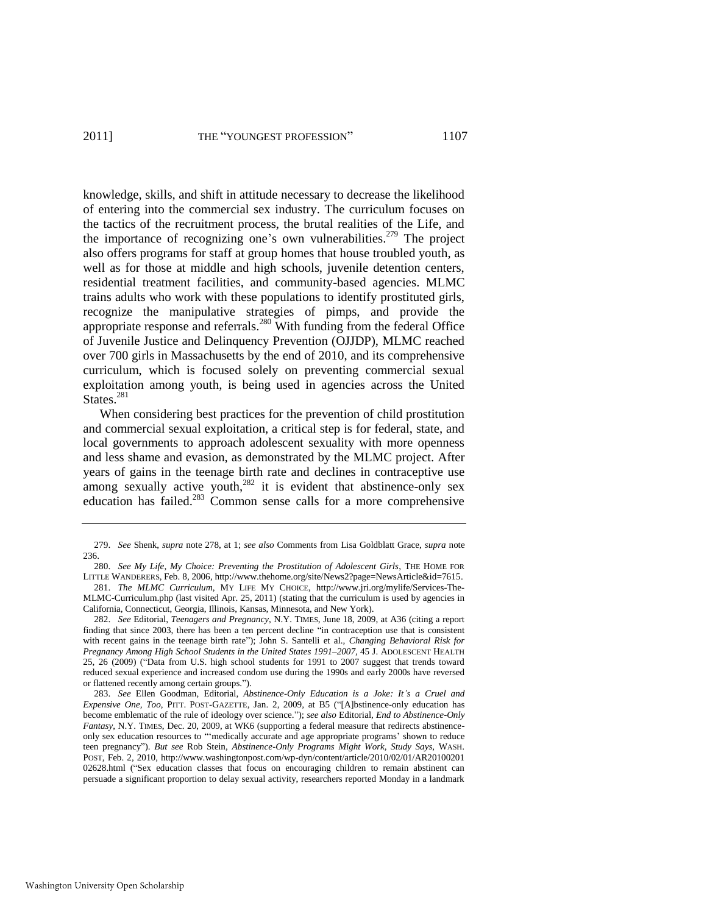knowledge, skills, and shift in attitude necessary to decrease the likelihood of entering into the commercial sex industry. The curriculum focuses on the tactics of the recruitment process, the brutal realities of the Life, and the importance of recognizing one's own vulnerabilities.[279] The project also offers programs for staff at group homes that house troubled youth, as well as for those at middle and high schools, juvenile detention centers, residential treatment facilities, and community-based agencies. MLMC trains adults who work with these populations to identify prostituted girls, recognize the manipulative strategies of pimps, and provide the appropriate response and referrals.[280] With funding from the federal Office of Juvenile Justice and Delinquency Prevention (OJJDP), MLMC reached over 700 girls in Massachusetts by the end of 2010, and its comprehensive curriculum, which is focused solely on preventing commercial sexual exploitation among youth, is being used in agencies across the United States.[281]

When considering best practices for the prevention of child prostitution and commercial sexual exploitation, a critical step is for federal, state, and local governments to approach adolescent sexuality with more openness and less shame and evasion, as demonstrated by the MLMC project. After years of gains in the teenage birth rate and declines in contraceptive use among sexually active youth,[282] it is evident that abstinence-only sex education has failed.[283] Common sense calls for a more comprehensive

---

279. *See* Shenk, *supra* note 278, at 1; *see also* Comments from Lisa Goldblatt Grace, *supra* note 236.

280. *See My Life, My Choice: Preventing the Prostitution of Adolescent Girls*, THE HOME FOR LITTLE WANDERERS, Feb. 8, 2006, http://www.thehome.org/site/News2?page=NewsArticle&id=7615.

281. *The MLMC Curriculum*, MY LIFE MY CHOICE, http://www.jri.org/mylife/Services-The-MLMC-Curriculum.php (last visited Apr. 25, 2011) (stating that the curriculum is used by agencies in California, Connecticut, Georgia, Illinois, Kansas, Minnesota, and New York).

282. *See* Editorial, *Teenagers and Pregnancy*, N.Y. TIMES, June 18, 2009, at A36 (citing a report finding that since 2003, there has been a ten percent decline "in contraception use that is consistent with recent gains in the teenage birth rate"); John S. Santelli et al., *Changing Behavioral Risk for Pregnancy Among High School Students in the United States 1991–2007*, 45 J. ADOLESCENT HEALTH 25, 26 (2009) ("Data from U.S. high school students for 1991 to 2007 suggest that trends toward reduced sexual experience and increased condom use during the 1990s and early 2000s have reversed or flattened recently among certain groups.").

283. *See* Ellen Goodman, Editorial, *Abstinence-Only Education is a Joke: It's a Cruel and Expensive One, Too*, PITT. POST-GAZETTE, Jan. 2, 2009, at B5 ("[A]bstinence-only education has become emblematic of the rule of ideology over science."); *see also* Editorial, *End to Abstinence-Only Fantasy*, N.Y. TIMES, Dec. 20, 2009, at WK6 (supporting a federal measure that redirects abstinence-only sex education resources to "'medically accurate and age appropriate programs' shown to reduce teen pregnancy"). *But see* Rob Stein, *Abstinence-Only Programs Might Work, Study Says*, WASH. POST, Feb. 2, 2010, http://www.washingtonpost.com/wp-dyn/content/article/2010/02/01/AR2010020102628.html ("Sex education classes that focus on encouraging children to remain abstinent can persuade a significant proportion to delay sexual activity, researchers reported Monday in a landmark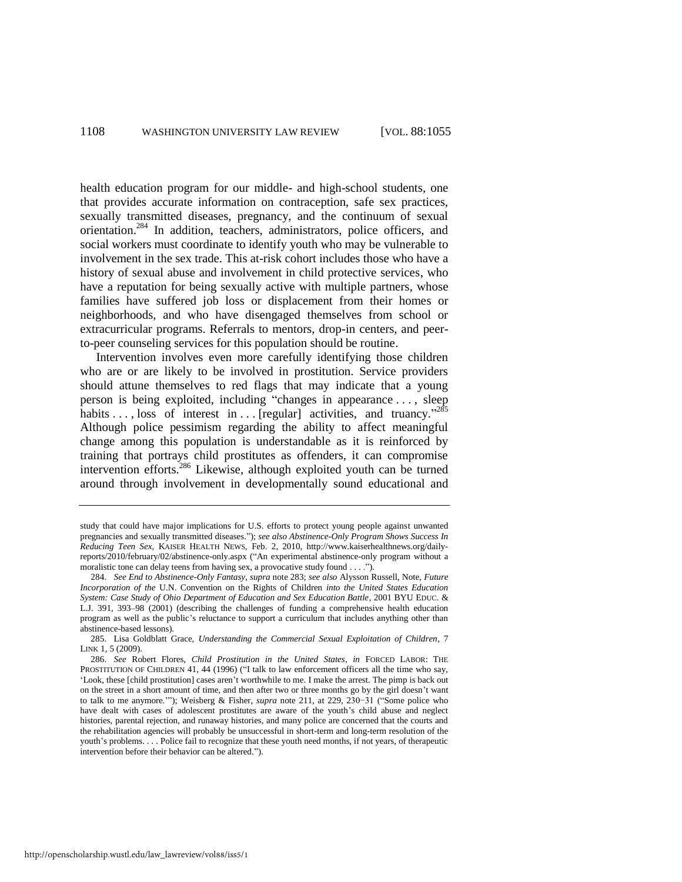health education program for our middle- and high-school students, one that provides accurate information on contraception, safe sex practices, sexually transmitted diseases, pregnancy, and the continuum of sexual orientation.[284] In addition, teachers, administrators, police officers, and social workers must coordinate to identify youth who may be vulnerable to involvement in the sex trade. This at-risk cohort includes those who have a history of sexual abuse and involvement in child protective services, who have a reputation for being sexually active with multiple partners, whose families have suffered job loss or displacement from their homes or neighborhoods, and who have disengaged themselves from school or extracurricular programs. Referrals to mentors, drop-in centers, and peer-to-peer counseling services for this population should be routine.

Intervention involves even more carefully identifying those children who are or are likely to be involved in prostitution. Service providers should attune themselves to red flags that may indicate that a young person is being exploited, including "changes in appearance . . . , sleep habits . . . , loss of interest in . . . [regular] activities, and truancy."[285] Although police pessimism regarding the ability to affect meaningful change among this population is understandable as it is reinforced by training that portrays child prostitutes as offenders, it can compromise intervention efforts.[286] Likewise, although exploited youth can be turned around through involvement in developmentally sound educational and

---

study that could have major implications for U.S. efforts to protect young people against unwanted pregnancies and sexually transmitted diseases."); *see also Abstinence-Only Program Shows Success In Reducing Teen Sex*, KAISER HEALTH NEWS, Feb. 2, 2010, http://www.kaiserhealthnews.org/daily-reports/2010/february/02/abstinence-only.aspx ("An experimental abstinence-only program without a moralistic tone can delay teens from having sex, a provocative study found . . . .").

284. *See End to Abstinence-Only Fantasy*, *supra* note 283; *see also* Alysson Russell, Note, *Future Incorporation of the* U.N. Convention on the Rights of Children *into the United States Education System: Case Study of Ohio Department of Education and Sex Education Battle*, 2001 BYU EDUC. & L.J. 391, 393–98 (2001) (describing the challenges of funding a comprehensive health education program as well as the public's reluctance to support a curriculum that includes anything other than abstinence-based lessons).

285. Lisa Goldblatt Grace, *Understanding the Commercial Sexual Exploitation of Children*, 7 LINK 1, 5 (2009).

286. *See* Robert Flores, *Child Prostitution in the United States*, *in* FORCED LABOR: THE PROSTITUTION OF CHILDREN 41, 44 (1996) ("I talk to law enforcement officers all the time who say, 'Look, these [child prostitution] cases aren't worthwhile to me. I make the arrest. The pimp is back out on the street in a short amount of time, and then after two or three months go by the girl doesn't want to talk to me anymore.'"); Weisberg & Fisher, *supra* note 211, at 229, 230−31 ("Some police who have dealt with cases of adolescent prostitutes are aware of the youth's child abuse and neglect histories, parental rejection, and runaway histories, and many police are concerned that the courts and the rehabilitation agencies will probably be unsuccessful in short-term and long-term resolution of the youth's problems. . . . Police fail to recognize that these youth need months, if not years, of therapeutic intervention before their behavior can be altered.").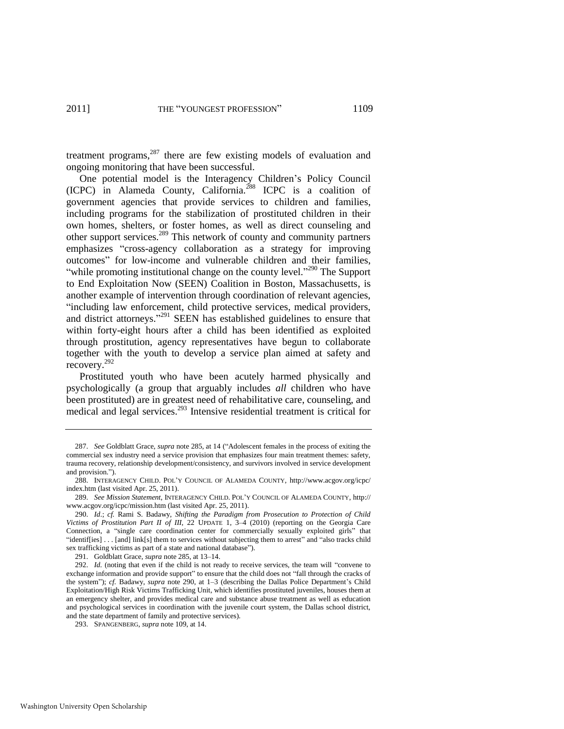treatment programs,[287] there are few existing models of evaluation and ongoing monitoring that have been successful.

One potential model is the Interagency Children's Policy Council (ICPC) in Alameda County, California.[288] ICPC is a coalition of government agencies that provide services to children and families, including programs for the stabilization of prostituted children in their own homes, shelters, or foster homes, as well as direct counseling and other support services.[289] This network of county and community partners emphasizes "cross-agency collaboration as a strategy for improving outcomes" for low-income and vulnerable children and their families, "while promoting institutional change on the county level."[290] The Support to End Exploitation Now (SEEN) Coalition in Boston, Massachusetts, is another example of intervention through coordination of relevant agencies, "including law enforcement, child protective services, medical providers, and district attorneys."[291] SEEN has established guidelines to ensure that within forty-eight hours after a child has been identified as exploited through prostitution, agency representatives have begun to collaborate together with the youth to develop a service plan aimed at safety and recovery.[292]

Prostituted youth who have been acutely harmed physically and psychologically (a group that arguably includes *all* children who have been prostituted) are in greatest need of rehabilitative care, counseling, and medical and legal services.[293] Intensive residential treatment is critical for

---

287. *See* Goldblatt Grace, *supra* note 285, at 14 ("Adolescent females in the process of exiting the commercial sex industry need a service provision that emphasizes four main treatment themes: safety, trauma recovery, relationship development/consistency, and survivors involved in service development and provision.").

288. INTERAGENCY CHILD. POL'Y COUNCIL OF ALAMEDA COUNTY, http://www.acgov.org/icpc/index.htm (last visited Apr. 25, 2011).

289. *See Mission Statement*, INTERAGENCY CHILD. POL'Y COUNCIL OF ALAMEDA COUNTY, http://www.acgov.org/icpc/mission.htm (last visited Apr. 25, 2011).

290. *Id.*; *cf.* Rami S. Badawy, *Shifting the Paradigm from Prosecution to Protection of Child Victims of Prostitution Part II of III*, 22 UPDATE 1, 3–4 (2010) (reporting on the Georgia Care Connection, a "single care coordination center for commercially sexually exploited girls" that "identif[ies] . . . [and] link[s] them to services without subjecting them to arrest" and "also tracks child sex trafficking victims as part of a state and national database").

291. Goldblatt Grace, *supra* note 285, at 13–14.

292. *Id.* (noting that even if the child is not ready to receive services, the team will "convene to exchange information and provide support" to ensure that the child does not "fall through the cracks of the system"); *cf.* Badawy, *supra* note 290, at 1–3 (describing the Dallas Police Department's Child Exploitation/High Risk Victims Trafficking Unit, which identifies prostituted juveniles, houses them at an emergency shelter, and provides medical care and substance abuse treatment as well as education and psychological services in coordination with the juvenile court system, the Dallas school district, and the state department of family and protective services).

293. SPANGENBERG, *supra* note 109, at 14.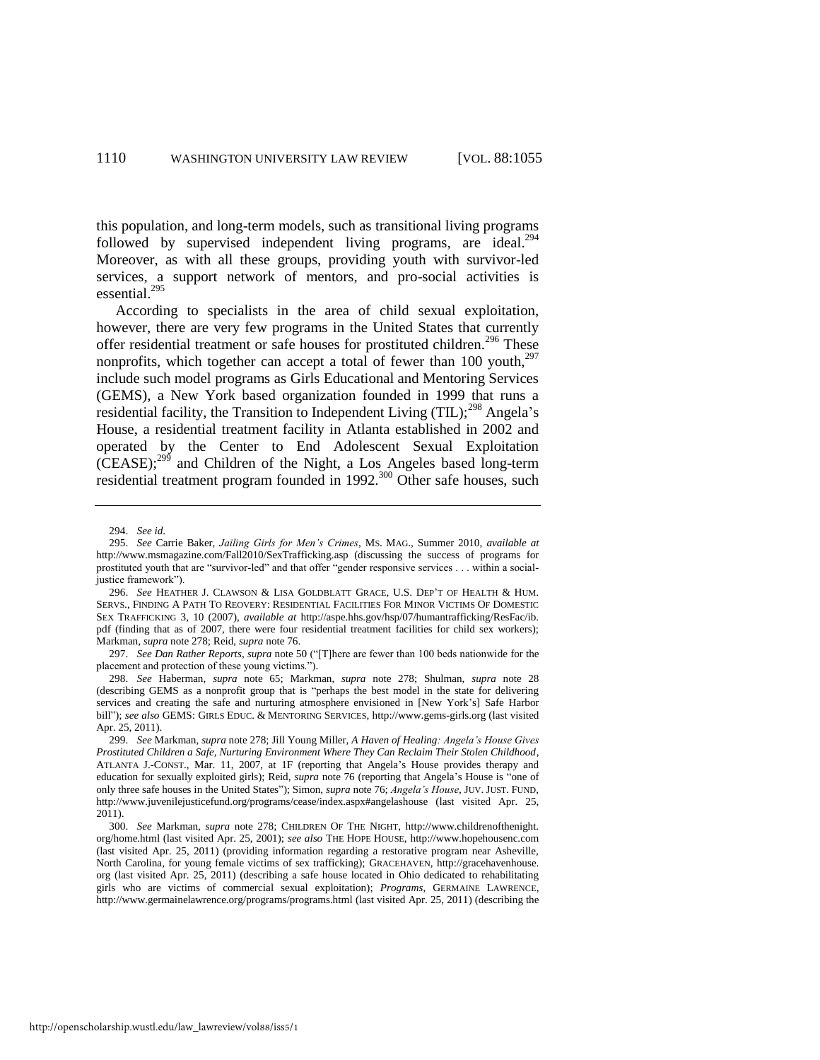this population, and long-term models, such as transitional living programs followed by supervised independent living programs, are ideal.[294] Moreover, as with all these groups, providing youth with survivor-led services, a support network of mentors, and pro-social activities is essential.[295]

According to specialists in the area of child sexual exploitation, however, there are very few programs in the United States that currently offer residential treatment or safe houses for prostituted children.[296] These nonprofits, which together can accept a total of fewer than 100 youth,[297] include such model programs as Girls Educational and Mentoring Services (GEMS), a New York based organization founded in 1999 that runs a residential facility, the Transition to Independent Living (TIL);[298] Angela's House, a residential treatment facility in Atlanta established in 2002 and operated by the Center to End Adolescent Sexual Exploitation (CEASE);[299] and Children of the Night, a Los Angeles based long-term residential treatment program founded in 1992.[300] Other safe houses, such

---

294. *See id.*

295. *See* Carrie Baker, *Jailing Girls for Men's Crimes*, MS. MAG., Summer 2010, *available at* http://www.msmagazine.com/Fall2010/SexTrafficking.asp (discussing the success of programs for prostituted youth that are "survivor-led" and that offer "gender responsive services . . . within a social-justice framework").

296. *See* HEATHER J. CLAWSON & LISA GOLDBLATT GRACE, U.S. DEP'T OF HEALTH & HUM. SERVS., FINDING A PATH TO REOVERY: RESIDENTIAL FACILITIES FOR MINOR VICTIMS OF DOMESTIC SEX TRAFFICKING 3, 10 (2007), *available at* http://aspe.hhs.gov/hsp/07/humantrafficking/ResFac/ib.pdf (finding that as of 2007, there were four residential treatment facilities for child sex workers); Markman, *supra* note 278; Reid, *supra* note 76.

297. *See Dan Rather Reports*, *supra* note 50 ("[T]here are fewer than 100 beds nationwide for the placement and protection of these young victims.").

298. *See* Haberman, *supra* note 65; Markman, *supra* note 278; Shulman, *supra* note 28 (describing GEMS as a nonprofit group that is "perhaps the best model in the state for delivering services and creating the safe and nurturing atmosphere envisioned in [New York's] Safe Harbor bill"); *see also* GEMS: GIRLS EDUC. & MENTORING SERVICES, http://www.gems-girls.org (last visited Apr. 25, 2011).

299. *See* Markman, *supra* note 278; Jill Young Miller, *A Haven of Healing: Angela's House Gives Prostituted Children a Safe, Nurturing Environment Where They Can Reclaim Their Stolen Childhood*, ATLANTA J.-CONST., Mar. 11, 2007, at 1F (reporting that Angela's House provides therapy and education for sexually exploited girls); Reid, *supra* note 76 (reporting that Angela's House is "one of only three safe houses in the United States"); Simon, *supra* note 76; *Angela's House*, JUV. JUST. FUND, http://www.juvenilejusticefund.org/programs/cease/index.aspx#angelashouse (last visited Apr. 25, 2011).

300. *See* Markman, *supra* note 278; CHILDREN OF THE NIGHT, http://www.childrenofthenight.org/home.html (last visited Apr. 25, 2001); *see also* THE HOPE HOUSE, http://www.hopehousenc.com (last visited Apr. 25, 2011) (providing information regarding a restorative program near Asheville, North Carolina, for young female victims of sex trafficking); GRACEHAVEN, http://gracehavenhouse.org (last visited Apr. 25, 2011) (describing a safe house located in Ohio dedicated to rehabilitating girls who are victims of commercial sexual exploitation); *Programs*, GERMAINE LAWRENCE, http://www.germainelawrence.org/programs/programs.html (last visited Apr. 25, 2011) (describing the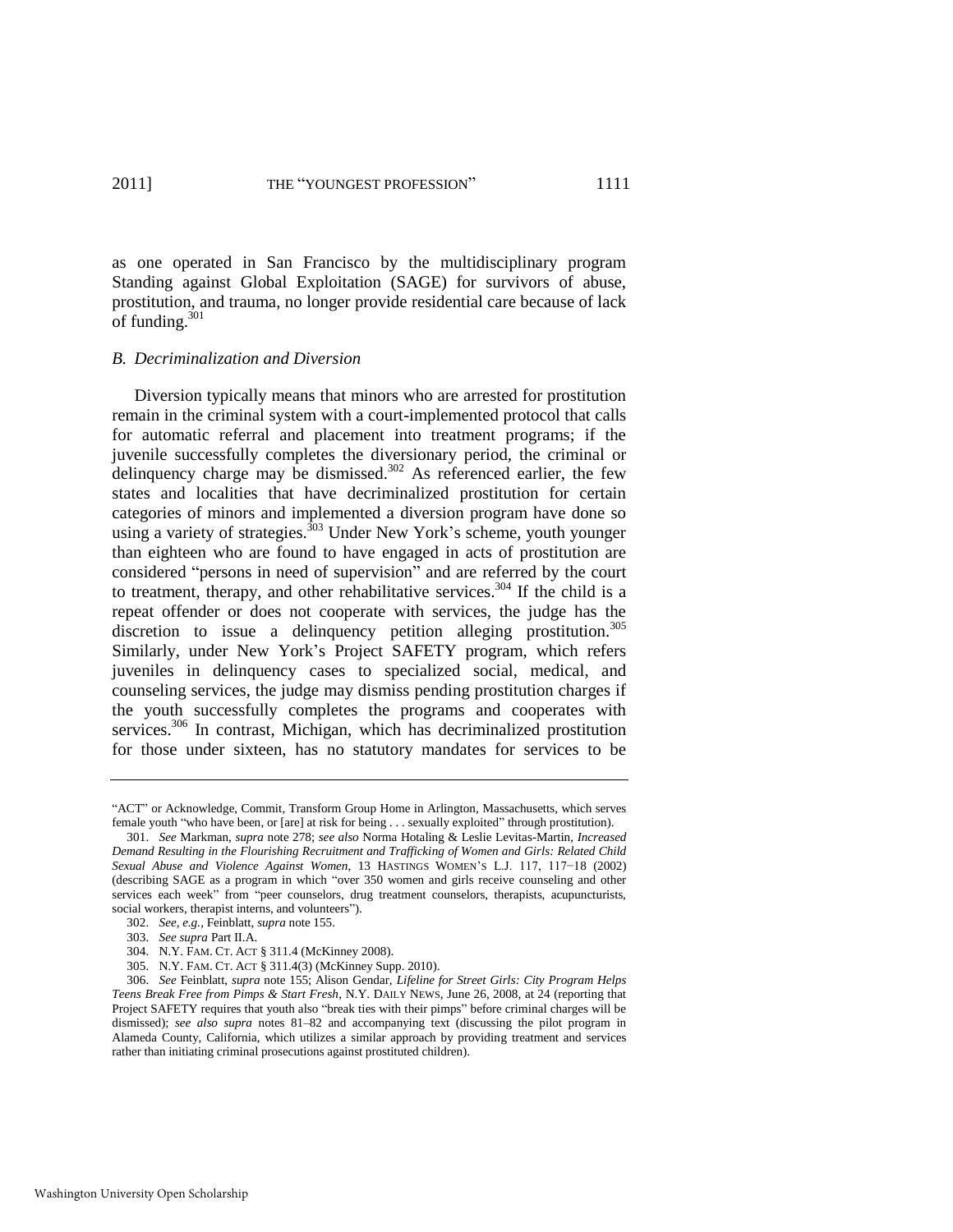as one operated in San Francisco by the multidisciplinary program Standing against Global Exploitation (SAGE) for survivors of abuse, prostitution, and trauma, no longer provide residential care because of lack of funding.[301]

### *B. Decriminalization and Diversion*

Diversion typically means that minors who are arrested for prostitution remain in the criminal system with a court-implemented protocol that calls for automatic referral and placement into treatment programs; if the juvenile successfully completes the diversionary period, the criminal or delinquency charge may be dismissed.[302] As referenced earlier, the few states and localities that have decriminalized prostitution for certain categories of minors and implemented a diversion program have done so using a variety of strategies.[303] Under New York's scheme, youth younger than eighteen who are found to have engaged in acts of prostitution are considered "persons in need of supervision" and are referred by the court to treatment, therapy, and other rehabilitative services.[304] If the child is a repeat offender or does not cooperate with services, the judge has the discretion to issue a delinquency petition alleging prostitution.[305] Similarly, under New York's Project SAFETY program, which refers juveniles in delinquency cases to specialized social, medical, and counseling services, the judge may dismiss pending prostitution charges if the youth successfully completes the programs and cooperates with services.[306] In contrast, Michigan, which has decriminalized prostitution for those under sixteen, has no statutory mandates for services to be

---

"ACT" or Acknowledge, Commit, Transform Group Home in Arlington, Massachusetts, which serves female youth "who have been, or [are] at risk for being . . . sexually exploited" through prostitution).

301. *See* Markman, *supra* note 278; *see also* Norma Hotaling & Leslie Levitas-Martin, *Increased Demand Resulting in the Flourishing Recruitment and Trafficking of Women and Girls: Related Child Sexual Abuse and Violence Against Women*, 13 HASTINGS WOMEN'S L.J. 117, 117−18 (2002) (describing SAGE as a program in which "over 350 women and girls receive counseling and other services each week" from "peer counselors, drug treatment counselors, therapists, acupuncturists, social workers, therapist interns, and volunteers").

302. *See, e.g.*, Feinblatt, *supra* note 155.

303. *See supra* Part II.A.

304. N.Y. FAM. CT. ACT § 311.4 (McKinney 2008).

305. N.Y. FAM. CT. ACT § 311.4(3) (McKinney Supp. 2010).

306. *See* Feinblatt, *supra* note 155; Alison Gendar, *Lifeline for Street Girls: City Program Helps Teens Break Free from Pimps & Start Fresh*, N.Y. DAILY NEWS, June 26, 2008, at 24 (reporting that Project SAFETY requires that youth also "break ties with their pimps" before criminal charges will be dismissed); *see also supra* notes 81–82 and accompanying text (discussing the pilot program in Alameda County, California, which utilizes a similar approach by providing treatment and services rather than initiating criminal prosecutions against prostituted children).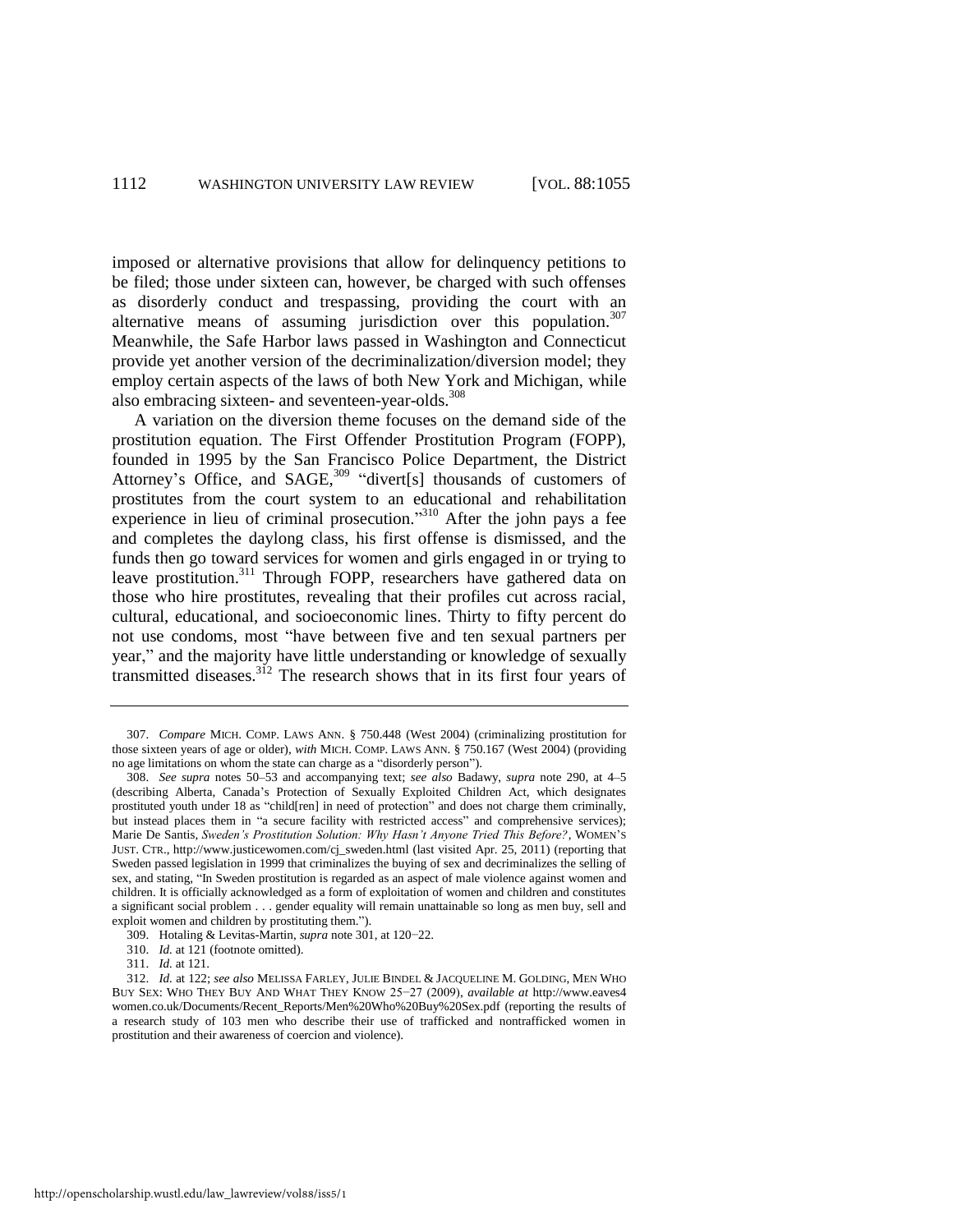imposed or alternative provisions that allow for delinquency petitions to be filed; those under sixteen can, however, be charged with such offenses as disorderly conduct and trespassing, providing the court with an alternative means of assuming jurisdiction over this population.[307] Meanwhile, the Safe Harbor laws passed in Washington and Connecticut provide yet another version of the decriminalization/diversion model; they employ certain aspects of the laws of both New York and Michigan, while also embracing sixteen- and seventeen-year-olds.[308]

A variation on the diversion theme focuses on the demand side of the prostitution equation. The First Offender Prostitution Program (FOPP), founded in 1995 by the San Francisco Police Department, the District Attorney's Office, and SAGE,[309] "divert[s] thousands of customers of prostitutes from the court system to an educational and rehabilitation experience in lieu of criminal prosecution."[310] After the john pays a fee and completes the daylong class, his first offense is dismissed, and the funds then go toward services for women and girls engaged in or trying to leave prostitution.[311] Through FOPP, researchers have gathered data on those who hire prostitutes, revealing that their profiles cut across racial, cultural, educational, and socioeconomic lines. Thirty to fifty percent do not use condoms, most "have between five and ten sexual partners per year," and the majority have little understanding or knowledge of sexually transmitted diseases.[312] The research shows that in its first four years of

---

307. *Compare* MICH. COMP. LAWS ANN. § 750.448 (West 2004) (criminalizing prostitution for those sixteen years of age or older), *with* MICH. COMP. LAWS ANN. § 750.167 (West 2004) (providing no age limitations on whom the state can charge as a "disorderly person").

308. *See supra* notes 50–53 and accompanying text; *see also* Badawy, *supra* note 290, at 4–5 (describing Alberta, Canada's Protection of Sexually Exploited Children Act, which designates prostituted youth under 18 as "child[ren] in need of protection" and does not charge them criminally, but instead places them in "a secure facility with restricted access" and comprehensive services); Marie De Santis, *Sweden's Prostitution Solution: Why Hasn't Anyone Tried This Before?*, WOMEN'S JUST. CTR., http://www.justicewomen.com/cj_sweden.html (last visited Apr. 25, 2011) (reporting that Sweden passed legislation in 1999 that criminalizes the buying of sex and decriminalizes the selling of sex, and stating, "In Sweden prostitution is regarded as an aspect of male violence against women and children. It is officially acknowledged as a form of exploitation of women and children and constitutes a significant social problem . . . gender equality will remain unattainable so long as men buy, sell and exploit women and children by prostituting them.").

309. Hotaling & Levitas-Martin, *supra* note 301, at 120−22.

310. *Id.* at 121 (footnote omitted).

311. *Id.* at 121.

312. *Id.* at 122; *see also* MELISSA FARLEY, JULIE BINDEL & JACQUELINE M. GOLDING, MEN WHO BUY SEX: WHO THEY BUY AND WHAT THEY KNOW 25−27 (2009), *available at* http://www.eaves4women.co.uk/Documents/Recent_Reports/Men%20Who%20Buy%20Sex.pdf (reporting the results of a research study of 103 men who describe their use of trafficked and nontrafficked women in prostitution and their awareness of coercion and violence).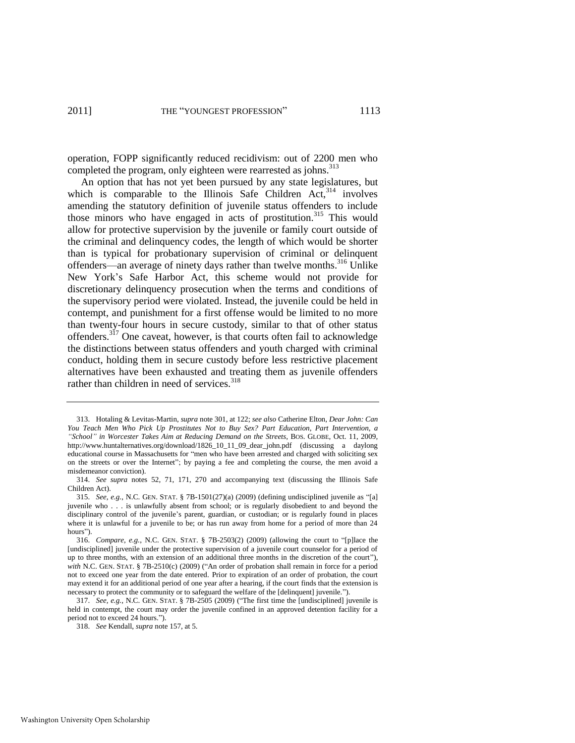operation, FOPP significantly reduced recidivism: out of 2200 men who completed the program, only eighteen were rearrested as johns.[313]

An option that has not yet been pursued by any state legislatures, but which is comparable to the Illinois Safe Children Act,[314] involves amending the statutory definition of juvenile status offenders to include those minors who have engaged in acts of prostitution.[315] This would allow for protective supervision by the juvenile or family court outside of the criminal and delinquency codes, the length of which would be shorter than is typical for probationary supervision of criminal or delinquent offenders—an average of ninety days rather than twelve months.[316] Unlike New York's Safe Harbor Act, this scheme would not provide for discretionary delinquency prosecution when the terms and conditions of the supervisory period were violated. Instead, the juvenile could be held in contempt, and punishment for a first offense would be limited to no more than twenty-four hours in secure custody, similar to that of other status offenders.[317] One caveat, however, is that courts often fail to acknowledge the distinctions between status offenders and youth charged with criminal conduct, holding them in secure custody before less restrictive placement alternatives have been exhausted and treating them as juvenile offenders rather than children in need of services.[318]

---

313. Hotaling & Levitas-Martin, *supra* note 301, at 122; *see also* Catherine Elton, *Dear John: Can You Teach Men Who Pick Up Prostitutes Not to Buy Sex? Part Education, Part Intervention, a "School" in Worcester Takes Aim at Reducing Demand on the Streets*, BOS. GLOBE, Oct. 11, 2009, http://www.huntalternatives.org/download/1826_10_11_09_dear_john.pdf (discussing a daylong educational course in Massachusetts for "men who have been arrested and charged with soliciting sex on the streets or over the Internet"; by paying a fee and completing the course, the men avoid a misdemeanor conviction).

314. *See supra* notes 52, 71, 171, 270 and accompanying text (discussing the Illinois Safe Children Act).

315. *See, e.g.*, N.C. GEN. STAT. § 7B-1501(27)(a) (2009) (defining undisciplined juvenile as "[a] juvenile who . . . is unlawfully absent from school; or is regularly disobedient to and beyond the disciplinary control of the juvenile's parent, guardian, or custodian; or is regularly found in places where it is unlawful for a juvenile to be; or has run away from home for a period of more than 24 hours").

316. *Compare, e.g.*, N.C. GEN. STAT. § 7B-2503(2) (2009) (allowing the court to "[p]lace the [undisciplined] juvenile under the protective supervision of a juvenile court counselor for a period of up to three months, with an extension of an additional three months in the discretion of the court"), *with* N.C. GEN. STAT. § 7B-2510(c) (2009) ("An order of probation shall remain in force for a period not to exceed one year from the date entered. Prior to expiration of an order of probation, the court may extend it for an additional period of one year after a hearing, if the court finds that the extension is necessary to protect the community or to safeguard the welfare of the [delinquent] juvenile.").

317. *See, e.g.*, N.C. GEN. STAT. § 7B-2505 (2009) ("The first time the [undisciplined] juvenile is held in contempt, the court may order the juvenile confined in an approved detention facility for a period not to exceed 24 hours.").

318. *See* Kendall, *supra* note 157, at 5.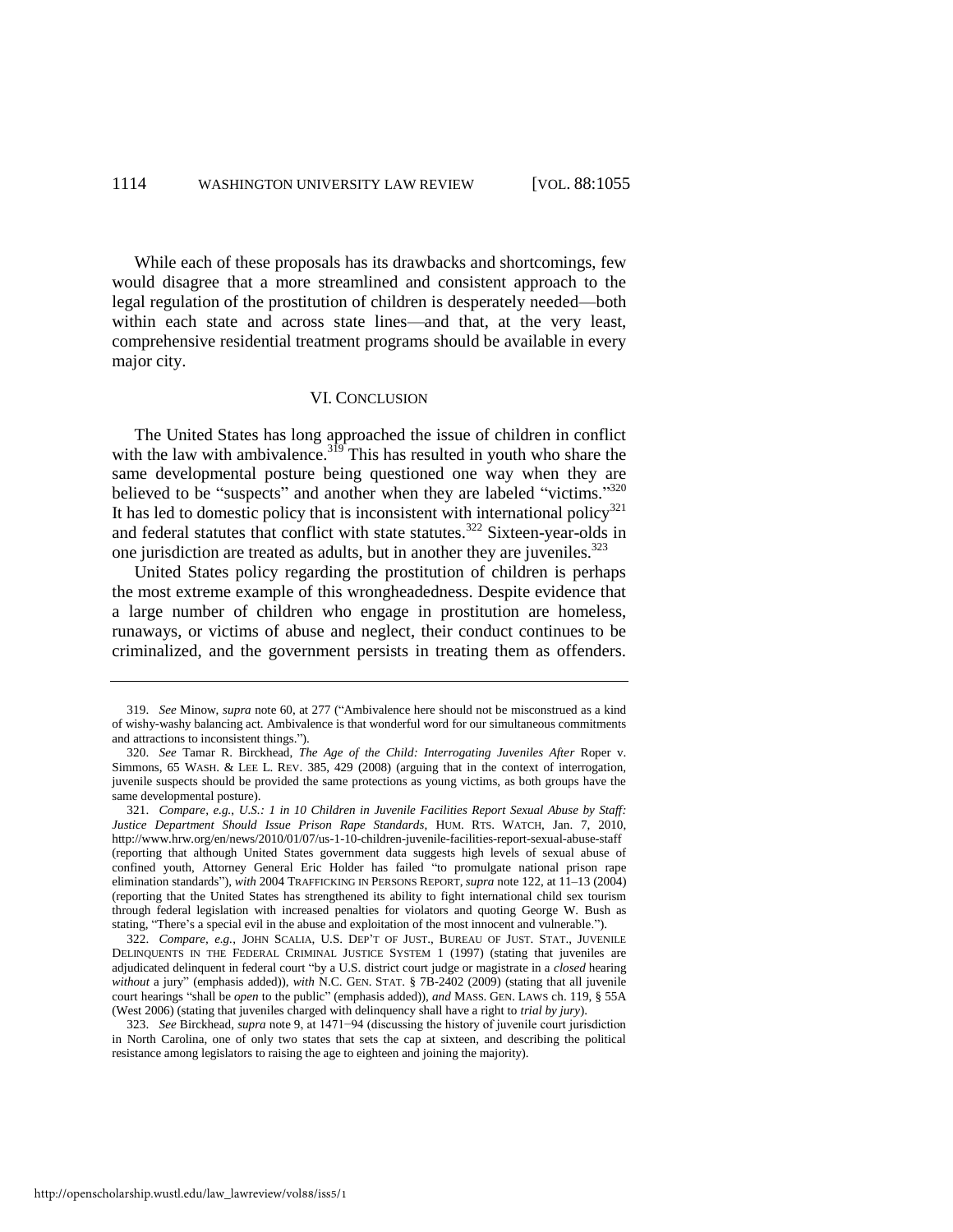While each of these proposals has its drawbacks and shortcomings, few would disagree that a more streamlined and consistent approach to the legal regulation of the prostitution of children is desperately needed—both within each state and across state lines—and that, at the very least, comprehensive residential treatment programs should be available in every major city.

## VI. CONCLUSION

The United States has long approached the issue of children in conflict with the law with ambivalence.[319] This has resulted in youth who share the same developmental posture being questioned one way when they are believed to be "suspects" and another when they are labeled "victims."[320] It has led to domestic policy that is inconsistent with international policy[321] and federal statutes that conflict with state statutes.[322] Sixteen-year-olds in one jurisdiction are treated as adults, but in another they are juveniles.[323]

United States policy regarding the prostitution of children is perhaps the most extreme example of this wrongheadedness. Despite evidence that a large number of children who engage in prostitution are homeless, runaways, or victims of abuse and neglect, their conduct continues to be criminalized, and the government persists in treating them as offenders.

---

319. *See* Minow, *supra* note 60, at 277 ("Ambivalence here should not be misconstrued as a kind of wishy-washy balancing act. Ambivalence is that wonderful word for our simultaneous commitments and attractions to inconsistent things.").

320. *See* Tamar R. Birckhead, *The Age of the Child: Interrogating Juveniles After* Roper v. Simmons, 65 WASH. & LEE L. REV. 385, 429 (2008) (arguing that in the context of interrogation, juvenile suspects should be provided the same protections as young victims, as both groups have the same developmental posture).

321. *Compare, e.g.*, *U.S.: 1 in 10 Children in Juvenile Facilities Report Sexual Abuse by Staff: Justice Department Should Issue Prison Rape Standards*, HUM. RTS. WATCH, Jan. 7, 2010, http://www.hrw.org/en/news/2010/01/07/us-1-10-children-juvenile-facilities-report-sexual-abuse-staff (reporting that although United States government data suggests high levels of sexual abuse of confined youth, Attorney General Eric Holder has failed "to promulgate national prison rape elimination standards"), *with* 2004 TRAFFICKING IN PERSONS REPORT, *supra* note 122, at 11–13 (2004) (reporting that the United States has strengthened its ability to fight international child sex tourism through federal legislation with increased penalties for violators and quoting George W. Bush as stating, "There's a special evil in the abuse and exploitation of the most innocent and vulnerable.").

322. *Compare, e.g.*, JOHN SCALIA, U.S. DEP'T OF JUST., BUREAU OF JUST. STAT., JUVENILE DELINQUENTS IN THE FEDERAL CRIMINAL JUSTICE SYSTEM 1 (1997) (stating that juveniles are adjudicated delinquent in federal court "by a U.S. district court judge or magistrate in a *closed* hearing *without* a jury" (emphasis added)), *with* N.C. GEN. STAT. § 7B-2402 (2009) (stating that all juvenile court hearings "shall be *open* to the public" (emphasis added)), *and* MASS. GEN. LAWS ch. 119, § 55A (West 2006) (stating that juveniles charged with delinquency shall have a right to *trial by jury*).

323. *See* Birckhead, *supra* note 9, at 1471–94 (discussing the history of juvenile court jurisdiction in North Carolina, one of only two states that sets the cap at sixteen, and describing the political resistance among legislators to raising the age to eighteen and joining the majority).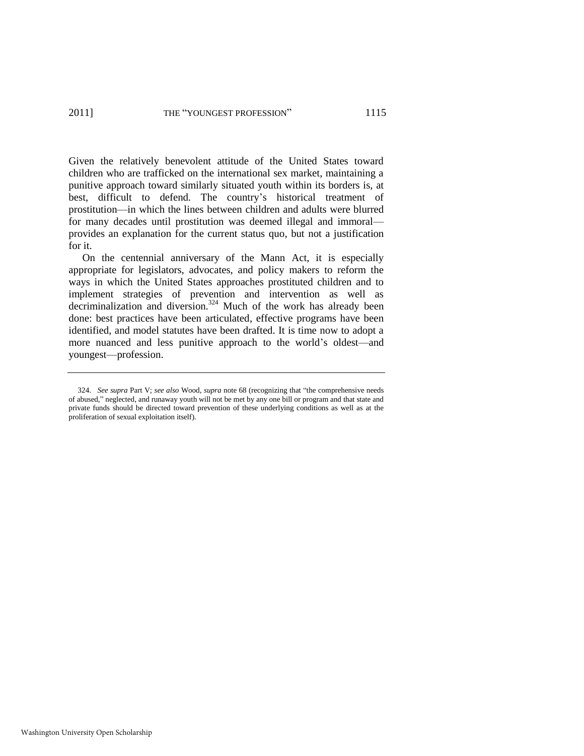Given the relatively benevolent attitude of the United States toward children who are trafficked on the international sex market, maintaining a punitive approach toward similarly situated youth within its borders is, at best, difficult to defend. The country's historical treatment of prostitution—in which the lines between children and adults were blurred for many decades until prostitution was deemed illegal and immoral—provides an explanation for the current status quo, but not a justification for it.

On the centennial anniversary of the Mann Act, it is especially appropriate for legislators, advocates, and policy makers to reform the ways in which the United States approaches prostituted children and to implement strategies of prevention and intervention as well as decriminalization and diversion.[324] Much of the work has already been done: best practices have been articulated, effective programs have been identified, and model statutes have been drafted. It is time now to adopt a more nuanced and less punitive approach to the world's oldest—and youngest—profession.

---

324. *See supra* Part V; *see also* Wood, *supra* note 68 (recognizing that "the comprehensive needs of abused," neglected, and runaway youth will not be met by any one bill or program and that state and private funds should be directed toward prevention of these underlying conditions as well as at the proliferation of sexual exploitation itself).